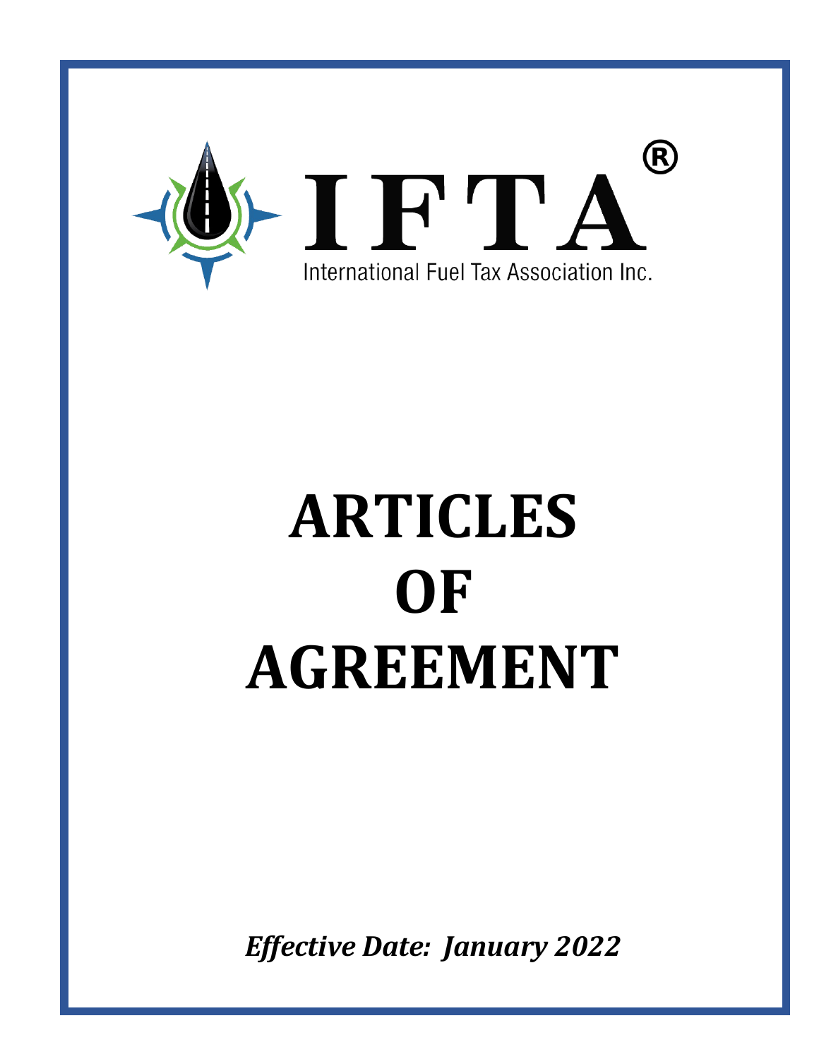IFTA®

International Fuel Tax Association Inc.

# ARTICLES OF AGREEMENT

***Effective Date: January 2022***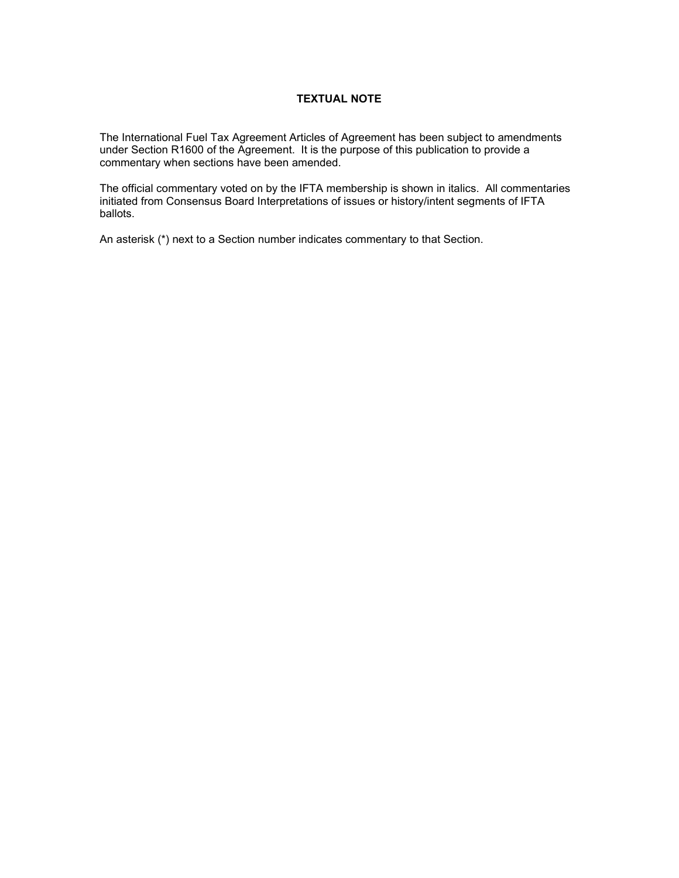## TEXTUAL NOTE

The International Fuel Tax Agreement Articles of Agreement has been subject to amendments under Section R1600 of the Agreement. It is the purpose of this publication to provide a commentary when sections have been amended.

The official commentary voted on by the IFTA membership is shown in italics. All commentaries initiated from Consensus Board Interpretations of issues or history/intent segments of IFTA ballots.

An asterisk (*) next to a Section number indicates commentary to that Section.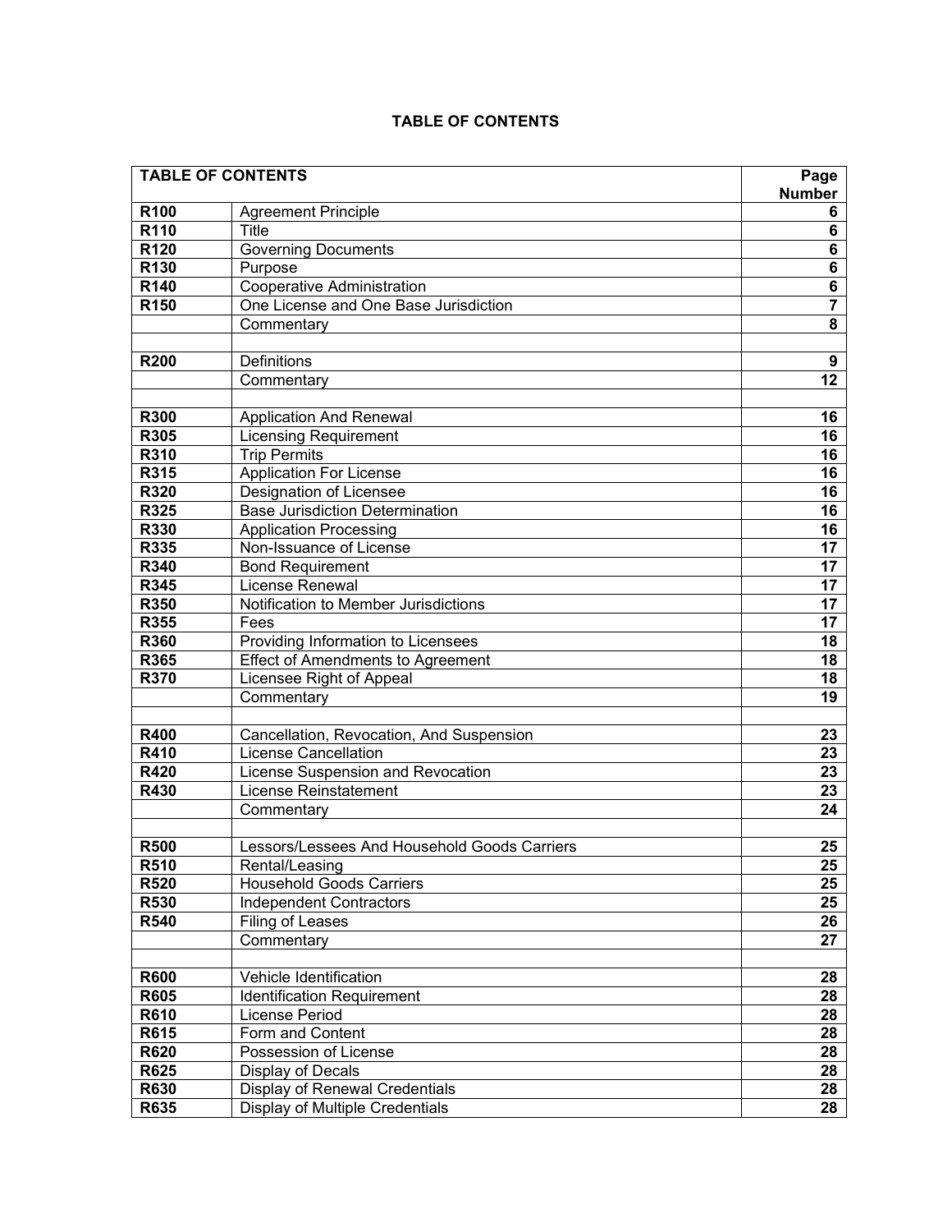# TABLE OF CONTENTS

| TABLE OF CONTENTS | | Page Number |
|---|---|---|
| **R100** | Agreement Principle | **6** |
| **R110** | Title | **6** |
| **R120** | Governing Documents | **6** |
| **R130** | Purpose | **6** |
| **R140** | Cooperative Administration | **6** |
| **R150** | One License and One Base Jurisdiction | **7** |
| | Commentary | **8** |
| | | |
| **R200** | Definitions | **9** |
| | Commentary | **12** |
| | | |
| **R300** | Application And Renewal | **16** |
| **R305** | Licensing Requirement | **16** |
| **R310** | Trip Permits | **16** |
| **R315** | Application For License | **16** |
| **R320** | Designation of Licensee | **16** |
| **R325** | Base Jurisdiction Determination | **16** |
| **R330** | Application Processing | **16** |
| **R335** | Non-Issuance of License | **17** |
| **R340** | Bond Requirement | **17** |
| **R345** | License Renewal | **17** |
| **R350** | Notification to Member Jurisdictions | **17** |
| **R355** | Fees | **17** |
| **R360** | Providing Information to Licensees | **18** |
| **R365** | Effect of Amendments to Agreement | **18** |
| **R370** | Licensee Right of Appeal | **18** |
| | Commentary | **19** |
| | | |
| **R400** | Cancellation, Revocation, And Suspension | **23** |
| **R410** | License Cancellation | **23** |
| **R420** | License Suspension and Revocation | **23** |
| **R430** | License Reinstatement | **23** |
| | Commentary | **24** |
| | | |
| **R500** | Lessors/Lessees And Household Goods Carriers | **25** |
| **R510** | Rental/Leasing | **25** |
| **R520** | Household Goods Carriers | **25** |
| **R530** | Independent Contractors | **25** |
| **R540** | Filing of Leases | **26** |
| | Commentary | **27** |
| | | |
| **R600** | Vehicle Identification | **28** |
| **R605** | Identification Requirement | **28** |
| **R610** | License Period | **28** |
| **R615** | Form and Content | **28** |
| **R620** | Possession of License | **28** |
| **R625** | Display of Decals | **28** |
| **R630** | Display of Renewal Credentials | **28** |
| **R635** | Display of Multiple Credentials | **28** |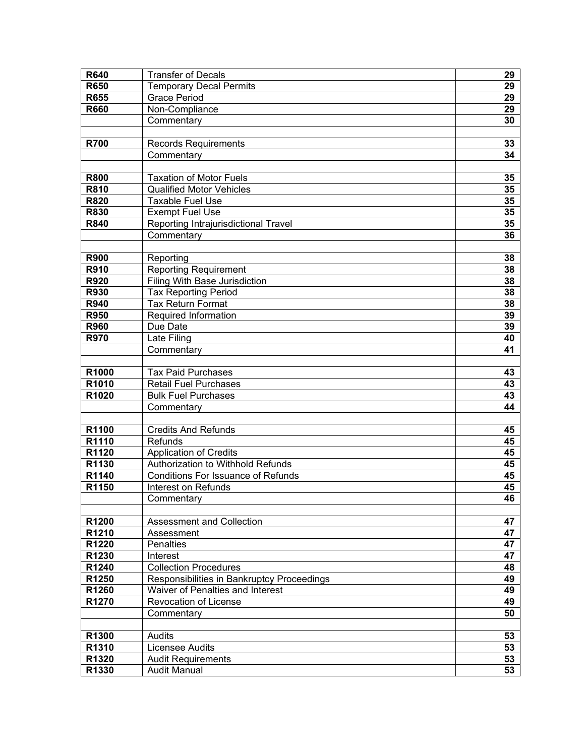| | | |
|---|---|---|
| **R640** | Transfer of Decals | **29** |
| **R650** | Temporary Decal Permits | **29** |
| **R655** | Grace Period | **29** |
| **R660** | Non-Compliance | **29** |
| | Commentary | **30** |
| | | |
| **R700** | Records Requirements | **33** |
| | Commentary | **34** |
| | | |
| **R800** | Taxation of Motor Fuels | **35** |
| **R810** | Qualified Motor Vehicles | **35** |
| **R820** | Taxable Fuel Use | **35** |
| **R830** | Exempt Fuel Use | **35** |
| **R840** | Reporting Intrajurisdictional Travel | **35** |
| | Commentary | **36** |
| | | |
| **R900** | Reporting | **38** |
| **R910** | Reporting Requirement | **38** |
| **R920** | Filing With Base Jurisdiction | **38** |
| **R930** | Tax Reporting Period | **38** |
| **R940** | Tax Return Format | **38** |
| **R950** | Required Information | **39** |
| **R960** | Due Date | **39** |
| **R970** | Late Filing | **40** |
| | Commentary | **41** |
| | | |
| **R1000** | Tax Paid Purchases | **43** |
| **R1010** | Retail Fuel Purchases | **43** |
| **R1020** | Bulk Fuel Purchases | **43** |
| | Commentary | **44** |
| | | |
| **R1100** | Credits And Refunds | **45** |
| **R1110** | Refunds | **45** |
| **R1120** | Application of Credits | **45** |
| **R1130** | Authorization to Withhold Refunds | **45** |
| **R1140** | Conditions For Issuance of Refunds | **45** |
| **R1150** | Interest on Refunds | **45** |
| | Commentary | **46** |
| | | |
| **R1200** | Assessment and Collection | **47** |
| **R1210** | Assessment | **47** |
| **R1220** | Penalties | **47** |
| **R1230** | Interest | **47** |
| **R1240** | Collection Procedures | **48** |
| **R1250** | Responsibilities in Bankruptcy Proceedings | **49** |
| **R1260** | Waiver of Penalties and Interest | **49** |
| **R1270** | Revocation of License | **49** |
| | Commentary | **50** |
| | | |
| **R1300** | Audits | **53** |
| **R1310** | Licensee Audits | **53** |
| **R1320** | Audit Requirements | **53** |
| **R1330** | Audit Manual | **53** |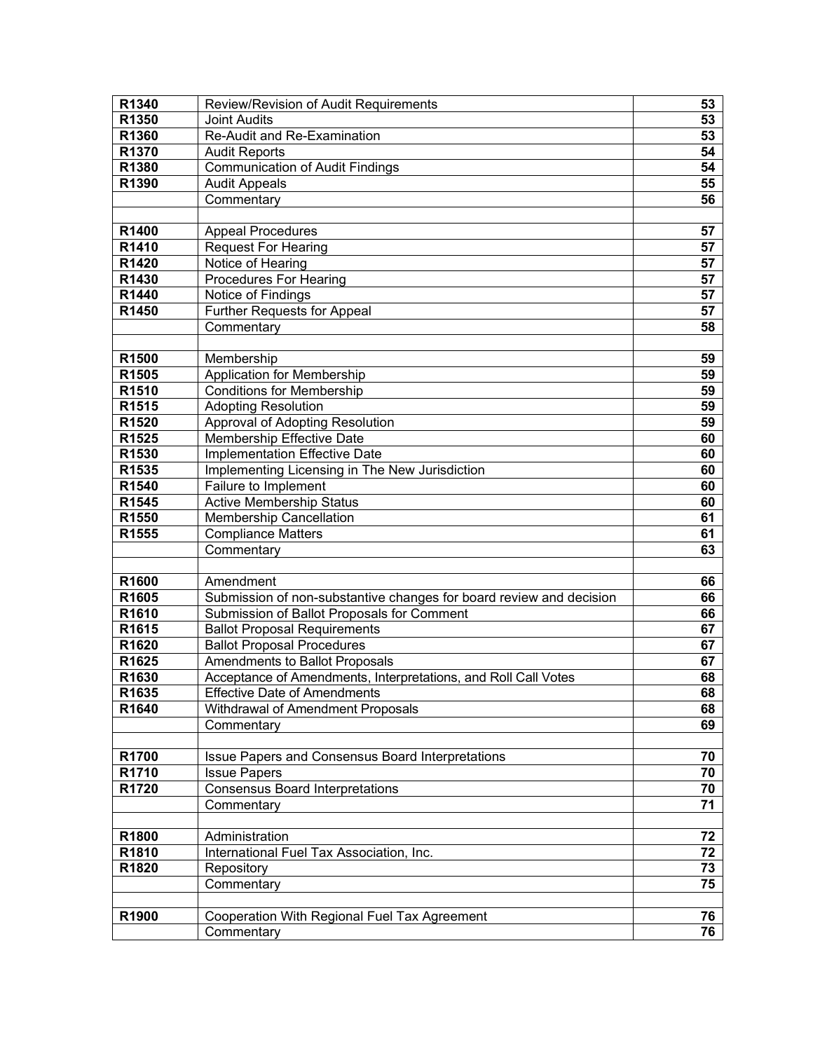| | | |
|---|---|---|
| **R1340** | Review/Revision of Audit Requirements | **53** |
| **R1350** | Joint Audits | **53** |
| **R1360** | Re-Audit and Re-Examination | **53** |
| **R1370** | Audit Reports | **54** |
| **R1380** | Communication of Audit Findings | **54** |
| **R1390** | Audit Appeals | **55** |
| | Commentary | **56** |
| | | |
| **R1400** | Appeal Procedures | **57** |
| **R1410** | Request For Hearing | **57** |
| **R1420** | Notice of Hearing | **57** |
| **R1430** | Procedures For Hearing | **57** |
| **R1440** | Notice of Findings | **57** |
| **R1450** | Further Requests for Appeal | **57** |
| | Commentary | **58** |
| | | |
| **R1500** | Membership | **59** |
| **R1505** | Application for Membership | **59** |
| **R1510** | Conditions for Membership | **59** |
| **R1515** | Adopting Resolution | **59** |
| **R1520** | Approval of Adopting Resolution | **59** |
| **R1525** | Membership Effective Date | **60** |
| **R1530** | Implementation Effective Date | **60** |
| **R1535** | Implementing Licensing in The New Jurisdiction | **60** |
| **R1540** | Failure to Implement | **60** |
| **R1545** | Active Membership Status | **60** |
| **R1550** | Membership Cancellation | **61** |
| **R1555** | Compliance Matters | **61** |
| | Commentary | **63** |
| | | |
| **R1600** | Amendment | **66** |
| **R1605** | Submission of non-substantive changes for board review and decision | **66** |
| **R1610** | Submission of Ballot Proposals for Comment | **66** |
| **R1615** | Ballot Proposal Requirements | **67** |
| **R1620** | Ballot Proposal Procedures | **67** |
| **R1625** | Amendments to Ballot Proposals | **67** |
| **R1630** | Acceptance of Amendments, Interpretations, and Roll Call Votes | **68** |
| **R1635** | Effective Date of Amendments | **68** |
| **R1640** | Withdrawal of Amendment Proposals | **68** |
| | Commentary | **69** |
| | | |
| **R1700** | Issue Papers and Consensus Board Interpretations | **70** |
| **R1710** | Issue Papers | **70** |
| **R1720** | Consensus Board Interpretations | **70** |
| | Commentary | **71** |
| | | |
| **R1800** | Administration | **72** |
| **R1810** | International Fuel Tax Association, Inc. | **72** |
| **R1820** | Repository | **73** |
| | Commentary | **75** |
| | | |
| **R1900** | Cooperation With Regional Fuel Tax Agreement | **76** |
| | Commentary | **76** |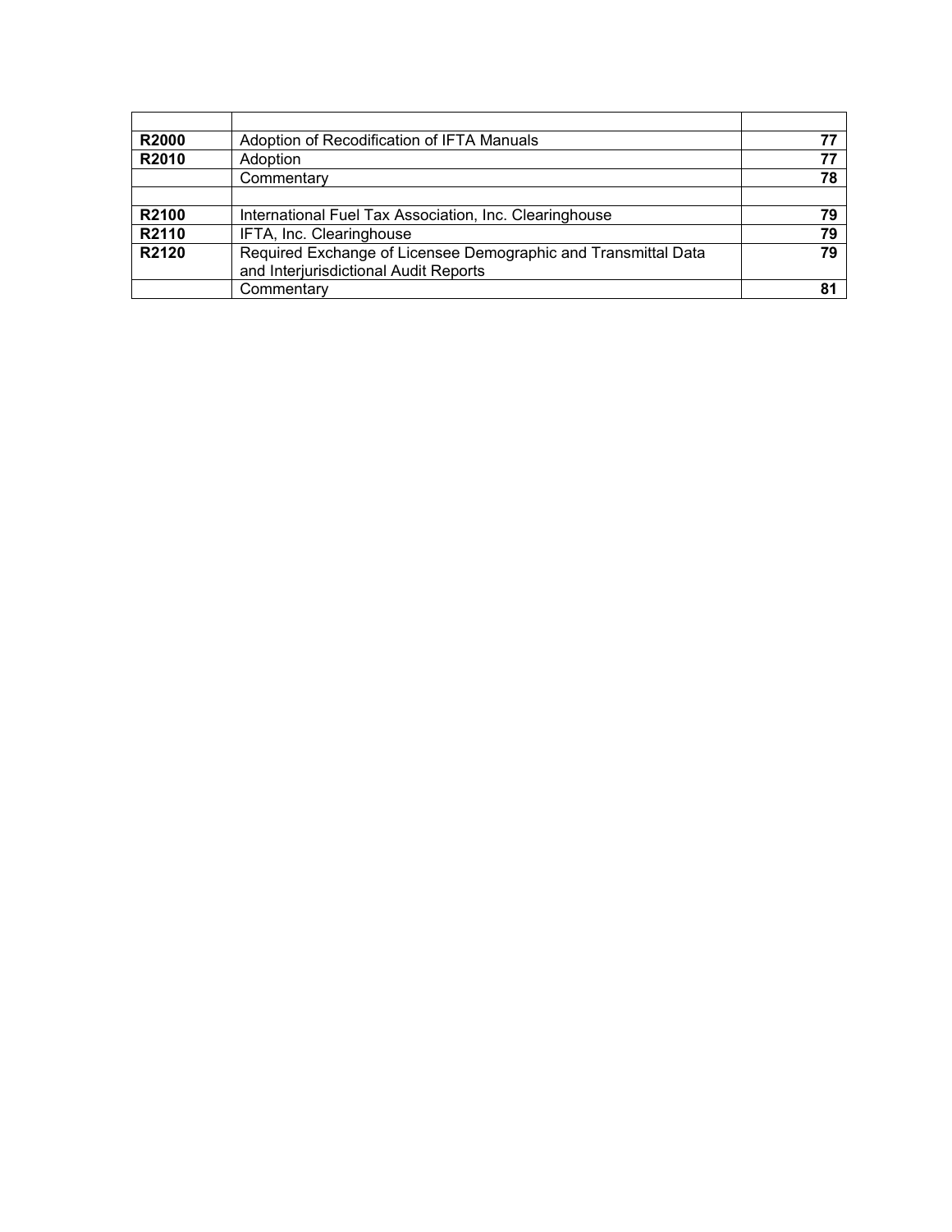| | | |
|---|---|---|
| **R2000** | Adoption of Recodification of IFTA Manuals | **77** |
| **R2010** | Adoption | **77** |
| | Commentary | **78** |
| | | |
| **R2100** | International Fuel Tax Association, Inc. Clearinghouse | **79** |
| **R2110** | IFTA, Inc. Clearinghouse | **79** |
| **R2120** | Required Exchange of Licensee Demographic and Transmittal Data and Interjurisdictional Audit Reports | **79** |
| | Commentary | **81** |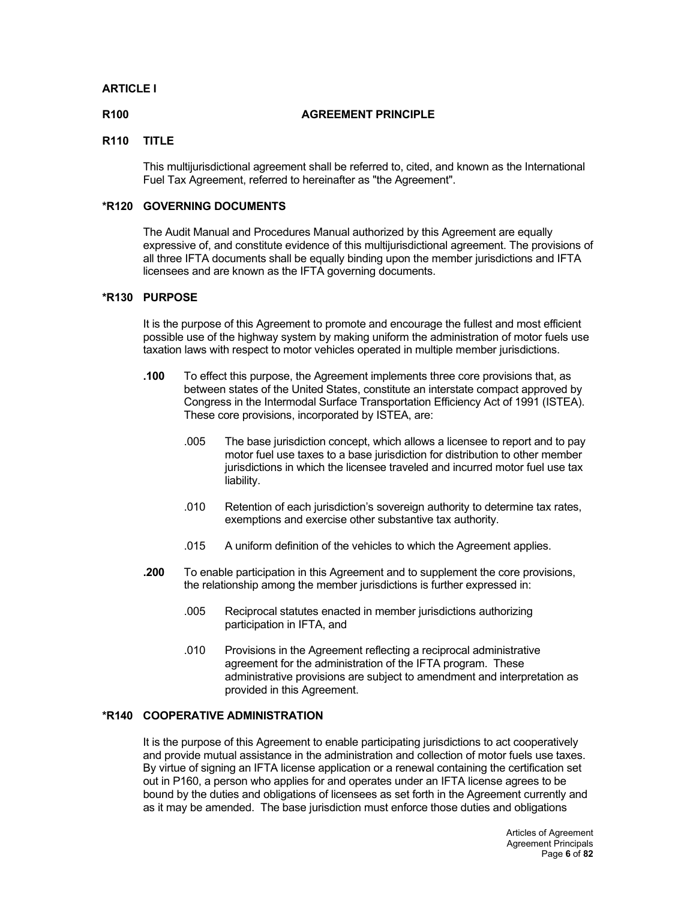## ARTICLE I

### R100 AGREEMENT PRINCIPLE

### R110 TITLE

This multijurisdictional agreement shall be referred to, cited, and known as the International Fuel Tax Agreement, referred to hereinafter as "the Agreement".

### *R120 GOVERNING DOCUMENTS

The Audit Manual and Procedures Manual authorized by this Agreement are equally expressive of, and constitute evidence of this multijurisdictional agreement. The provisions of all three IFTA documents shall be equally binding upon the member jurisdictions and IFTA licensees and are known as the IFTA governing documents.

### *R130 PURPOSE

It is the purpose of this Agreement to promote and encourage the fullest and most efficient possible use of the highway system by making uniform the administration of motor fuels use taxation laws with respect to motor vehicles operated in multiple member jurisdictions.

**.100** To effect this purpose, the Agreement implements three core provisions that, as between states of the United States, constitute an interstate compact approved by Congress in the Intermodal Surface Transportation Efficiency Act of 1991 (ISTEA). These core provisions, incorporated by ISTEA, are:

.005 The base jurisdiction concept, which allows a licensee to report and to pay motor fuel use taxes to a base jurisdiction for distribution to other member jurisdictions in which the licensee traveled and incurred motor fuel use tax liability.

.010 Retention of each jurisdiction's sovereign authority to determine tax rates, exemptions and exercise other substantive tax authority.

.015 A uniform definition of the vehicles to which the Agreement applies.

**.200** To enable participation in this Agreement and to supplement the core provisions, the relationship among the member jurisdictions is further expressed in:

.005 Reciprocal statutes enacted in member jurisdictions authorizing participation in IFTA, and

.010 Provisions in the Agreement reflecting a reciprocal administrative agreement for the administration of the IFTA program. These administrative provisions are subject to amendment and interpretation as provided in this Agreement.

### *R140 COOPERATIVE ADMINISTRATION

It is the purpose of this Agreement to enable participating jurisdictions to act cooperatively and provide mutual assistance in the administration and collection of motor fuels use taxes. By virtue of signing an IFTA license application or a renewal containing the certification set out in P160, a person who applies for and operates under an IFTA license agrees to be bound by the duties and obligations of licensees as set forth in the Agreement currently and as it may be amended. The base jurisdiction must enforce those duties and obligations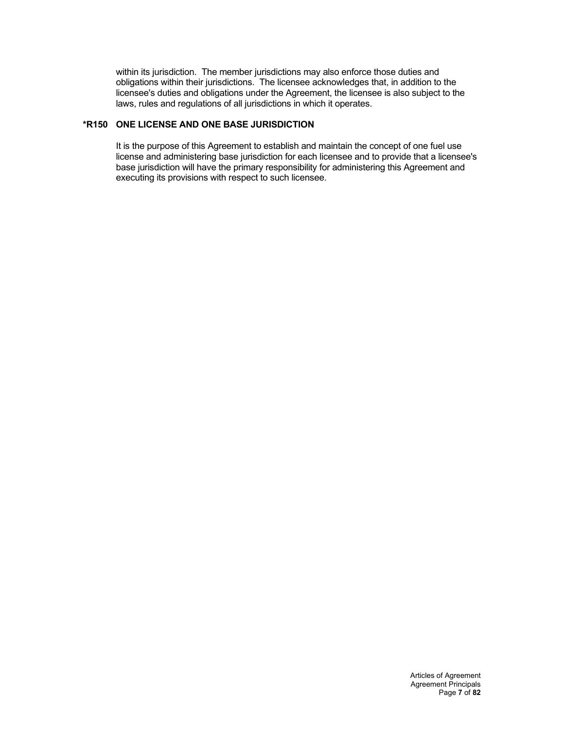within its jurisdiction. The member jurisdictions may also enforce those duties and obligations within their jurisdictions. The licensee acknowledges that, in addition to the licensee's duties and obligations under the Agreement, the licensee is also subject to the laws, rules and regulations of all jurisdictions in which it operates.

### *R150 ONE LICENSE AND ONE BASE JURISDICTION

It is the purpose of this Agreement to establish and maintain the concept of one fuel use license and administering base jurisdiction for each licensee and to provide that a licensee's base jurisdiction will have the primary responsibility for administering this Agreement and executing its provisions with respect to such licensee.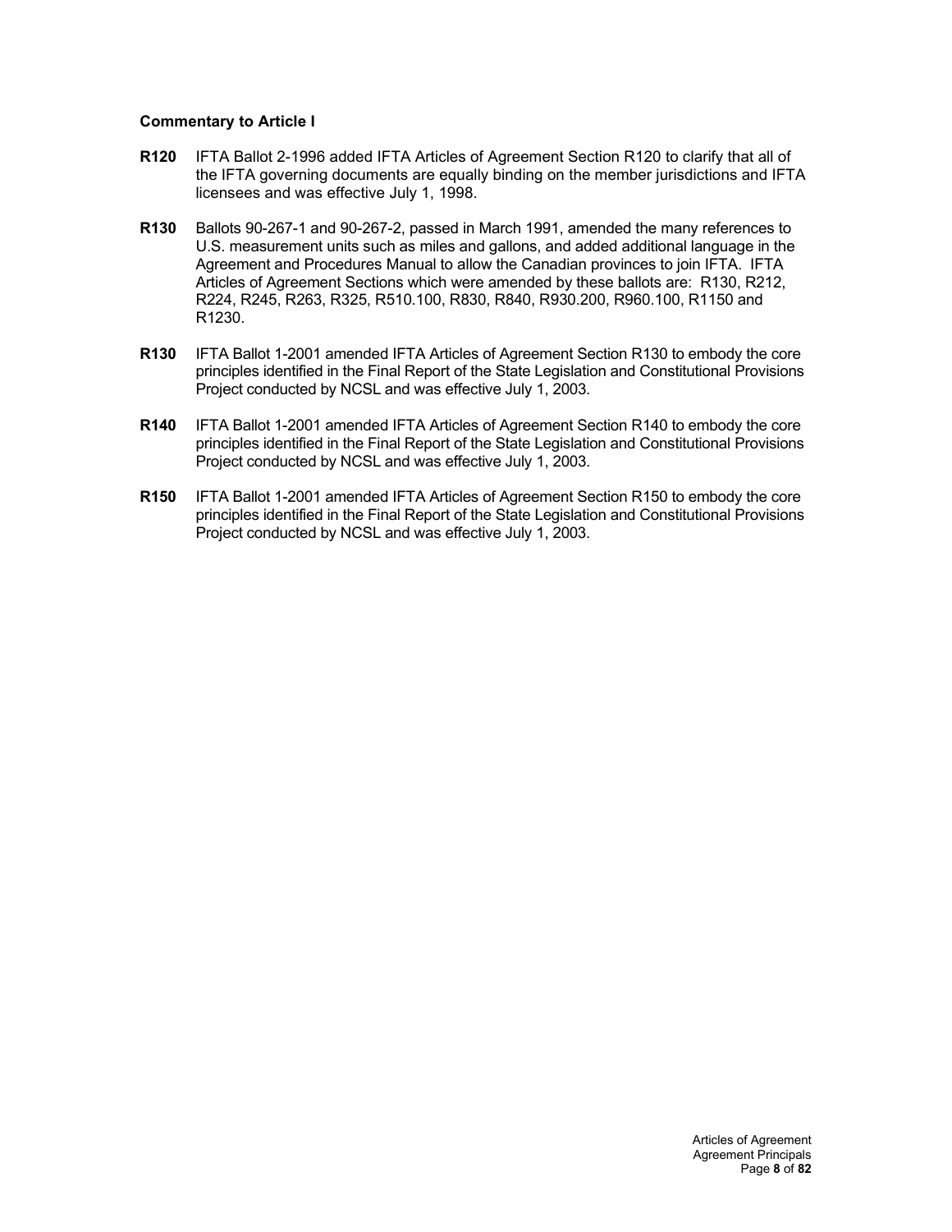### Commentary to Article I

**R120** IFTA Ballot 2-1996 added IFTA Articles of Agreement Section R120 to clarify that all of the IFTA governing documents are equally binding on the member jurisdictions and IFTA licensees and was effective July 1, 1998.

**R130** Ballots 90-267-1 and 90-267-2, passed in March 1991, amended the many references to U.S. measurement units such as miles and gallons, and added additional language in the Agreement and Procedures Manual to allow the Canadian provinces to join IFTA. IFTA Articles of Agreement Sections which were amended by these ballots are: R130, R212, R224, R245, R263, R325, R510.100, R830, R840, R930.200, R960.100, R1150 and R1230.

**R130** IFTA Ballot 1-2001 amended IFTA Articles of Agreement Section R130 to embody the core principles identified in the Final Report of the State Legislation and Constitutional Provisions Project conducted by NCSL and was effective July 1, 2003.

**R140** IFTA Ballot 1-2001 amended IFTA Articles of Agreement Section R140 to embody the core principles identified in the Final Report of the State Legislation and Constitutional Provisions Project conducted by NCSL and was effective July 1, 2003.

**R150** IFTA Ballot 1-2001 amended IFTA Articles of Agreement Section R150 to embody the core principles identified in the Final Report of the State Legislation and Constitutional Provisions Project conducted by NCSL and was effective July 1, 2003.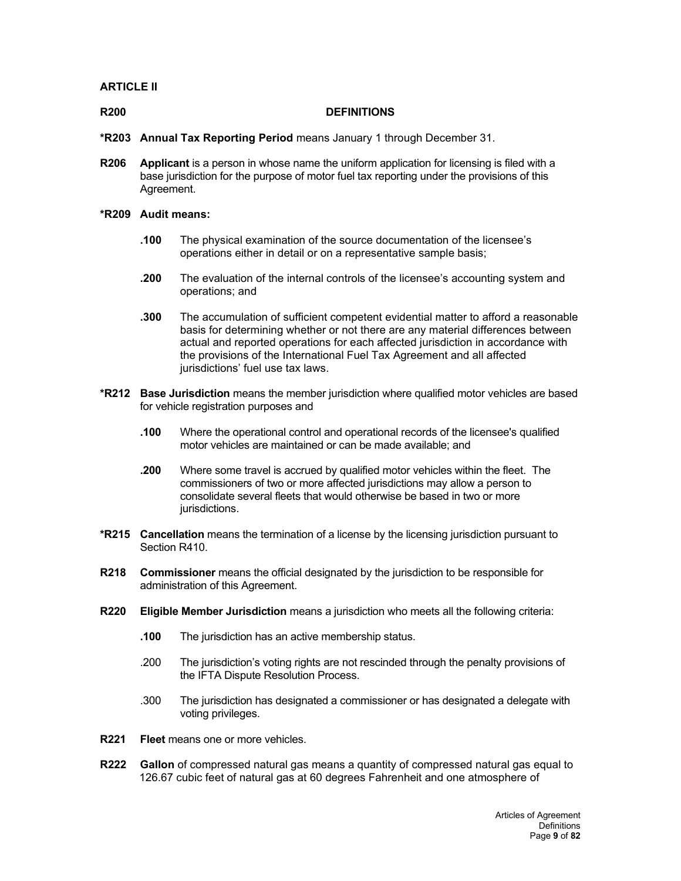## ARTICLE II

### R200 DEFINITIONS

***R203 Annual Tax Reporting Period** means January 1 through December 31.

**R206 Applicant** is a person in whose name the uniform application for licensing is filed with a base jurisdiction for the purpose of motor fuel tax reporting under the provisions of this Agreement.

***R209 Audit means:**

- **.100** The physical examination of the source documentation of the licensee's operations either in detail or on a representative sample basis;
- **.200** The evaluation of the internal controls of the licensee's accounting system and operations; and
- **.300** The accumulation of sufficient competent evidential matter to afford a reasonable basis for determining whether or not there are any material differences between actual and reported operations for each affected jurisdiction in accordance with the provisions of the International Fuel Tax Agreement and all affected jurisdictions' fuel use tax laws.

***R212 Base Jurisdiction** means the member jurisdiction where qualified motor vehicles are based for vehicle registration purposes and

- **.100** Where the operational control and operational records of the licensee's qualified motor vehicles are maintained or can be made available; and
- **.200** Where some travel is accrued by qualified motor vehicles within the fleet. The commissioners of two or more affected jurisdictions may allow a person to consolidate several fleets that would otherwise be based in two or more jurisdictions.

***R215 Cancellation** means the termination of a license by the licensing jurisdiction pursuant to Section R410.

**R218 Commissioner** means the official designated by the jurisdiction to be responsible for administration of this Agreement.

**R220 Eligible Member Jurisdiction** means a jurisdiction who meets all the following criteria:

- **.100** The jurisdiction has an active membership status.
- .200 The jurisdiction's voting rights are not rescinded through the penalty provisions of the IFTA Dispute Resolution Process.
- .300 The jurisdiction has designated a commissioner or has designated a delegate with voting privileges.

**R221 Fleet** means one or more vehicles.

**R222 Gallon** of compressed natural gas means a quantity of compressed natural gas equal to 126.67 cubic feet of natural gas at 60 degrees Fahrenheit and one atmosphere of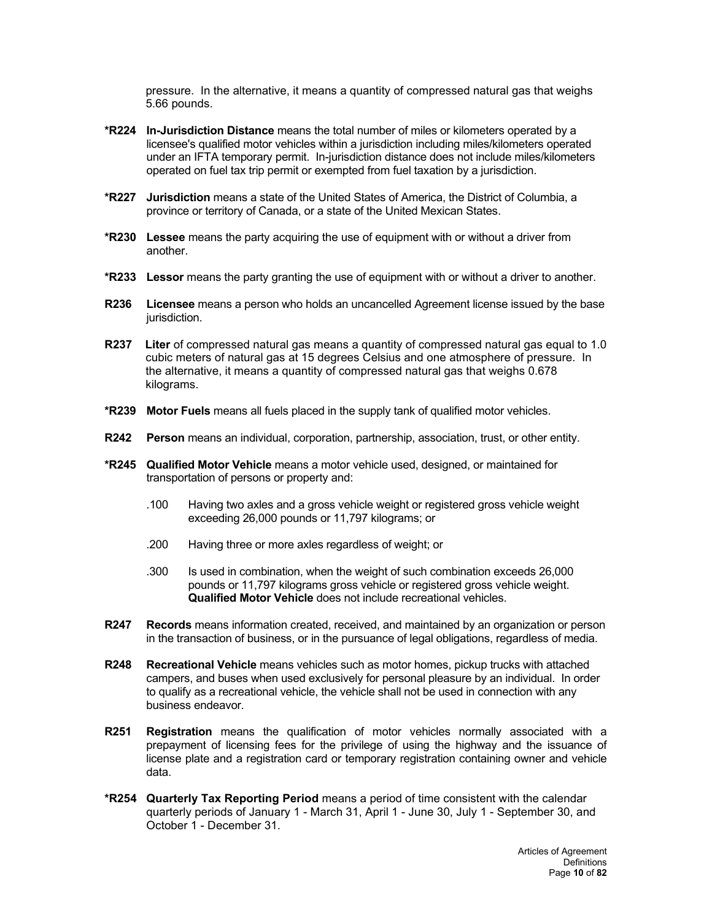pressure. In the alternative, it means a quantity of compressed natural gas that weighs 5.66 pounds.

**\*R224 In-Jurisdiction Distance** means the total number of miles or kilometers operated by a licensee's qualified motor vehicles within a jurisdiction including miles/kilometers operated under an IFTA temporary permit. In-jurisdiction distance does not include miles/kilometers operated on fuel tax trip permit or exempted from fuel taxation by a jurisdiction.

**\*R227 Jurisdiction** means a state of the United States of America, the District of Columbia, a province or territory of Canada, or a state of the United Mexican States.

**\*R230 Lessee** means the party acquiring the use of equipment with or without a driver from another.

**\*R233 Lessor** means the party granting the use of equipment with or without a driver to another.

**R236 Licensee** means a person who holds an uncancelled Agreement license issued by the base jurisdiction.

**R237 Liter** of compressed natural gas means a quantity of compressed natural gas equal to 1.0 cubic meters of natural gas at 15 degrees Celsius and one atmosphere of pressure. In the alternative, it means a quantity of compressed natural gas that weighs 0.678 kilograms.

**\*R239 Motor Fuels** means all fuels placed in the supply tank of qualified motor vehicles.

**R242 Person** means an individual, corporation, partnership, association, trust, or other entity.

**\*R245 Qualified Motor Vehicle** means a motor vehicle used, designed, or maintained for transportation of persons or property and:

.100 Having two axles and a gross vehicle weight or registered gross vehicle weight exceeding 26,000 pounds or 11,797 kilograms; or

.200 Having three or more axles regardless of weight; or

.300 Is used in combination, when the weight of such combination exceeds 26,000 pounds or 11,797 kilograms gross vehicle or registered gross vehicle weight. **Qualified Motor Vehicle** does not include recreational vehicles.

**R247 Records** means information created, received, and maintained by an organization or person in the transaction of business, or in the pursuance of legal obligations, regardless of media.

**R248 Recreational Vehicle** means vehicles such as motor homes, pickup trucks with attached campers, and buses when used exclusively for personal pleasure by an individual. In order to qualify as a recreational vehicle, the vehicle shall not be used in connection with any business endeavor.

**R251 Registration** means the qualification of motor vehicles normally associated with a prepayment of licensing fees for the privilege of using the highway and the issuance of license plate and a registration card or temporary registration containing owner and vehicle data.

**\*R254 Quarterly Tax Reporting Period** means a period of time consistent with the calendar quarterly periods of January 1 - March 31, April 1 - June 30, July 1 - September 30, and October 1 - December 31.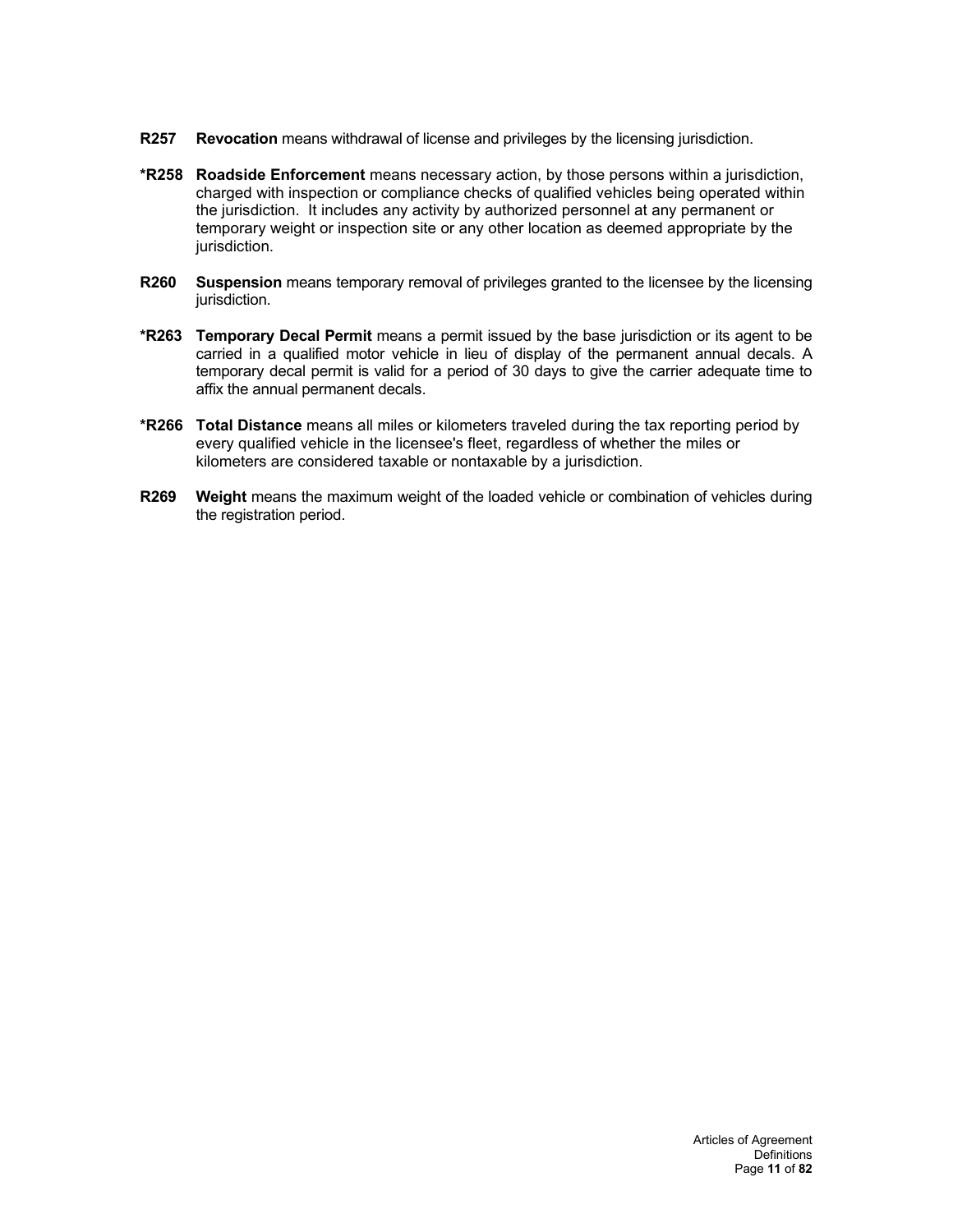**R257** **Revocation** means withdrawal of license and privileges by the licensing jurisdiction.

***R258** **Roadside Enforcement** means necessary action, by those persons within a jurisdiction, charged with inspection or compliance checks of qualified vehicles being operated within the jurisdiction. It includes any activity by authorized personnel at any permanent or temporary weight or inspection site or any other location as deemed appropriate by the jurisdiction.

**R260** **Suspension** means temporary removal of privileges granted to the licensee by the licensing jurisdiction.

***R263** **Temporary Decal Permit** means a permit issued by the base jurisdiction or its agent to be carried in a qualified motor vehicle in lieu of display of the permanent annual decals. A temporary decal permit is valid for a period of 30 days to give the carrier adequate time to affix the annual permanent decals.

***R266** **Total Distance** means all miles or kilometers traveled during the tax reporting period by every qualified vehicle in the licensee's fleet, regardless of whether the miles or kilometers are considered taxable or nontaxable by a jurisdiction.

**R269** **Weight** means the maximum weight of the loaded vehicle or combination of vehicles during the registration period.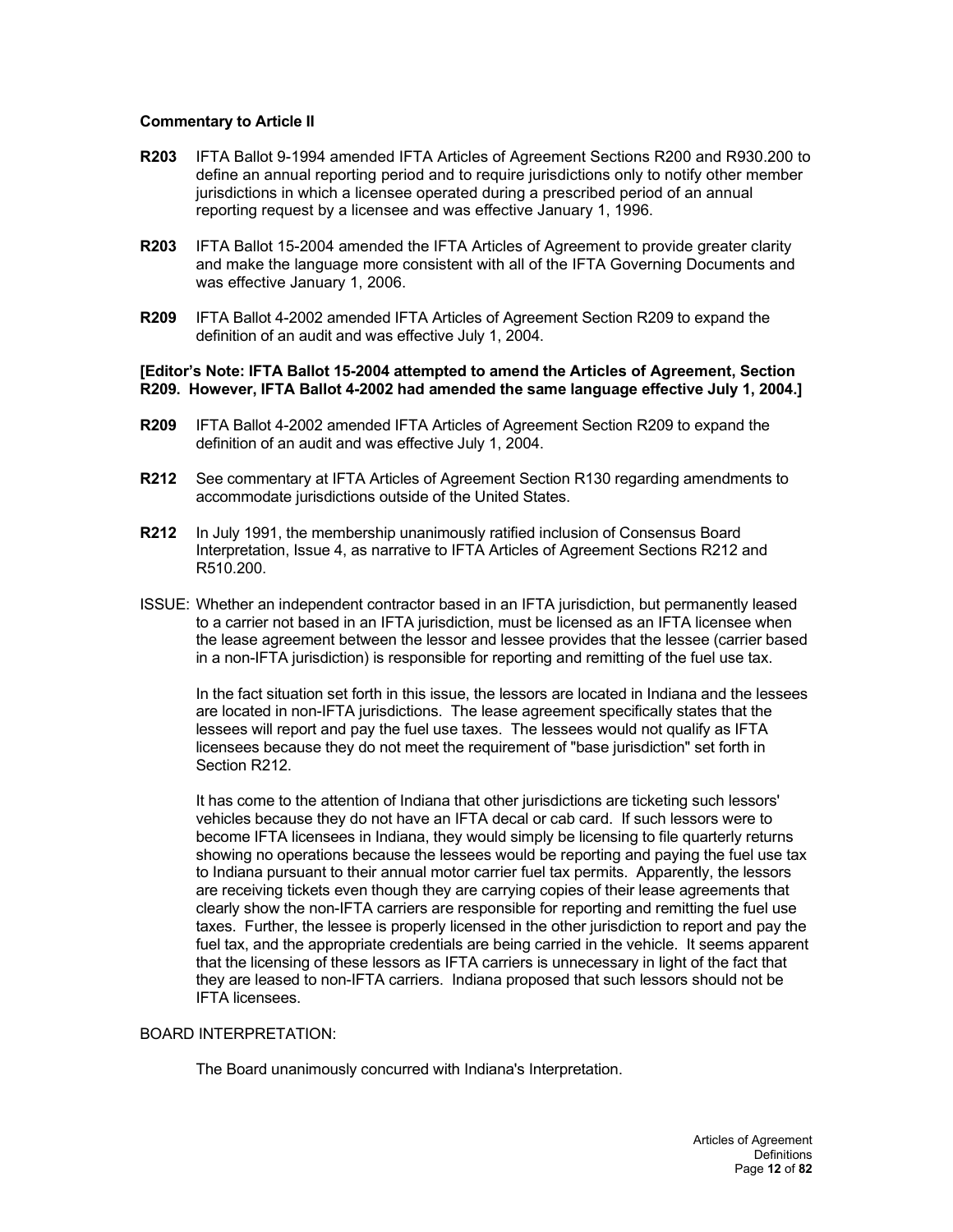### Commentary to Article II

**R203** IFTA Ballot 9-1994 amended IFTA Articles of Agreement Sections R200 and R930.200 to define an annual reporting period and to require jurisdictions only to notify other member jurisdictions in which a licensee operated during a prescribed period of an annual reporting request by a licensee and was effective January 1, 1996.

**R203** IFTA Ballot 15-2004 amended the IFTA Articles of Agreement to provide greater clarity and make the language more consistent with all of the IFTA Governing Documents and was effective January 1, 2006.

**R209** IFTA Ballot 4-2002 amended IFTA Articles of Agreement Section R209 to expand the definition of an audit and was effective July 1, 2004.

**[Editor's Note: IFTA Ballot 15-2004 attempted to amend the Articles of Agreement, Section R209. However, IFTA Ballot 4-2002 had amended the same language effective July 1, 2004.]**

**R209** IFTA Ballot 4-2002 amended IFTA Articles of Agreement Section R209 to expand the definition of an audit and was effective July 1, 2004.

**R212** See commentary at IFTA Articles of Agreement Section R130 regarding amendments to accommodate jurisdictions outside of the United States.

**R212** In July 1991, the membership unanimously ratified inclusion of Consensus Board Interpretation, Issue 4, as narrative to IFTA Articles of Agreement Sections R212 and R510.200.

ISSUE: Whether an independent contractor based in an IFTA jurisdiction, but permanently leased to a carrier not based in an IFTA jurisdiction, must be licensed as an IFTA licensee when the lease agreement between the lessor and lessee provides that the lessee (carrier based in a non-IFTA jurisdiction) is responsible for reporting and remitting of the fuel use tax.

In the fact situation set forth in this issue, the lessors are located in Indiana and the lessees are located in non-IFTA jurisdictions. The lease agreement specifically states that the lessees will report and pay the fuel use taxes. The lessees would not qualify as IFTA licensees because they do not meet the requirement of "base jurisdiction" set forth in Section R212.

It has come to the attention of Indiana that other jurisdictions are ticketing such lessors' vehicles because they do not have an IFTA decal or cab card. If such lessors were to become IFTA licensees in Indiana, they would simply be licensing to file quarterly returns showing no operations because the lessees would be reporting and paying the fuel use tax to Indiana pursuant to their annual motor carrier fuel tax permits. Apparently, the lessors are receiving tickets even though they are carrying copies of their lease agreements that clearly show the non-IFTA carriers are responsible for reporting and remitting the fuel use taxes. Further, the lessee is properly licensed in the other jurisdiction to report and pay the fuel tax, and the appropriate credentials are being carried in the vehicle. It seems apparent that the licensing of these lessors as IFTA carriers is unnecessary in light of the fact that they are leased to non-IFTA carriers. Indiana proposed that such lessors should not be IFTA licensees.

BOARD INTERPRETATION:

The Board unanimously concurred with Indiana's Interpretation.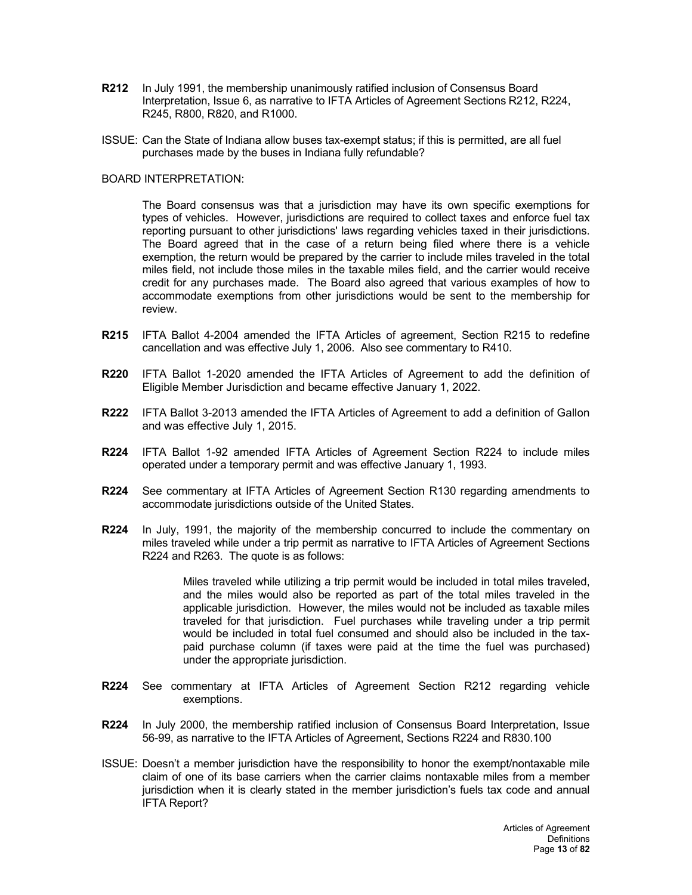**R212** In July 1991, the membership unanimously ratified inclusion of Consensus Board Interpretation, Issue 6, as narrative to IFTA Articles of Agreement Sections R212, R224, R245, R800, R820, and R1000.

ISSUE: Can the State of Indiana allow buses tax-exempt status; if this is permitted, are all fuel purchases made by the buses in Indiana fully refundable?

BOARD INTERPRETATION:

> The Board consensus was that a jurisdiction may have its own specific exemptions for types of vehicles. However, jurisdictions are required to collect taxes and enforce fuel tax reporting pursuant to other jurisdictions' laws regarding vehicles taxed in their jurisdictions. The Board agreed that in the case of a return being filed where there is a vehicle exemption, the return would be prepared by the carrier to include miles traveled in the total miles field, not include those miles in the taxable miles field, and the carrier would receive credit for any purchases made. The Board also agreed that various examples of how to accommodate exemptions from other jurisdictions would be sent to the membership for review.

**R215** IFTA Ballot 4-2004 amended the IFTA Articles of agreement, Section R215 to redefine cancellation and was effective July 1, 2006. Also see commentary to R410.

**R220** IFTA Ballot 1-2020 amended the IFTA Articles of Agreement to add the definition of Eligible Member Jurisdiction and became effective January 1, 2022.

**R222** IFTA Ballot 3-2013 amended the IFTA Articles of Agreement to add a definition of Gallon and was effective July 1, 2015.

**R224** IFTA Ballot 1-92 amended IFTA Articles of Agreement Section R224 to include miles operated under a temporary permit and was effective January 1, 1993.

**R224** See commentary at IFTA Articles of Agreement Section R130 regarding amendments to accommodate jurisdictions outside of the United States.

**R224** In July, 1991, the majority of the membership concurred to include the commentary on miles traveled while under a trip permit as narrative to IFTA Articles of Agreement Sections R224 and R263. The quote is as follows:

> Miles traveled while utilizing a trip permit would be included in total miles traveled, and the miles would also be reported as part of the total miles traveled in the applicable jurisdiction. However, the miles would not be included as taxable miles traveled for that jurisdiction. Fuel purchases while traveling under a trip permit would be included in total fuel consumed and should also be included in the tax-paid purchase column (if taxes were paid at the time the fuel was purchased) under the appropriate jurisdiction.

**R224** See commentary at IFTA Articles of Agreement Section R212 regarding vehicle exemptions.

**R224** In July 2000, the membership ratified inclusion of Consensus Board Interpretation, Issue 56-99, as narrative to the IFTA Articles of Agreement, Sections R224 and R830.100

ISSUE: Doesn't a member jurisdiction have the responsibility to honor the exempt/nontaxable mile claim of one of its base carriers when the carrier claims nontaxable miles from a member jurisdiction when it is clearly stated in the member jurisdiction's fuels tax code and annual IFTA Report?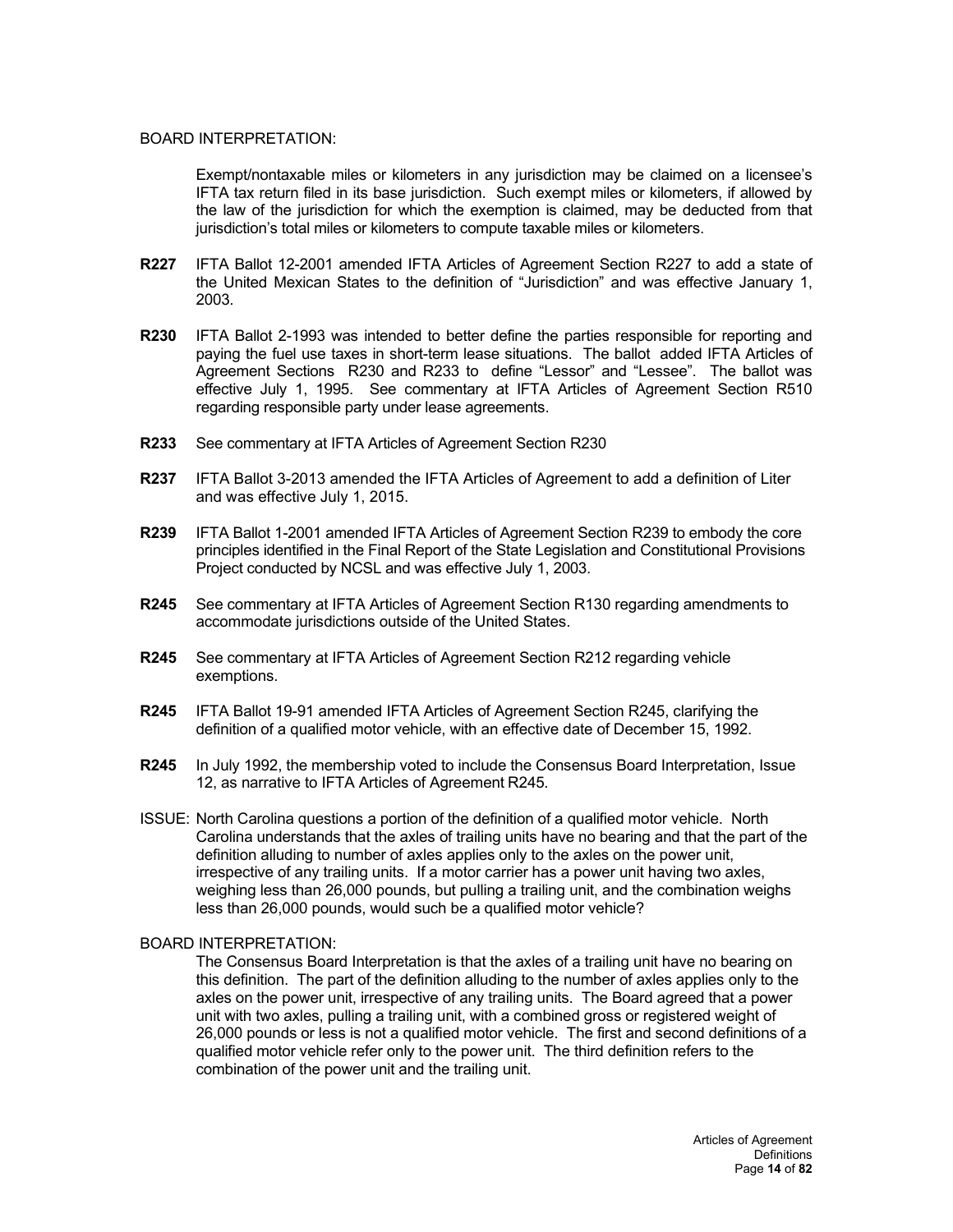BOARD INTERPRETATION:

Exempt/nontaxable miles or kilometers in any jurisdiction may be claimed on a licensee's IFTA tax return filed in its base jurisdiction. Such exempt miles or kilometers, if allowed by the law of the jurisdiction for which the exemption is claimed, may be deducted from that jurisdiction's total miles or kilometers to compute taxable miles or kilometers.

**R227** IFTA Ballot 12-2001 amended IFTA Articles of Agreement Section R227 to add a state of the United Mexican States to the definition of "Jurisdiction" and was effective January 1, 2003.

**R230** IFTA Ballot 2-1993 was intended to better define the parties responsible for reporting and paying the fuel use taxes in short-term lease situations. The ballot added IFTA Articles of Agreement Sections R230 and R233 to define "Lessor" and "Lessee". The ballot was effective July 1, 1995. See commentary at IFTA Articles of Agreement Section R510 regarding responsible party under lease agreements.

**R233** See commentary at IFTA Articles of Agreement Section R230

**R237** IFTA Ballot 3-2013 amended the IFTA Articles of Agreement to add a definition of Liter and was effective July 1, 2015.

**R239** IFTA Ballot 1-2001 amended IFTA Articles of Agreement Section R239 to embody the core principles identified in the Final Report of the State Legislation and Constitutional Provisions Project conducted by NCSL and was effective July 1, 2003.

**R245** See commentary at IFTA Articles of Agreement Section R130 regarding amendments to accommodate jurisdictions outside of the United States.

**R245** See commentary at IFTA Articles of Agreement Section R212 regarding vehicle exemptions.

**R245** IFTA Ballot 19-91 amended IFTA Articles of Agreement Section R245, clarifying the definition of a qualified motor vehicle, with an effective date of December 15, 1992.

**R245** In July 1992, the membership voted to include the Consensus Board Interpretation, Issue 12, as narrative to IFTA Articles of Agreement R245.

ISSUE: North Carolina questions a portion of the definition of a qualified motor vehicle. North Carolina understands that the axles of trailing units have no bearing and that the part of the definition alluding to number of axles applies only to the axles on the power unit, irrespective of any trailing units. If a motor carrier has a power unit having two axles, weighing less than 26,000 pounds, but pulling a trailing unit, and the combination weighs less than 26,000 pounds, would such be a qualified motor vehicle?

BOARD INTERPRETATION:

The Consensus Board Interpretation is that the axles of a trailing unit have no bearing on this definition. The part of the definition alluding to the number of axles applies only to the axles on the power unit, irrespective of any trailing units. The Board agreed that a power unit with two axles, pulling a trailing unit, with a combined gross or registered weight of 26,000 pounds or less is not a qualified motor vehicle. The first and second definitions of a qualified motor vehicle refer only to the power unit. The third definition refers to the combination of the power unit and the trailing unit.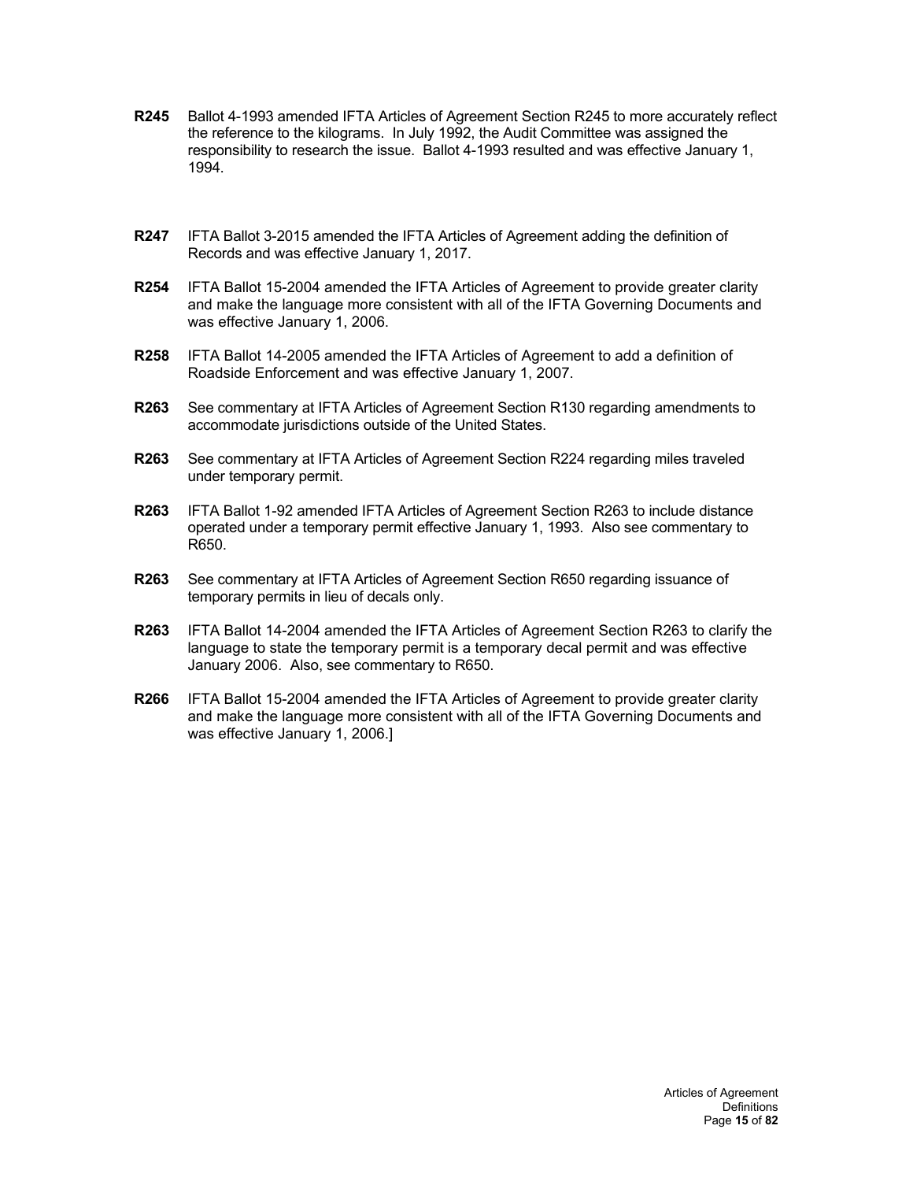**R245** Ballot 4-1993 amended IFTA Articles of Agreement Section R245 to more accurately reflect the reference to the kilograms. In July 1992, the Audit Committee was assigned the responsibility to research the issue. Ballot 4-1993 resulted and was effective January 1, 1994.

**R247** IFTA Ballot 3-2015 amended the IFTA Articles of Agreement adding the definition of Records and was effective January 1, 2017.

**R254** IFTA Ballot 15-2004 amended the IFTA Articles of Agreement to provide greater clarity and make the language more consistent with all of the IFTA Governing Documents and was effective January 1, 2006.

**R258** IFTA Ballot 14-2005 amended the IFTA Articles of Agreement to add a definition of Roadside Enforcement and was effective January 1, 2007.

**R263** See commentary at IFTA Articles of Agreement Section R130 regarding amendments to accommodate jurisdictions outside of the United States.

**R263** See commentary at IFTA Articles of Agreement Section R224 regarding miles traveled under temporary permit.

**R263** IFTA Ballot 1-92 amended IFTA Articles of Agreement Section R263 to include distance operated under a temporary permit effective January 1, 1993. Also see commentary to R650.

**R263** See commentary at IFTA Articles of Agreement Section R650 regarding issuance of temporary permits in lieu of decals only.

**R263** IFTA Ballot 14-2004 amended the IFTA Articles of Agreement Section R263 to clarify the language to state the temporary permit is a temporary decal permit and was effective January 2006. Also, see commentary to R650.

**R266** IFTA Ballot 15-2004 amended the IFTA Articles of Agreement to provide greater clarity and make the language more consistent with all of the IFTA Governing Documents and was effective January 1, 2006.]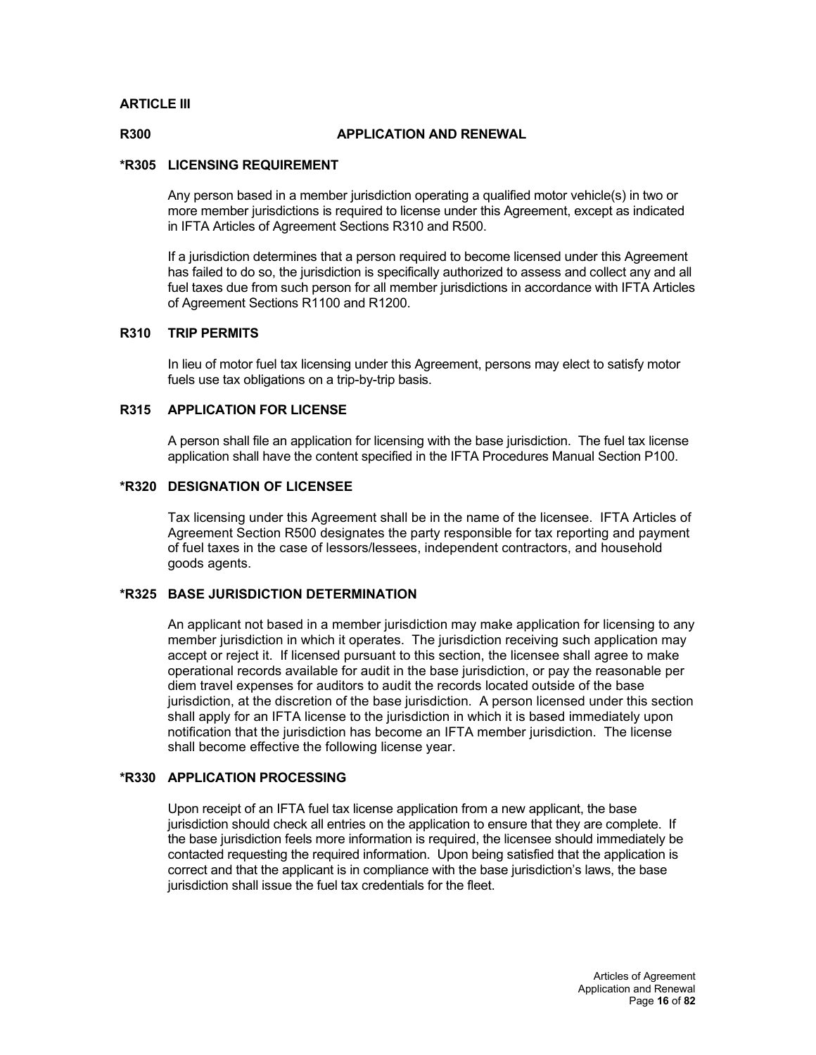## ARTICLE III

## R300 APPLICATION AND RENEWAL

### *R305 LICENSING REQUIREMENT

Any person based in a member jurisdiction operating a qualified motor vehicle(s) in two or more member jurisdictions is required to license under this Agreement, except as indicated in IFTA Articles of Agreement Sections R310 and R500.

If a jurisdiction determines that a person required to become licensed under this Agreement has failed to do so, the jurisdiction is specifically authorized to assess and collect any and all fuel taxes due from such person for all member jurisdictions in accordance with IFTA Articles of Agreement Sections R1100 and R1200.

### R310 TRIP PERMITS

In lieu of motor fuel tax licensing under this Agreement, persons may elect to satisfy motor fuels use tax obligations on a trip-by-trip basis.

### R315 APPLICATION FOR LICENSE

A person shall file an application for licensing with the base jurisdiction. The fuel tax license application shall have the content specified in the IFTA Procedures Manual Section P100.

### *R320 DESIGNATION OF LICENSEE

Tax licensing under this Agreement shall be in the name of the licensee. IFTA Articles of Agreement Section R500 designates the party responsible for tax reporting and payment of fuel taxes in the case of lessors/lessees, independent contractors, and household goods agents.

### *R325 BASE JURISDICTION DETERMINATION

An applicant not based in a member jurisdiction may make application for licensing to any member jurisdiction in which it operates. The jurisdiction receiving such application may accept or reject it. If licensed pursuant to this section, the licensee shall agree to make operational records available for audit in the base jurisdiction, or pay the reasonable per diem travel expenses for auditors to audit the records located outside of the base jurisdiction, at the discretion of the base jurisdiction. A person licensed under this section shall apply for an IFTA license to the jurisdiction in which it is based immediately upon notification that the jurisdiction has become an IFTA member jurisdiction. The license shall become effective the following license year.

### *R330 APPLICATION PROCESSING

Upon receipt of an IFTA fuel tax license application from a new applicant, the base jurisdiction should check all entries on the application to ensure that they are complete. If the base jurisdiction feels more information is required, the licensee should immediately be contacted requesting the required information. Upon being satisfied that the application is correct and that the applicant is in compliance with the base jurisdiction's laws, the base jurisdiction shall issue the fuel tax credentials for the fleet.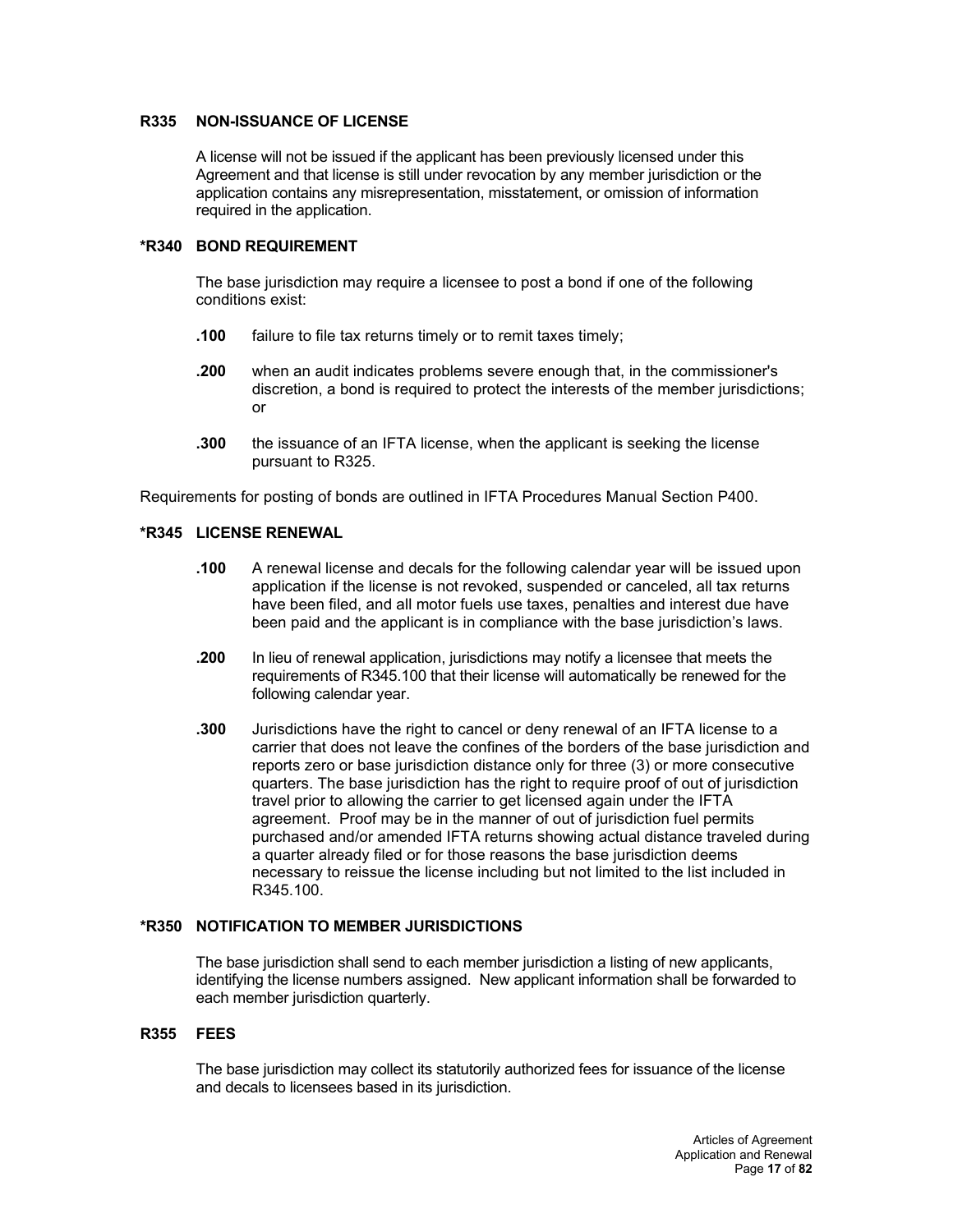### R335 NON-ISSUANCE OF LICENSE

A license will not be issued if the applicant has been previously licensed under this Agreement and that license is still under revocation by any member jurisdiction or the application contains any misrepresentation, misstatement, or omission of information required in the application.

### *R340 BOND REQUIREMENT

The base jurisdiction may require a licensee to post a bond if one of the following conditions exist:

**.100** failure to file tax returns timely or to remit taxes timely;

**.200** when an audit indicates problems severe enough that, in the commissioner's discretion, a bond is required to protect the interests of the member jurisdictions; or

**.300** the issuance of an IFTA license, when the applicant is seeking the license pursuant to R325.

Requirements for posting of bonds are outlined in IFTA Procedures Manual Section P400.

### *R345 LICENSE RENEWAL

**.100** A renewal license and decals for the following calendar year will be issued upon application if the license is not revoked, suspended or canceled, all tax returns have been filed, and all motor fuels use taxes, penalties and interest due have been paid and the applicant is in compliance with the base jurisdiction's laws.

**.200** In lieu of renewal application, jurisdictions may notify a licensee that meets the requirements of R345.100 that their license will automatically be renewed for the following calendar year.

**.300** Jurisdictions have the right to cancel or deny renewal of an IFTA license to a carrier that does not leave the confines of the borders of the base jurisdiction and reports zero or base jurisdiction distance only for three (3) or more consecutive quarters. The base jurisdiction has the right to require proof of out of jurisdiction travel prior to allowing the carrier to get licensed again under the IFTA agreement. Proof may be in the manner of out of jurisdiction fuel permits purchased and/or amended IFTA returns showing actual distance traveled during a quarter already filed or for those reasons the base jurisdiction deems necessary to reissue the license including but not limited to the list included in R345.100.

### *R350 NOTIFICATION TO MEMBER JURISDICTIONS

The base jurisdiction shall send to each member jurisdiction a listing of new applicants, identifying the license numbers assigned. New applicant information shall be forwarded to each member jurisdiction quarterly.

### R355 FEES

The base jurisdiction may collect its statutorily authorized fees for issuance of the license and decals to licensees based in its jurisdiction.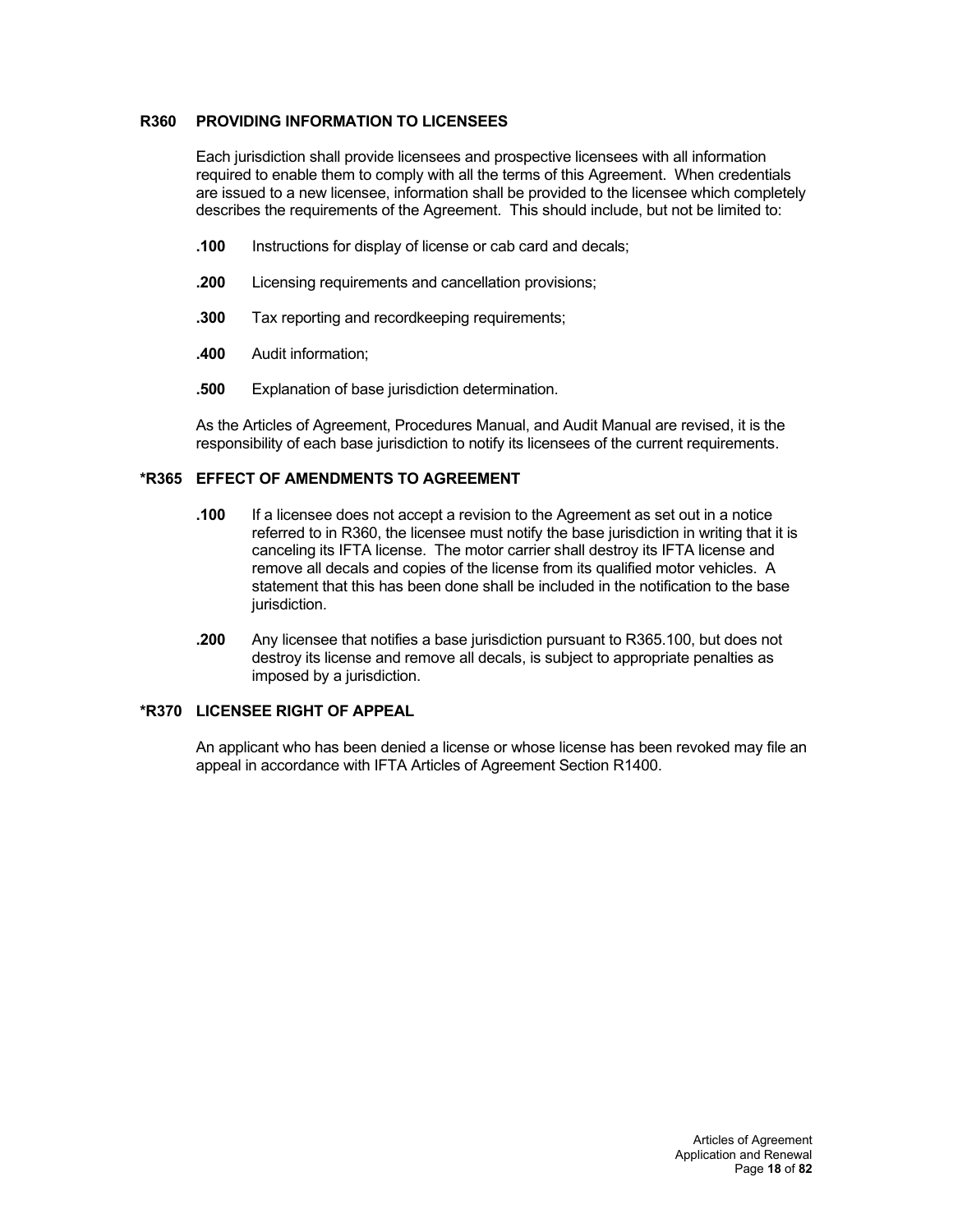### R360 PROVIDING INFORMATION TO LICENSEES

Each jurisdiction shall provide licensees and prospective licensees with all information required to enable them to comply with all the terms of this Agreement. When credentials are issued to a new licensee, information shall be provided to the licensee which completely describes the requirements of the Agreement. This should include, but not be limited to:

**.100** Instructions for display of license or cab card and decals;

**.200** Licensing requirements and cancellation provisions;

**.300** Tax reporting and recordkeeping requirements;

**.400** Audit information;

**.500** Explanation of base jurisdiction determination.

As the Articles of Agreement, Procedures Manual, and Audit Manual are revised, it is the responsibility of each base jurisdiction to notify its licensees of the current requirements.

### *R365 EFFECT OF AMENDMENTS TO AGREEMENT

**.100** If a licensee does not accept a revision to the Agreement as set out in a notice referred to in R360, the licensee must notify the base jurisdiction in writing that it is canceling its IFTA license. The motor carrier shall destroy its IFTA license and remove all decals and copies of the license from its qualified motor vehicles. A statement that this has been done shall be included in the notification to the base jurisdiction.

**.200** Any licensee that notifies a base jurisdiction pursuant to R365.100, but does not destroy its license and remove all decals, is subject to appropriate penalties as imposed by a jurisdiction.

### *R370 LICENSEE RIGHT OF APPEAL

An applicant who has been denied a license or whose license has been revoked may file an appeal in accordance with IFTA Articles of Agreement Section R1400.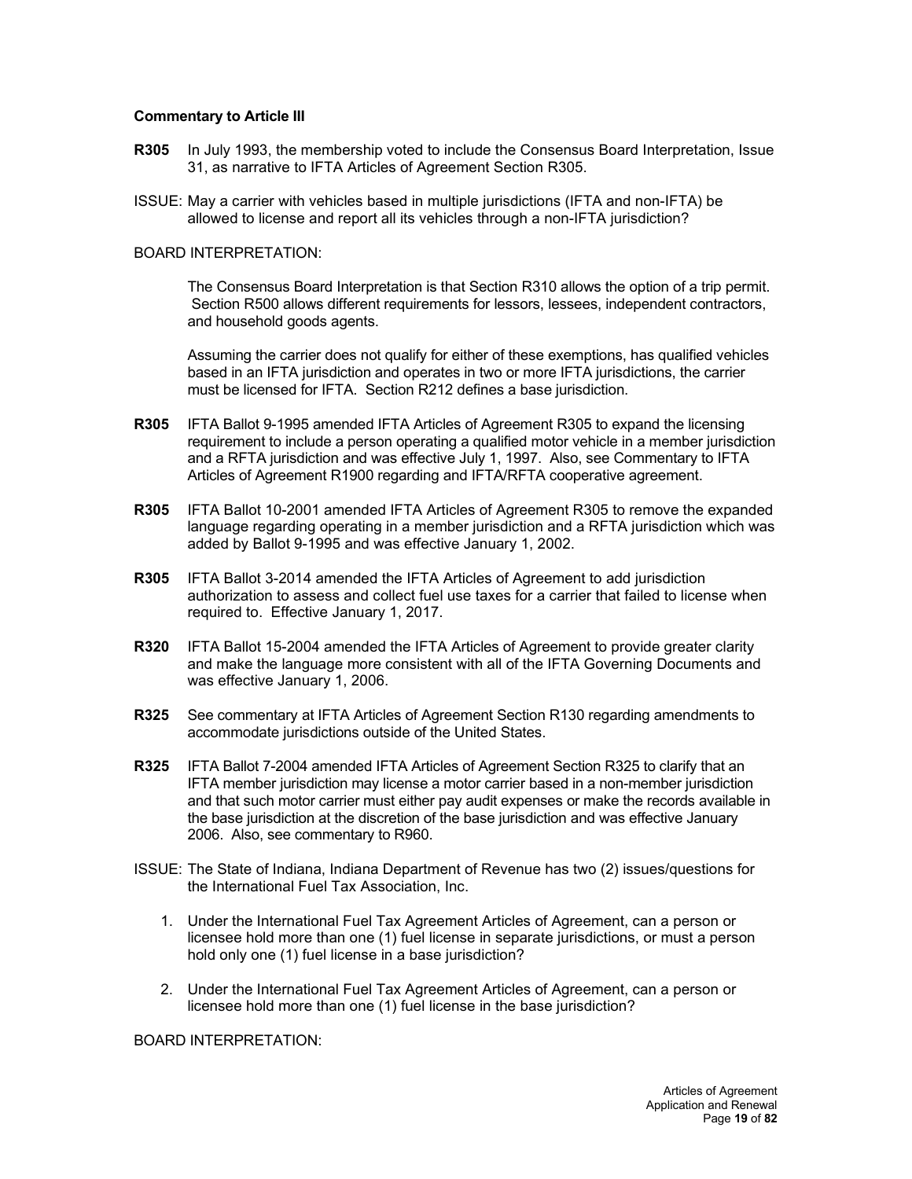**Commentary to Article III**

**R305** In July 1993, the membership voted to include the Consensus Board Interpretation, Issue 31, as narrative to IFTA Articles of Agreement Section R305.

ISSUE: May a carrier with vehicles based in multiple jurisdictions (IFTA and non-IFTA) be allowed to license and report all its vehicles through a non-IFTA jurisdiction?

BOARD INTERPRETATION:

The Consensus Board Interpretation is that Section R310 allows the option of a trip permit. Section R500 allows different requirements for lessors, lessees, independent contractors, and household goods agents.

Assuming the carrier does not qualify for either of these exemptions, has qualified vehicles based in an IFTA jurisdiction and operates in two or more IFTA jurisdictions, the carrier must be licensed for IFTA. Section R212 defines a base jurisdiction.

**R305** IFTA Ballot 9-1995 amended IFTA Articles of Agreement R305 to expand the licensing requirement to include a person operating a qualified motor vehicle in a member jurisdiction and a RFTA jurisdiction and was effective July 1, 1997. Also, see Commentary to IFTA Articles of Agreement R1900 regarding and IFTA/RFTA cooperative agreement.

**R305** IFTA Ballot 10-2001 amended IFTA Articles of Agreement R305 to remove the expanded language regarding operating in a member jurisdiction and a RFTA jurisdiction which was added by Ballot 9-1995 and was effective January 1, 2002.

**R305** IFTA Ballot 3-2014 amended the IFTA Articles of Agreement to add jurisdiction authorization to assess and collect fuel use taxes for a carrier that failed to license when required to. Effective January 1, 2017.

**R320** IFTA Ballot 15-2004 amended the IFTA Articles of Agreement to provide greater clarity and make the language more consistent with all of the IFTA Governing Documents and was effective January 1, 2006.

**R325** See commentary at IFTA Articles of Agreement Section R130 regarding amendments to accommodate jurisdictions outside of the United States.

**R325** IFTA Ballot 7-2004 amended IFTA Articles of Agreement Section R325 to clarify that an IFTA member jurisdiction may license a motor carrier based in a non-member jurisdiction and that such motor carrier must either pay audit expenses or make the records available in the base jurisdiction at the discretion of the base jurisdiction and was effective January 2006. Also, see commentary to R960.

ISSUE: The State of Indiana, Indiana Department of Revenue has two (2) issues/questions for the International Fuel Tax Association, Inc.

1. Under the International Fuel Tax Agreement Articles of Agreement, can a person or licensee hold more than one (1) fuel license in separate jurisdictions, or must a person hold only one (1) fuel license in a base jurisdiction?
2. Under the International Fuel Tax Agreement Articles of Agreement, can a person or licensee hold more than one (1) fuel license in the base jurisdiction?

BOARD INTERPRETATION: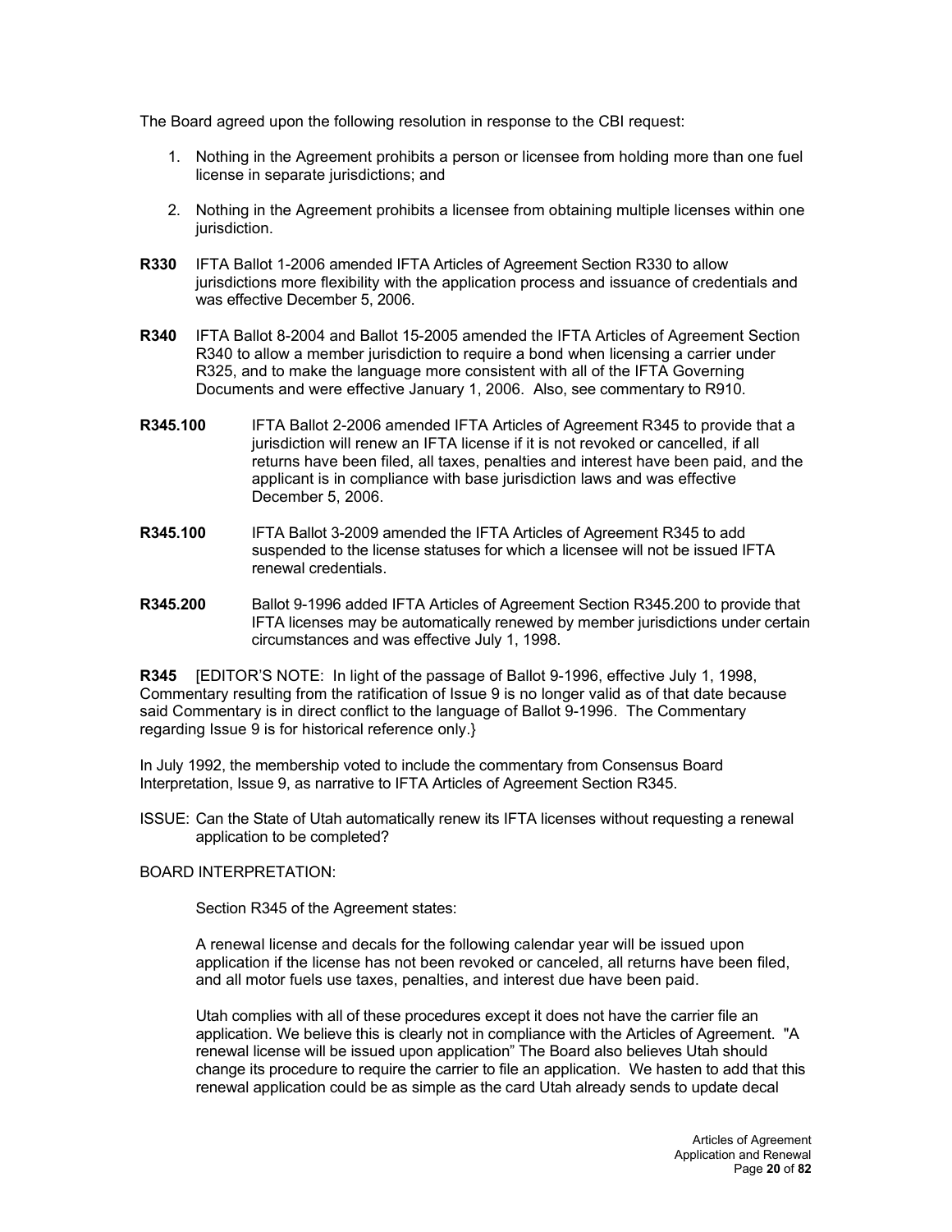The Board agreed upon the following resolution in response to the CBI request:

1. Nothing in the Agreement prohibits a person or licensee from holding more than one fuel license in separate jurisdictions; and

2. Nothing in the Agreement prohibits a licensee from obtaining multiple licenses within one jurisdiction.

**R330** IFTA Ballot 1-2006 amended IFTA Articles of Agreement Section R330 to allow jurisdictions more flexibility with the application process and issuance of credentials and was effective December 5, 2006.

**R340** IFTA Ballot 8-2004 and Ballot 15-2005 amended the IFTA Articles of Agreement Section R340 to allow a member jurisdiction to require a bond when licensing a carrier under R325, and to make the language more consistent with all of the IFTA Governing Documents and were effective January 1, 2006. Also, see commentary to R910.

**R345.100** IFTA Ballot 2-2006 amended IFTA Articles of Agreement R345 to provide that a jurisdiction will renew an IFTA license if it is not revoked or cancelled, if all returns have been filed, all taxes, penalties and interest have been paid, and the applicant is in compliance with base jurisdiction laws and was effective December 5, 2006.

**R345.100** IFTA Ballot 3-2009 amended the IFTA Articles of Agreement R345 to add suspended to the license statuses for which a licensee will not be issued IFTA renewal credentials.

**R345.200** Ballot 9-1996 added IFTA Articles of Agreement Section R345.200 to provide that IFTA licenses may be automatically renewed by member jurisdictions under certain circumstances and was effective July 1, 1998.

**R345** [EDITOR'S NOTE: In light of the passage of Ballot 9-1996, effective July 1, 1998, Commentary resulting from the ratification of Issue 9 is no longer valid as of that date because said Commentary is in direct conflict to the language of Ballot 9-1996. The Commentary regarding Issue 9 is for historical reference only.}

In July 1992, the membership voted to include the commentary from Consensus Board Interpretation, Issue 9, as narrative to IFTA Articles of Agreement Section R345.

ISSUE: Can the State of Utah automatically renew its IFTA licenses without requesting a renewal application to be completed?

BOARD INTERPRETATION:

Section R345 of the Agreement states:

A renewal license and decals for the following calendar year will be issued upon application if the license has not been revoked or canceled, all returns have been filed, and all motor fuels use taxes, penalties, and interest due have been paid.

Utah complies with all of these procedures except it does not have the carrier file an application. We believe this is clearly not in compliance with the Articles of Agreement. "A renewal license will be issued upon application" The Board also believes Utah should change its procedure to require the carrier to file an application. We hasten to add that this renewal application could be as simple as the card Utah already sends to update decal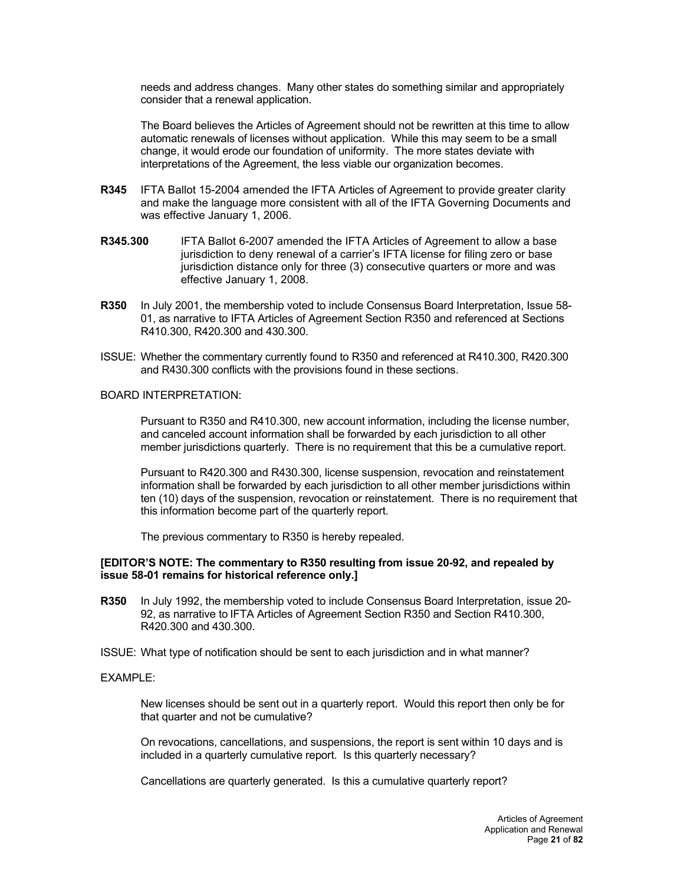needs and address changes. Many other states do something similar and appropriately consider that a renewal application.

The Board believes the Articles of Agreement should not be rewritten at this time to allow automatic renewals of licenses without application. While this may seem to be a small change, it would erode our foundation of uniformity. The more states deviate with interpretations of the Agreement, the less viable our organization becomes.

**R345** IFTA Ballot 15-2004 amended the IFTA Articles of Agreement to provide greater clarity and make the language more consistent with all of the IFTA Governing Documents and was effective January 1, 2006.

**R345.300** IFTA Ballot 6-2007 amended the IFTA Articles of Agreement to allow a base jurisdiction to deny renewal of a carrier's IFTA license for filing zero or base jurisdiction distance only for three (3) consecutive quarters or more and was effective January 1, 2008.

**R350** In July 2001, the membership voted to include Consensus Board Interpretation, Issue 58-01, as narrative to IFTA Articles of Agreement Section R350 and referenced at Sections R410.300, R420.300 and 430.300.

ISSUE: Whether the commentary currently found to R350 and referenced at R410.300, R420.300 and R430.300 conflicts with the provisions found in these sections.

BOARD INTERPRETATION:

Pursuant to R350 and R410.300, new account information, including the license number, and canceled account information shall be forwarded by each jurisdiction to all other member jurisdictions quarterly. There is no requirement that this be a cumulative report.

Pursuant to R420.300 and R430.300, license suspension, revocation and reinstatement information shall be forwarded by each jurisdiction to all other member jurisdictions within ten (10) days of the suspension, revocation or reinstatement. There is no requirement that this information become part of the quarterly report.

The previous commentary to R350 is hereby repealed.

**[EDITOR'S NOTE: The commentary to R350 resulting from issue 20-92, and repealed by issue 58-01 remains for historical reference only.]**

**R350** In July 1992, the membership voted to include Consensus Board Interpretation, issue 20-92, as narrative to IFTA Articles of Agreement Section R350 and Section R410.300, R420.300 and 430.300.

ISSUE: What type of notification should be sent to each jurisdiction and in what manner?

EXAMPLE:

New licenses should be sent out in a quarterly report. Would this report then only be for that quarter and not be cumulative?

On revocations, cancellations, and suspensions, the report is sent within 10 days and is included in a quarterly cumulative report. Is this quarterly necessary?

Cancellations are quarterly generated. Is this a cumulative quarterly report?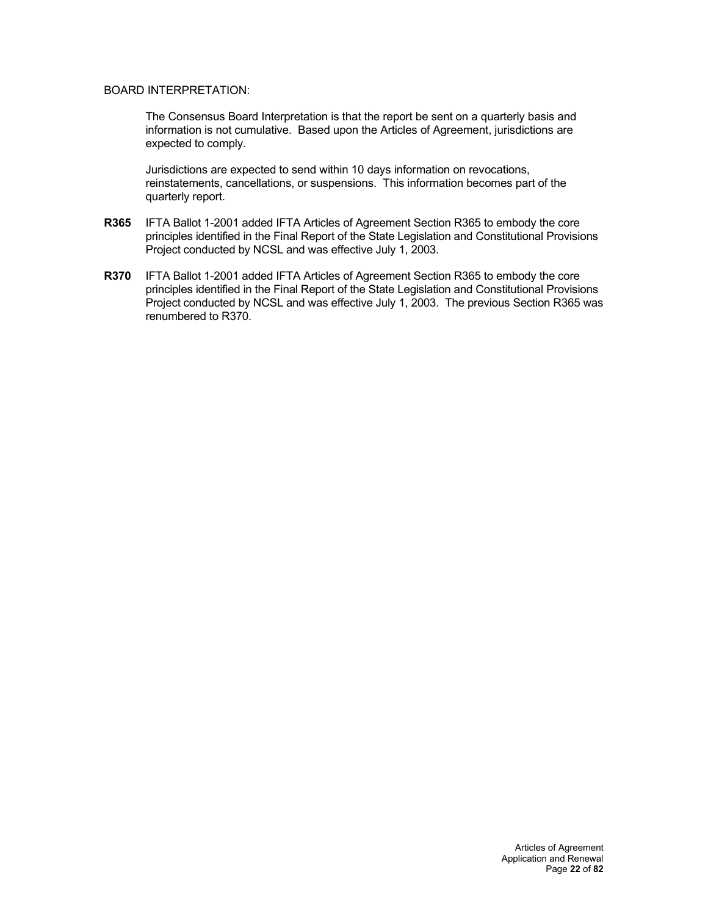BOARD INTERPRETATION:

The Consensus Board Interpretation is that the report be sent on a quarterly basis and information is not cumulative. Based upon the Articles of Agreement, jurisdictions are expected to comply.

Jurisdictions are expected to send within 10 days information on revocations, reinstatements, cancellations, or suspensions. This information becomes part of the quarterly report.

**R365** IFTA Ballot 1-2001 added IFTA Articles of Agreement Section R365 to embody the core principles identified in the Final Report of the State Legislation and Constitutional Provisions Project conducted by NCSL and was effective July 1, 2003.

**R370** IFTA Ballot 1-2001 added IFTA Articles of Agreement Section R365 to embody the core principles identified in the Final Report of the State Legislation and Constitutional Provisions Project conducted by NCSL and was effective July 1, 2003. The previous Section R365 was renumbered to R370.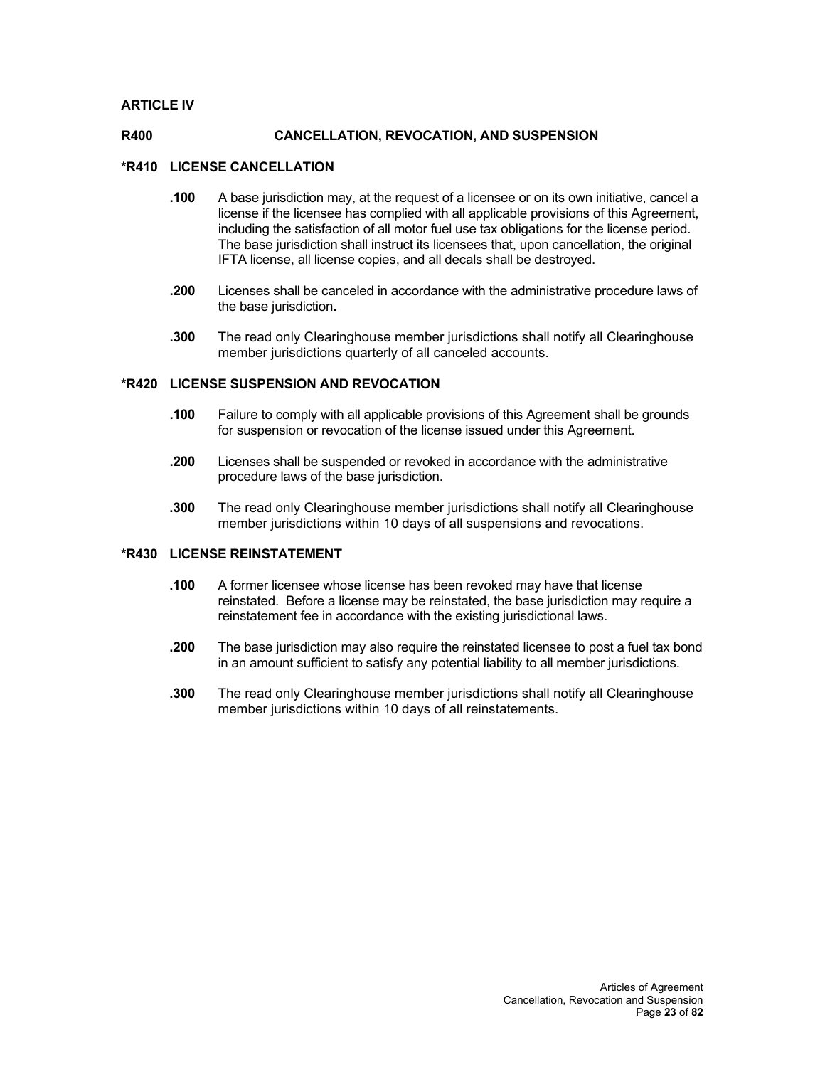## ARTICLE IV

## R400 CANCELLATION, REVOCATION, AND SUSPENSION

### *R410 LICENSE CANCELLATION

**.100** A base jurisdiction may, at the request of a licensee or on its own initiative, cancel a license if the licensee has complied with all applicable provisions of this Agreement, including the satisfaction of all motor fuel use tax obligations for the license period. The base jurisdiction shall instruct its licensees that, upon cancellation, the original IFTA license, all license copies, and all decals shall be destroyed.

**.200** Licenses shall be canceled in accordance with the administrative procedure laws of the base jurisdiction**.**

**.300** The read only Clearinghouse member jurisdictions shall notify all Clearinghouse member jurisdictions quarterly of all canceled accounts.

### *R420 LICENSE SUSPENSION AND REVOCATION

**.100** Failure to comply with all applicable provisions of this Agreement shall be grounds for suspension or revocation of the license issued under this Agreement.

**.200** Licenses shall be suspended or revoked in accordance with the administrative procedure laws of the base jurisdiction.

**.300** The read only Clearinghouse member jurisdictions shall notify all Clearinghouse member jurisdictions within 10 days of all suspensions and revocations.

### *R430 LICENSE REINSTATEMENT

**.100** A former licensee whose license has been revoked may have that license reinstated. Before a license may be reinstated, the base jurisdiction may require a reinstatement fee in accordance with the existing jurisdictional laws.

**.200** The base jurisdiction may also require the reinstated licensee to post a fuel tax bond in an amount sufficient to satisfy any potential liability to all member jurisdictions.

**.300** The read only Clearinghouse member jurisdictions shall notify all Clearinghouse member jurisdictions within 10 days of all reinstatements.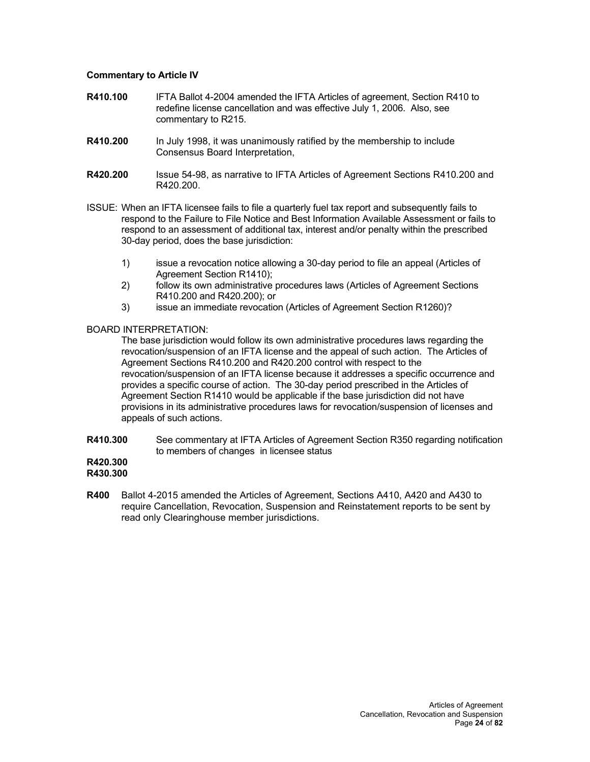**Commentary to Article IV**

**R410.100** IFTA Ballot 4-2004 amended the IFTA Articles of agreement, Section R410 to redefine license cancellation and was effective July 1, 2006. Also, see commentary to R215.

**R410.200** In July 1998, it was unanimously ratified by the membership to include Consensus Board Interpretation,

**R420.200** Issue 54-98, as narrative to IFTA Articles of Agreement Sections R410.200 and R420.200.

ISSUE: When an IFTA licensee fails to file a quarterly fuel tax report and subsequently fails to respond to the Failure to File Notice and Best Information Available Assessment or fails to respond to an assessment of additional tax, interest and/or penalty within the prescribed 30-day period, does the base jurisdiction:

1) issue a revocation notice allowing a 30-day period to file an appeal (Articles of Agreement Section R1410);
2) follow its own administrative procedures laws (Articles of Agreement Sections R410.200 and R420.200); or
3) issue an immediate revocation (Articles of Agreement Section R1260)?

BOARD INTERPRETATION:

The base jurisdiction would follow its own administrative procedures laws regarding the revocation/suspension of an IFTA license and the appeal of such action. The Articles of Agreement Sections R410.200 and R420.200 control with respect to the revocation/suspension of an IFTA license because it addresses a specific occurrence and provides a specific course of action. The 30-day period prescribed in the Articles of Agreement Section R1410 would be applicable if the base jurisdiction did not have provisions in its administrative procedures laws for revocation/suspension of licenses and appeals of such actions.

**R410.300** See commentary at IFTA Articles of Agreement Section R350 regarding notification to members of changes in licensee status
**R420.300**
**R430.300**

**R400** Ballot 4-2015 amended the Articles of Agreement, Sections A410, A420 and A430 to require Cancellation, Revocation, Suspension and Reinstatement reports to be sent by read only Clearinghouse member jurisdictions.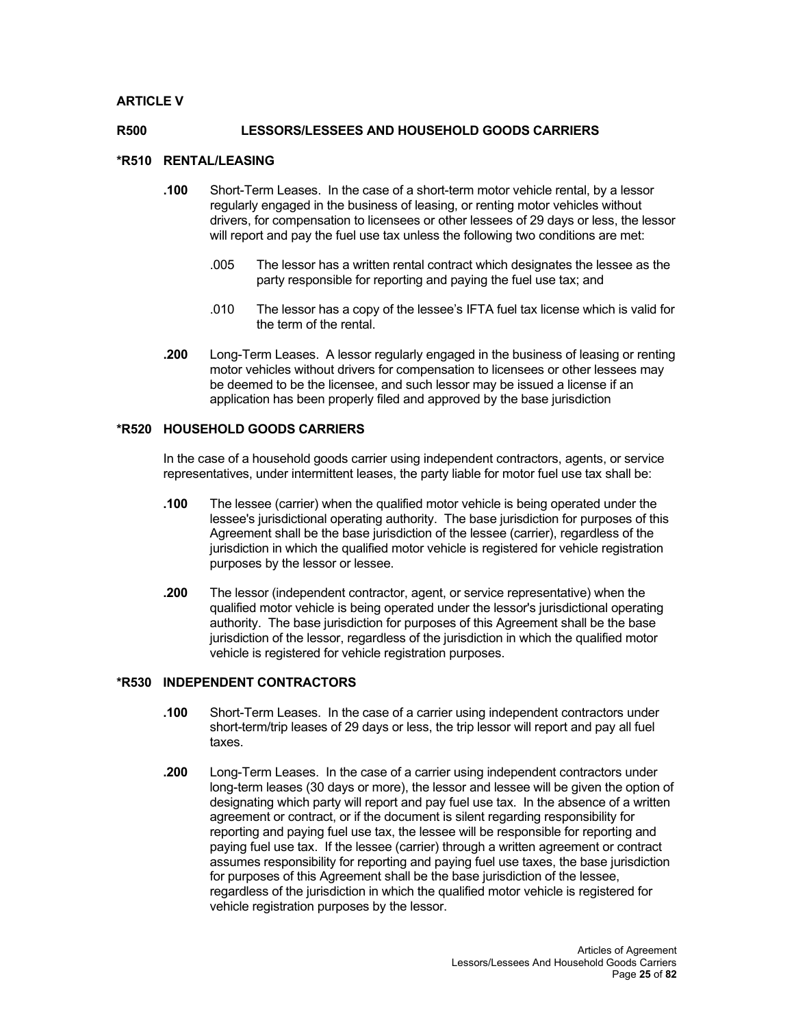## ARTICLE V

### R500 LESSORS/LESSEES AND HOUSEHOLD GOODS CARRIERS

### *R510 RENTAL/LEASING

**.100** Short-Term Leases. In the case of a short-term motor vehicle rental, by a lessor regularly engaged in the business of leasing, or renting motor vehicles without drivers, for compensation to licensees or other lessees of 29 days or less, the lessor will report and pay the fuel use tax unless the following two conditions are met:

> .005 The lessor has a written rental contract which designates the lessee as the party responsible for reporting and paying the fuel use tax; and
>
> .010 The lessor has a copy of the lessee's IFTA fuel tax license which is valid for the term of the rental.

**.200** Long-Term Leases. A lessor regularly engaged in the business of leasing or renting motor vehicles without drivers for compensation to licensees or other lessees may be deemed to be the licensee, and such lessor may be issued a license if an application has been properly filed and approved by the base jurisdiction

### *R520 HOUSEHOLD GOODS CARRIERS

In the case of a household goods carrier using independent contractors, agents, or service representatives, under intermittent leases, the party liable for motor fuel use tax shall be:

**.100** The lessee (carrier) when the qualified motor vehicle is being operated under the lessee's jurisdictional operating authority. The base jurisdiction for purposes of this Agreement shall be the base jurisdiction of the lessee (carrier), regardless of the jurisdiction in which the qualified motor vehicle is registered for vehicle registration purposes by the lessor or lessee.

**.200** The lessor (independent contractor, agent, or service representative) when the qualified motor vehicle is being operated under the lessor's jurisdictional operating authority. The base jurisdiction for purposes of this Agreement shall be the base jurisdiction of the lessor, regardless of the jurisdiction in which the qualified motor vehicle is registered for vehicle registration purposes.

### *R530 INDEPENDENT CONTRACTORS

**.100** Short-Term Leases. In the case of a carrier using independent contractors under short-term/trip leases of 29 days or less, the trip lessor will report and pay all fuel taxes.

**.200** Long-Term Leases. In the case of a carrier using independent contractors under long-term leases (30 days or more), the lessor and lessee will be given the option of designating which party will report and pay fuel use tax. In the absence of a written agreement or contract, or if the document is silent regarding responsibility for reporting and paying fuel use tax, the lessee will be responsible for reporting and paying fuel use tax. If the lessee (carrier) through a written agreement or contract assumes responsibility for reporting and paying fuel use taxes, the base jurisdiction for purposes of this Agreement shall be the base jurisdiction of the lessee, regardless of the jurisdiction in which the qualified motor vehicle is registered for vehicle registration purposes by the lessor.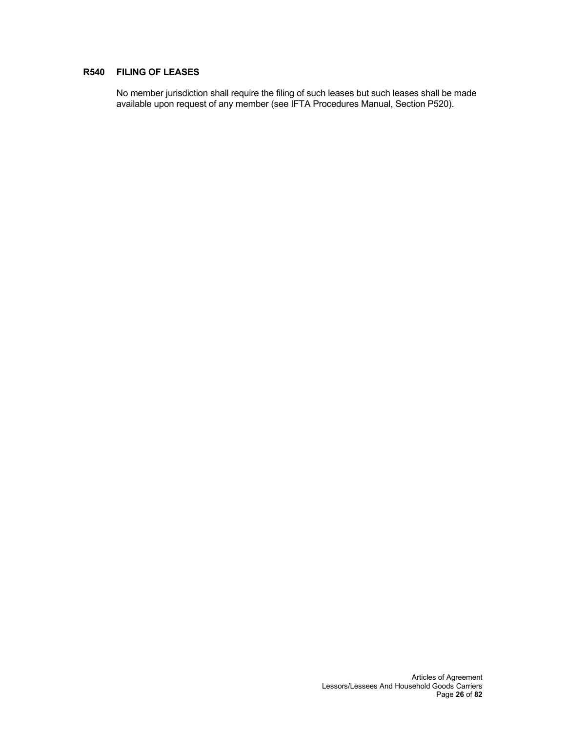### R540 FILING OF LEASES

No member jurisdiction shall require the filing of such leases but such leases shall be made available upon request of any member (see IFTA Procedures Manual, Section P520).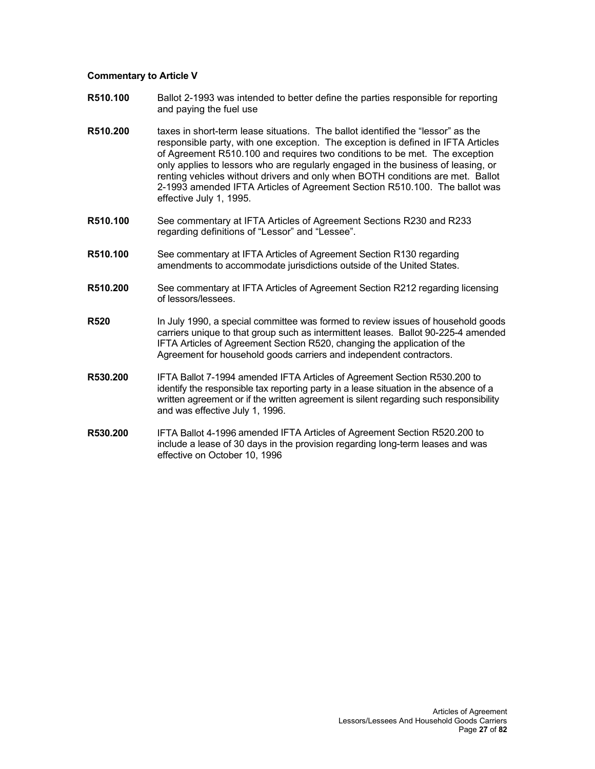**Commentary to Article V**

**R510.100** Ballot 2-1993 was intended to better define the parties responsible for reporting and paying the fuel use

**R510.200** taxes in short-term lease situations. The ballot identified the "lessor" as the responsible party, with one exception. The exception is defined in IFTA Articles of Agreement R510.100 and requires two conditions to be met. The exception only applies to lessors who are regularly engaged in the business of leasing, or renting vehicles without drivers and only when BOTH conditions are met. Ballot 2-1993 amended IFTA Articles of Agreement Section R510.100. The ballot was effective July 1, 1995.

**R510.100** See commentary at IFTA Articles of Agreement Sections R230 and R233 regarding definitions of "Lessor" and "Lessee".

**R510.100** See commentary at IFTA Articles of Agreement Section R130 regarding amendments to accommodate jurisdictions outside of the United States.

**R510.200** See commentary at IFTA Articles of Agreement Section R212 regarding licensing of lessors/lessees.

**R520** In July 1990, a special committee was formed to review issues of household goods carriers unique to that group such as intermittent leases. Ballot 90-225-4 amended IFTA Articles of Agreement Section R520, changing the application of the Agreement for household goods carriers and independent contractors.

**R530.200** IFTA Ballot 7-1994 amended IFTA Articles of Agreement Section R530.200 to identify the responsible tax reporting party in a lease situation in the absence of a written agreement or if the written agreement is silent regarding such responsibility and was effective July 1, 1996.

**R530.200** IFTA Ballot 4-1996 amended IFTA Articles of Agreement Section R520.200 to include a lease of 30 days in the provision regarding long-term leases and was effective on October 10, 1996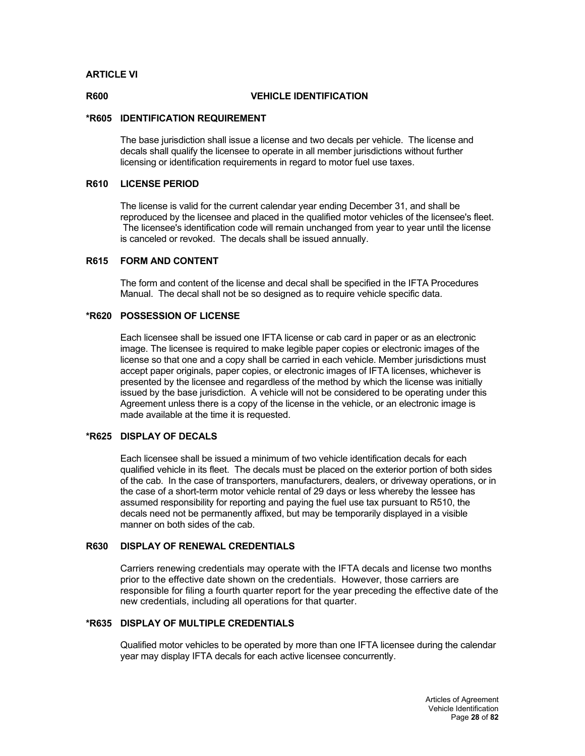## ARTICLE VI

### R600 VEHICLE IDENTIFICATION

#### *R605 IDENTIFICATION REQUIREMENT

The base jurisdiction shall issue a license and two decals per vehicle. The license and decals shall qualify the licensee to operate in all member jurisdictions without further licensing or identification requirements in regard to motor fuel use taxes.

#### R610 LICENSE PERIOD

The license is valid for the current calendar year ending December 31, and shall be reproduced by the licensee and placed in the qualified motor vehicles of the licensee's fleet. The licensee's identification code will remain unchanged from year to year until the license is canceled or revoked. The decals shall be issued annually.

#### R615 FORM AND CONTENT

The form and content of the license and decal shall be specified in the IFTA Procedures Manual. The decal shall not be so designed as to require vehicle specific data.

#### *R620 POSSESSION OF LICENSE

Each licensee shall be issued one IFTA license or cab card in paper or as an electronic image. The licensee is required to make legible paper copies or electronic images of the license so that one and a copy shall be carried in each vehicle. Member jurisdictions must accept paper originals, paper copies, or electronic images of IFTA licenses, whichever is presented by the licensee and regardless of the method by which the license was initially issued by the base jurisdiction. A vehicle will not be considered to be operating under this Agreement unless there is a copy of the license in the vehicle, or an electronic image is made available at the time it is requested.

#### *R625 DISPLAY OF DECALS

Each licensee shall be issued a minimum of two vehicle identification decals for each qualified vehicle in its fleet. The decals must be placed on the exterior portion of both sides of the cab. In the case of transporters, manufacturers, dealers, or driveway operations, or in the case of a short-term motor vehicle rental of 29 days or less whereby the lessee has assumed responsibility for reporting and paying the fuel use tax pursuant to R510, the decals need not be permanently affixed, but may be temporarily displayed in a visible manner on both sides of the cab.

#### R630 DISPLAY OF RENEWAL CREDENTIALS

Carriers renewing credentials may operate with the IFTA decals and license two months prior to the effective date shown on the credentials. However, those carriers are responsible for filing a fourth quarter report for the year preceding the effective date of the new credentials, including all operations for that quarter.

#### *R635 DISPLAY OF MULTIPLE CREDENTIALS

Qualified motor vehicles to be operated by more than one IFTA licensee during the calendar year may display IFTA decals for each active licensee concurrently.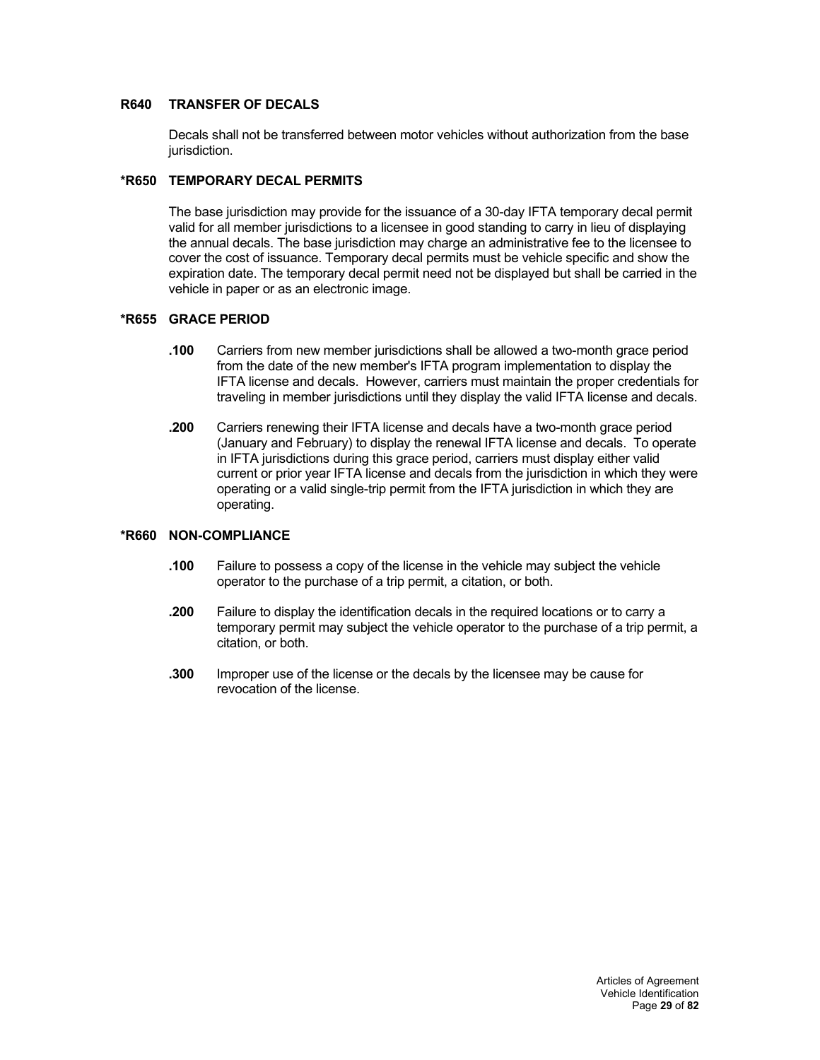### R640 TRANSFER OF DECALS

Decals shall not be transferred between motor vehicles without authorization from the base jurisdiction.

### *R650 TEMPORARY DECAL PERMITS

The base jurisdiction may provide for the issuance of a 30-day IFTA temporary decal permit valid for all member jurisdictions to a licensee in good standing to carry in lieu of displaying the annual decals. The base jurisdiction may charge an administrative fee to the licensee to cover the cost of issuance. Temporary decal permits must be vehicle specific and show the expiration date. The temporary decal permit need not be displayed but shall be carried in the vehicle in paper or as an electronic image.

### *R655 GRACE PERIOD

**.100** Carriers from new member jurisdictions shall be allowed a two-month grace period from the date of the new member's IFTA program implementation to display the IFTA license and decals. However, carriers must maintain the proper credentials for traveling in member jurisdictions until they display the valid IFTA license and decals.

**.200** Carriers renewing their IFTA license and decals have a two-month grace period (January and February) to display the renewal IFTA license and decals. To operate in IFTA jurisdictions during this grace period, carriers must display either valid current or prior year IFTA license and decals from the jurisdiction in which they were operating or a valid single-trip permit from the IFTA jurisdiction in which they are operating.

### *R660 NON-COMPLIANCE

**.100** Failure to possess a copy of the license in the vehicle may subject the vehicle operator to the purchase of a trip permit, a citation, or both.

**.200** Failure to display the identification decals in the required locations or to carry a temporary permit may subject the vehicle operator to the purchase of a trip permit, a citation, or both.

**.300** Improper use of the license or the decals by the licensee may be cause for revocation of the license.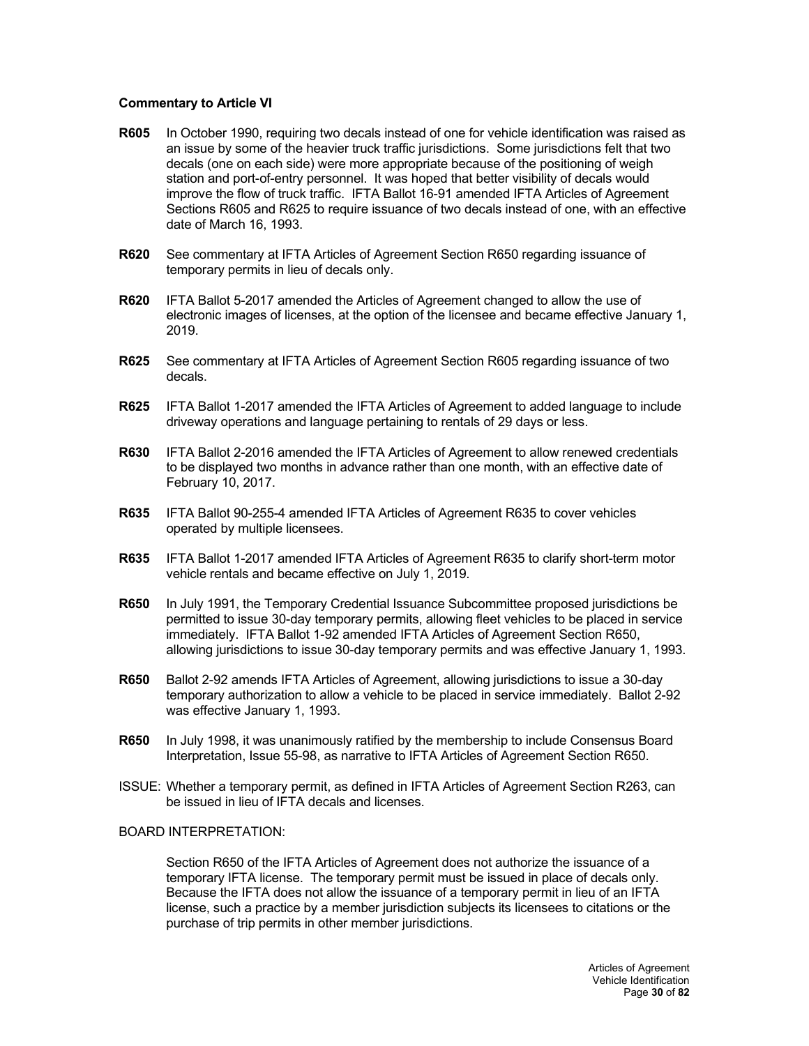**Commentary to Article VI**

**R605** In October 1990, requiring two decals instead of one for vehicle identification was raised as an issue by some of the heavier truck traffic jurisdictions. Some jurisdictions felt that two decals (one on each side) were more appropriate because of the positioning of weigh station and port-of-entry personnel. It was hoped that better visibility of decals would improve the flow of truck traffic. IFTA Ballot 16-91 amended IFTA Articles of Agreement Sections R605 and R625 to require issuance of two decals instead of one, with an effective date of March 16, 1993.

**R620** See commentary at IFTA Articles of Agreement Section R650 regarding issuance of temporary permits in lieu of decals only.

**R620** IFTA Ballot 5-2017 amended the Articles of Agreement changed to allow the use of electronic images of licenses, at the option of the licensee and became effective January 1, 2019.

**R625** See commentary at IFTA Articles of Agreement Section R605 regarding issuance of two decals.

**R625** IFTA Ballot 1-2017 amended the IFTA Articles of Agreement to added language to include driveway operations and language pertaining to rentals of 29 days or less.

**R630** IFTA Ballot 2-2016 amended the IFTA Articles of Agreement to allow renewed credentials to be displayed two months in advance rather than one month, with an effective date of February 10, 2017.

**R635** IFTA Ballot 90-255-4 amended IFTA Articles of Agreement R635 to cover vehicles operated by multiple licensees.

**R635** IFTA Ballot 1-2017 amended IFTA Articles of Agreement R635 to clarify short-term motor vehicle rentals and became effective on July 1, 2019.

**R650** In July 1991, the Temporary Credential Issuance Subcommittee proposed jurisdictions be permitted to issue 30-day temporary permits, allowing fleet vehicles to be placed in service immediately. IFTA Ballot 1-92 amended IFTA Articles of Agreement Section R650, allowing jurisdictions to issue 30-day temporary permits and was effective January 1, 1993.

**R650** Ballot 2-92 amends IFTA Articles of Agreement, allowing jurisdictions to issue a 30-day temporary authorization to allow a vehicle to be placed in service immediately. Ballot 2-92 was effective January 1, 1993.

**R650** In July 1998, it was unanimously ratified by the membership to include Consensus Board Interpretation, Issue 55-98, as narrative to IFTA Articles of Agreement Section R650.

ISSUE: Whether a temporary permit, as defined in IFTA Articles of Agreement Section R263, can be issued in lieu of IFTA decals and licenses.

BOARD INTERPRETATION:

Section R650 of the IFTA Articles of Agreement does not authorize the issuance of a temporary IFTA license. The temporary permit must be issued in place of decals only. Because the IFTA does not allow the issuance of a temporary permit in lieu of an IFTA license, such a practice by a member jurisdiction subjects its licensees to citations or the purchase of trip permits in other member jurisdictions.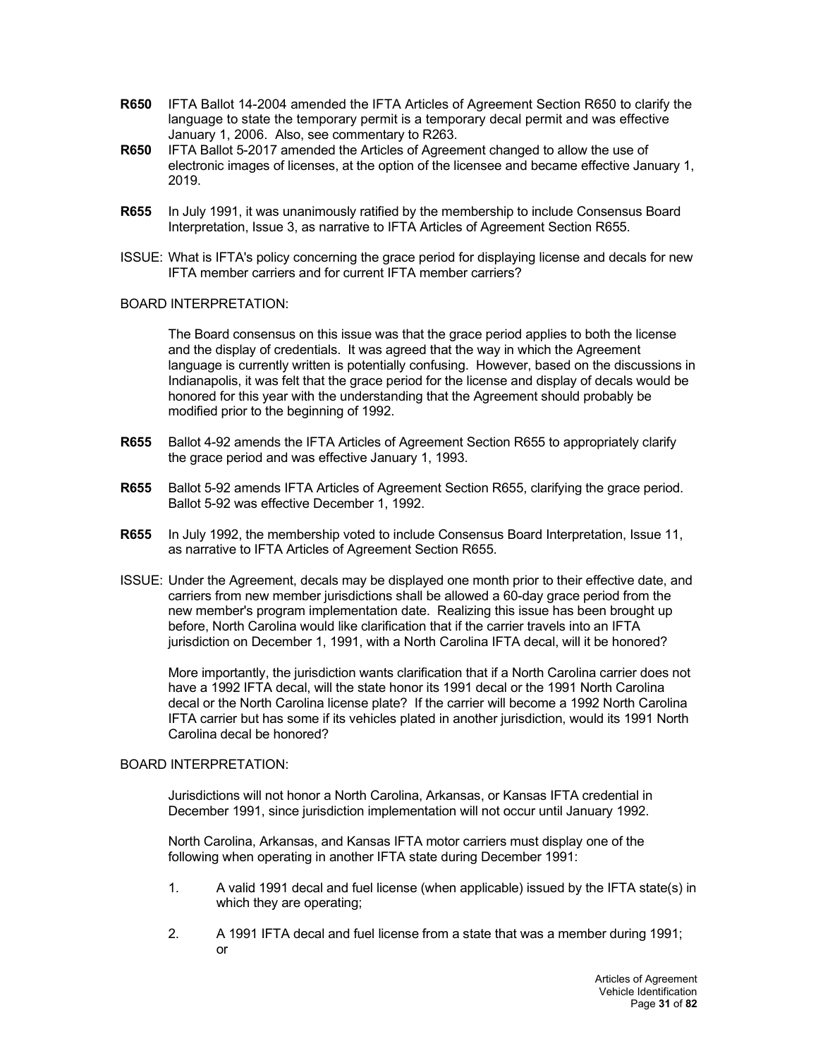**R650** IFTA Ballot 14-2004 amended the IFTA Articles of Agreement Section R650 to clarify the language to state the temporary permit is a temporary decal permit and was effective January 1, 2006. Also, see commentary to R263.

**R650** IFTA Ballot 5-2017 amended the Articles of Agreement changed to allow the use of electronic images of licenses, at the option of the licensee and became effective January 1, 2019.

**R655** In July 1991, it was unanimously ratified by the membership to include Consensus Board Interpretation, Issue 3, as narrative to IFTA Articles of Agreement Section R655.

ISSUE: What is IFTA's policy concerning the grace period for displaying license and decals for new IFTA member carriers and for current IFTA member carriers?

BOARD INTERPRETATION:

The Board consensus on this issue was that the grace period applies to both the license and the display of credentials. It was agreed that the way in which the Agreement language is currently written is potentially confusing. However, based on the discussions in Indianapolis, it was felt that the grace period for the license and display of decals would be honored for this year with the understanding that the Agreement should probably be modified prior to the beginning of 1992.

**R655** Ballot 4-92 amends the IFTA Articles of Agreement Section R655 to appropriately clarify the grace period and was effective January 1, 1993.

**R655** Ballot 5-92 amends IFTA Articles of Agreement Section R655, clarifying the grace period. Ballot 5-92 was effective December 1, 1992.

**R655** In July 1992, the membership voted to include Consensus Board Interpretation, Issue 11, as narrative to IFTA Articles of Agreement Section R655.

ISSUE: Under the Agreement, decals may be displayed one month prior to their effective date, and carriers from new member jurisdictions shall be allowed a 60-day grace period from the new member's program implementation date. Realizing this issue has been brought up before, North Carolina would like clarification that if the carrier travels into an IFTA jurisdiction on December 1, 1991, with a North Carolina IFTA decal, will it be honored?

More importantly, the jurisdiction wants clarification that if a North Carolina carrier does not have a 1992 IFTA decal, will the state honor its 1991 decal or the 1991 North Carolina decal or the North Carolina license plate? If the carrier will become a 1992 North Carolina IFTA carrier but has some if its vehicles plated in another jurisdiction, would its 1991 North Carolina decal be honored?

BOARD INTERPRETATION:

Jurisdictions will not honor a North Carolina, Arkansas, or Kansas IFTA credential in December 1991, since jurisdiction implementation will not occur until January 1992.

North Carolina, Arkansas, and Kansas IFTA motor carriers must display one of the following when operating in another IFTA state during December 1991:

1. A valid 1991 decal and fuel license (when applicable) issued by the IFTA state(s) in which they are operating;
2. A 1991 IFTA decal and fuel license from a state that was a member during 1991; or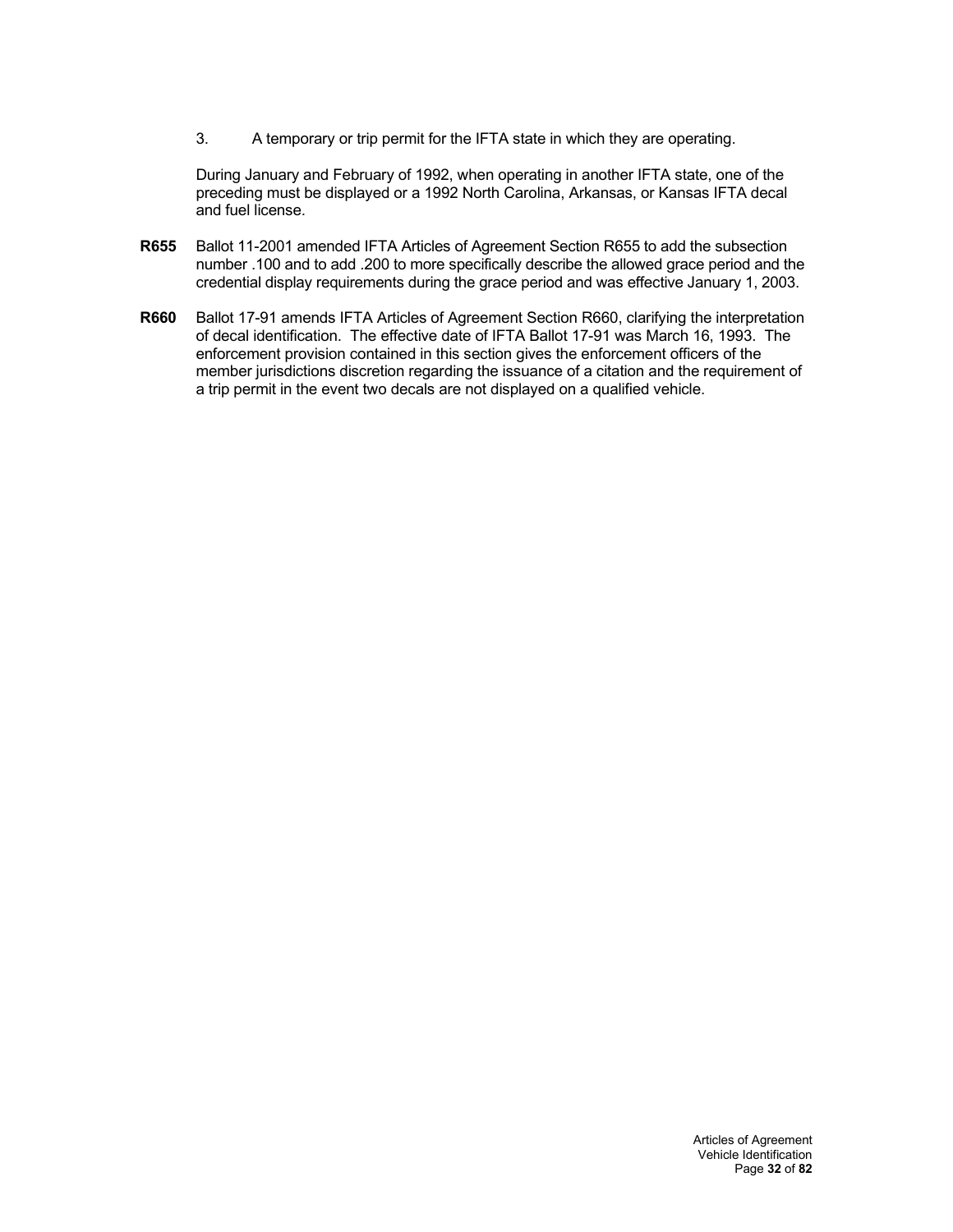3. A temporary or trip permit for the IFTA state in which they are operating.

During January and February of 1992, when operating in another IFTA state, one of the preceding must be displayed or a 1992 North Carolina, Arkansas, or Kansas IFTA decal and fuel license.

**R655** Ballot 11-2001 amended IFTA Articles of Agreement Section R655 to add the subsection number .100 and to add .200 to more specifically describe the allowed grace period and the credential display requirements during the grace period and was effective January 1, 2003.

**R660** Ballot 17-91 amends IFTA Articles of Agreement Section R660, clarifying the interpretation of decal identification. The effective date of IFTA Ballot 17-91 was March 16, 1993. The enforcement provision contained in this section gives the enforcement officers of the member jurisdictions discretion regarding the issuance of a citation and the requirement of a trip permit in the event two decals are not displayed on a qualified vehicle.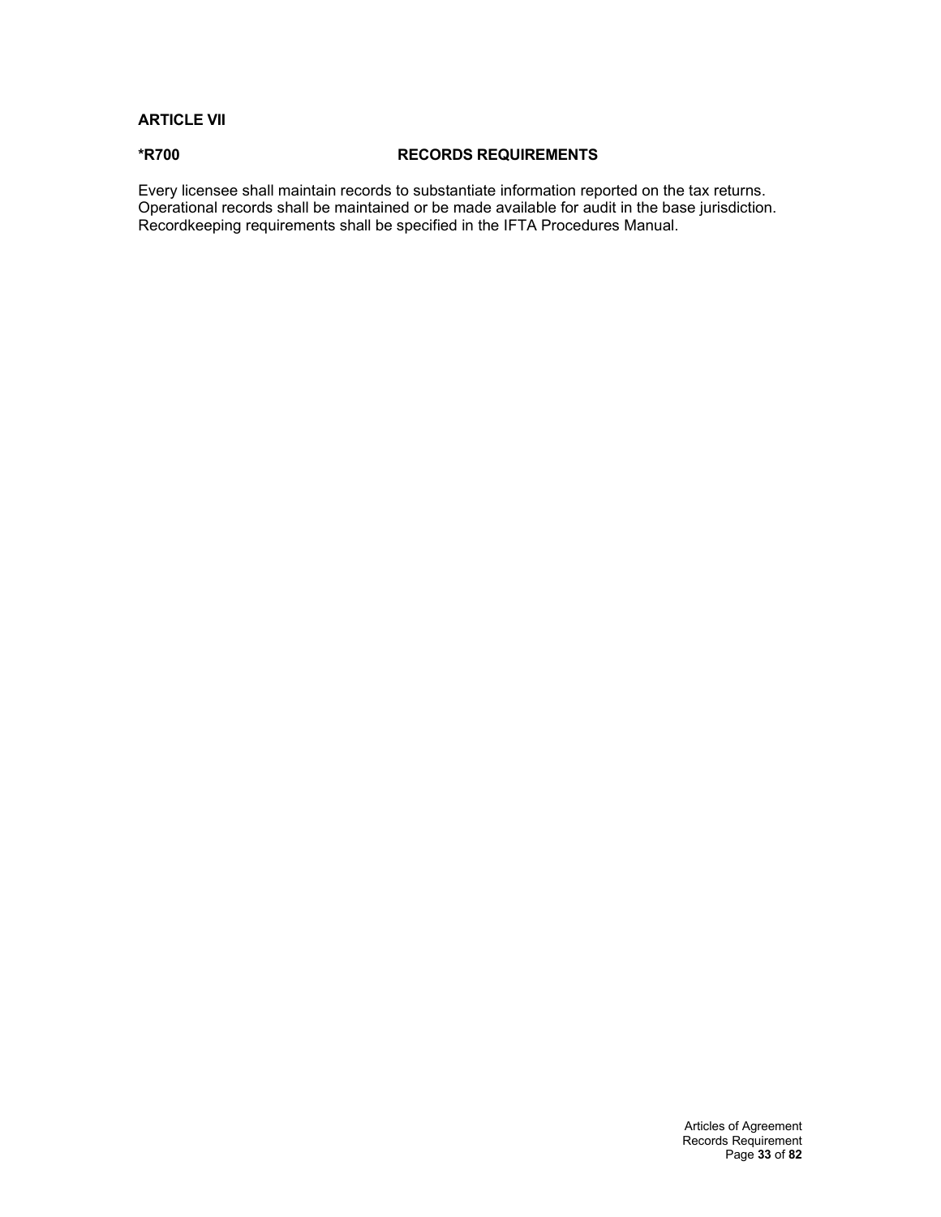## ARTICLE VII

### *R700 RECORDS REQUIREMENTS

Every licensee shall maintain records to substantiate information reported on the tax returns. Operational records shall be maintained or be made available for audit in the base jurisdiction. Recordkeeping requirements shall be specified in the IFTA Procedures Manual.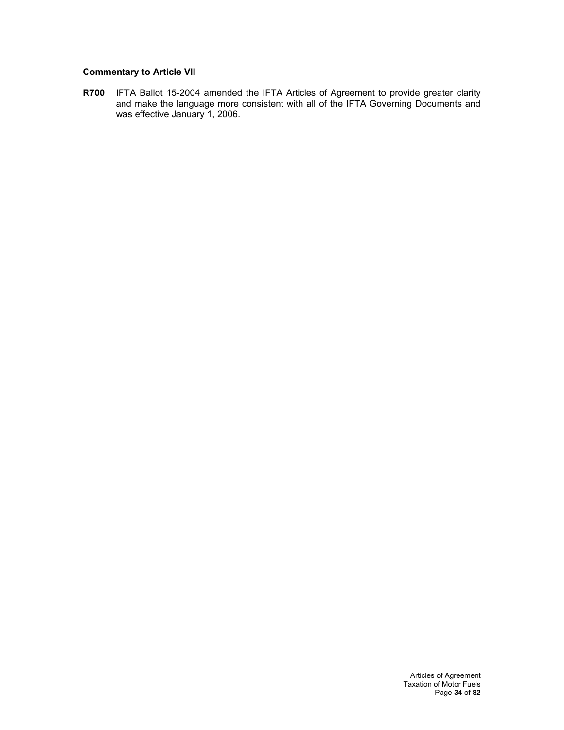### Commentary to Article VII

**R700** IFTA Ballot 15-2004 amended the IFTA Articles of Agreement to provide greater clarity and make the language more consistent with all of the IFTA Governing Documents and was effective January 1, 2006.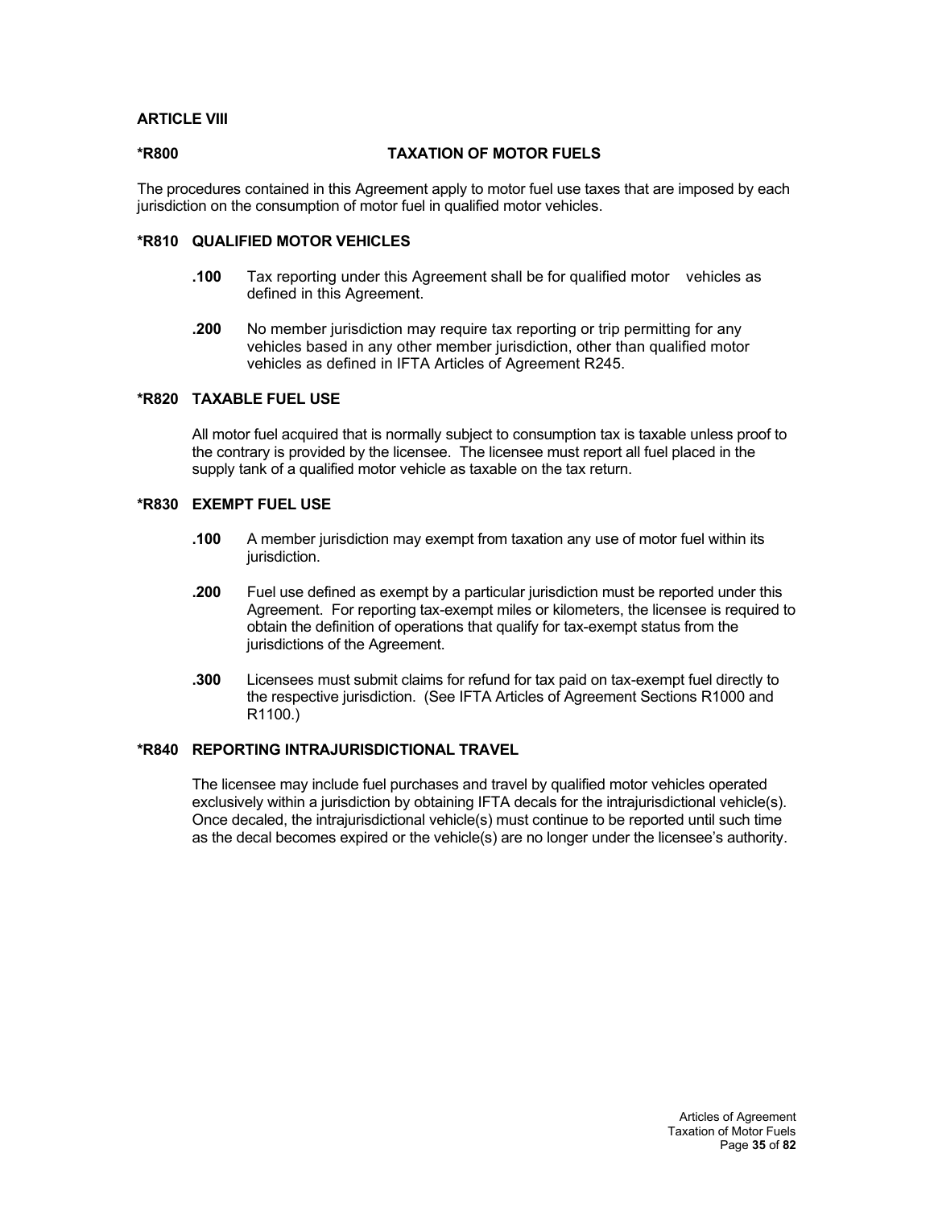## ARTICLE VIII

### *R800 TAXATION OF MOTOR FUELS

The procedures contained in this Agreement apply to motor fuel use taxes that are imposed by each jurisdiction on the consumption of motor fuel in qualified motor vehicles.

### *R810 QUALIFIED MOTOR VEHICLES

**.100** Tax reporting under this Agreement shall be for qualified motor vehicles as defined in this Agreement.

**.200** No member jurisdiction may require tax reporting or trip permitting for any vehicles based in any other member jurisdiction, other than qualified motor vehicles as defined in IFTA Articles of Agreement R245.

### *R820 TAXABLE FUEL USE

All motor fuel acquired that is normally subject to consumption tax is taxable unless proof to the contrary is provided by the licensee. The licensee must report all fuel placed in the supply tank of a qualified motor vehicle as taxable on the tax return.

### *R830 EXEMPT FUEL USE

**.100** A member jurisdiction may exempt from taxation any use of motor fuel within its jurisdiction.

**.200** Fuel use defined as exempt by a particular jurisdiction must be reported under this Agreement. For reporting tax-exempt miles or kilometers, the licensee is required to obtain the definition of operations that qualify for tax-exempt status from the jurisdictions of the Agreement.

**.300** Licensees must submit claims for refund for tax paid on tax-exempt fuel directly to the respective jurisdiction. (See IFTA Articles of Agreement Sections R1000 and R1100.)

### *R840 REPORTING INTRAJURISDICTIONAL TRAVEL

The licensee may include fuel purchases and travel by qualified motor vehicles operated exclusively within a jurisdiction by obtaining IFTA decals for the intrajurisdictional vehicle(s). Once decaled, the intrajurisdictional vehicle(s) must continue to be reported until such time as the decal becomes expired or the vehicle(s) are no longer under the licensee's authority.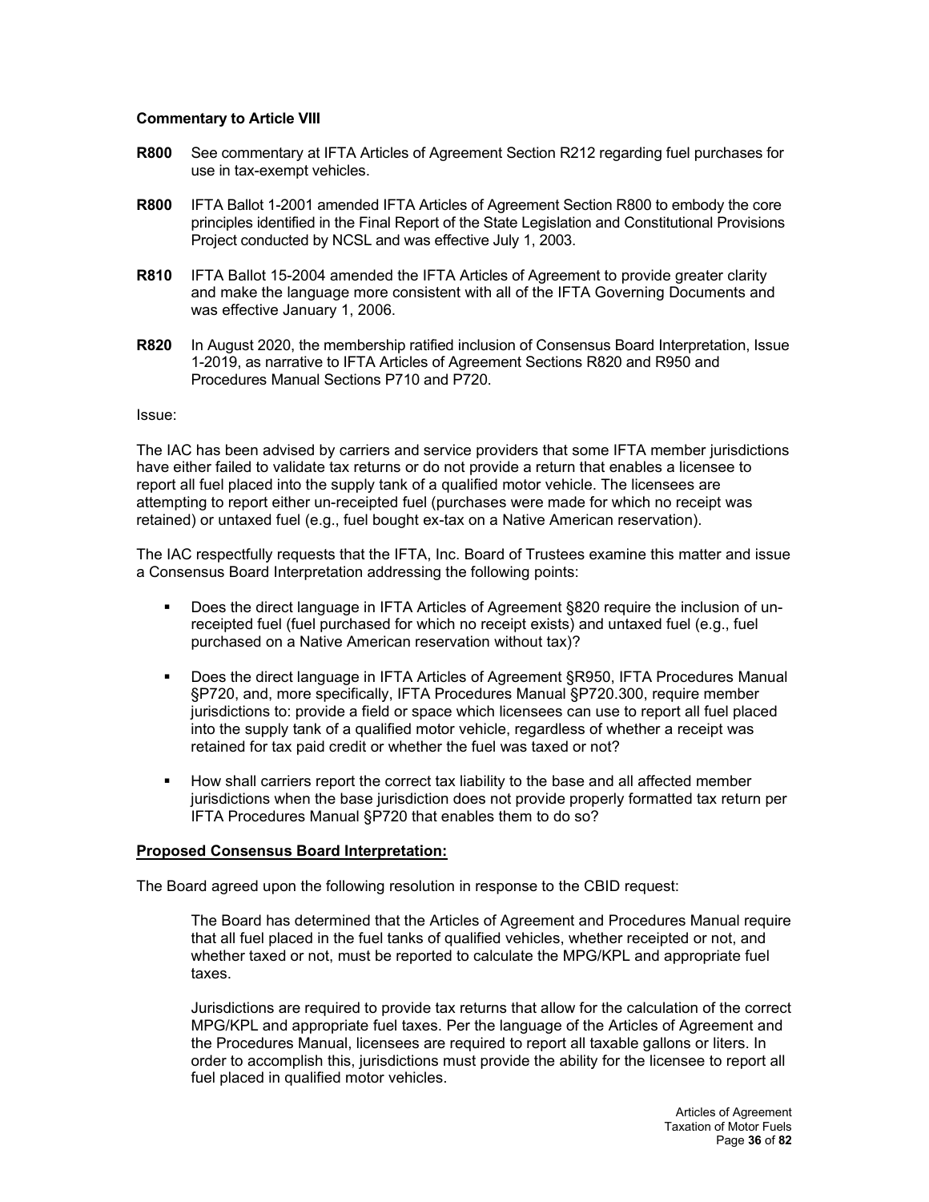**Commentary to Article VIII**

**R800** See commentary at IFTA Articles of Agreement Section R212 regarding fuel purchases for use in tax-exempt vehicles.

**R800** IFTA Ballot 1-2001 amended IFTA Articles of Agreement Section R800 to embody the core principles identified in the Final Report of the State Legislation and Constitutional Provisions Project conducted by NCSL and was effective July 1, 2003.

**R810** IFTA Ballot 15-2004 amended the IFTA Articles of Agreement to provide greater clarity and make the language more consistent with all of the IFTA Governing Documents and was effective January 1, 2006.

**R820** In August 2020, the membership ratified inclusion of Consensus Board Interpretation, Issue 1-2019, as narrative to IFTA Articles of Agreement Sections R820 and R950 and Procedures Manual Sections P710 and P720.

Issue:

The IAC has been advised by carriers and service providers that some IFTA member jurisdictions have either failed to validate tax returns or do not provide a return that enables a licensee to report all fuel placed into the supply tank of a qualified motor vehicle. The licensees are attempting to report either un-receipted fuel (purchases were made for which no receipt was retained) or untaxed fuel (e.g., fuel bought ex-tax on a Native American reservation).

The IAC respectfully requests that the IFTA, Inc. Board of Trustees examine this matter and issue a Consensus Board Interpretation addressing the following points:

- Does the direct language in IFTA Articles of Agreement §820 require the inclusion of un-receipted fuel (fuel purchased for which no receipt exists) and untaxed fuel (e.g., fuel purchased on a Native American reservation without tax)?
- Does the direct language in IFTA Articles of Agreement §R950, IFTA Procedures Manual §P720, and, more specifically, IFTA Procedures Manual §P720.300, require member jurisdictions to: provide a field or space which licensees can use to report all fuel placed into the supply tank of a qualified motor vehicle, regardless of whether a receipt was retained for tax paid credit or whether the fuel was taxed or not?
- How shall carriers report the correct tax liability to the base and all affected member jurisdictions when the base jurisdiction does not provide properly formatted tax return per IFTA Procedures Manual §P720 that enables them to do so?

**Proposed Consensus Board Interpretation:**

The Board agreed upon the following resolution in response to the CBID request:

> The Board has determined that the Articles of Agreement and Procedures Manual require that all fuel placed in the fuel tanks of qualified vehicles, whether receipted or not, and whether taxed or not, must be reported to calculate the MPG/KPL and appropriate fuel taxes.
>
> Jurisdictions are required to provide tax returns that allow for the calculation of the correct MPG/KPL and appropriate fuel taxes. Per the language of the Articles of Agreement and the Procedures Manual, licensees are required to report all taxable gallons or liters. In order to accomplish this, jurisdictions must provide the ability for the licensee to report all fuel placed in qualified motor vehicles.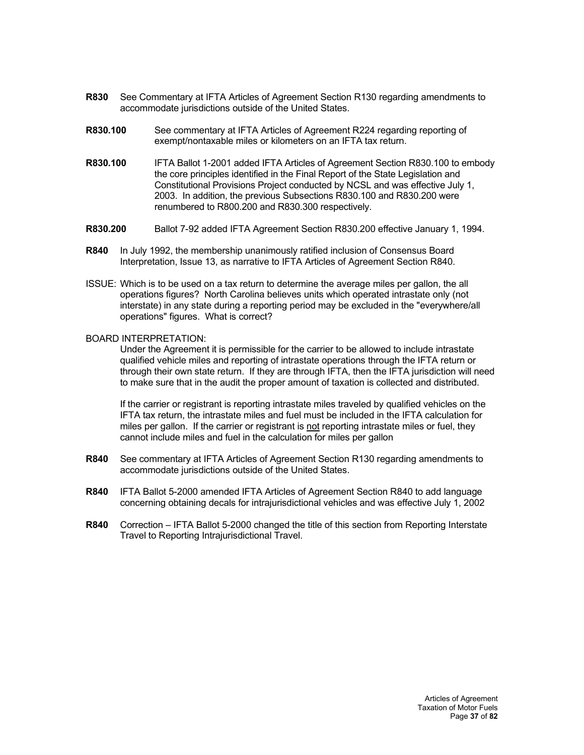**R830** See Commentary at IFTA Articles of Agreement Section R130 regarding amendments to accommodate jurisdictions outside of the United States.

**R830.100** See commentary at IFTA Articles of Agreement R224 regarding reporting of exempt/nontaxable miles or kilometers on an IFTA tax return.

**R830.100** IFTA Ballot 1-2001 added IFTA Articles of Agreement Section R830.100 to embody the core principles identified in the Final Report of the State Legislation and Constitutional Provisions Project conducted by NCSL and was effective July 1, 2003. In addition, the previous Subsections R830.100 and R830.200 were renumbered to R800.200 and R830.300 respectively.

**R830.200** Ballot 7-92 added IFTA Agreement Section R830.200 effective January 1, 1994.

**R840** In July 1992, the membership unanimously ratified inclusion of Consensus Board Interpretation, Issue 13, as narrative to IFTA Articles of Agreement Section R840.

ISSUE: Which is to be used on a tax return to determine the average miles per gallon, the all operations figures? North Carolina believes units which operated intrastate only (not interstate) in any state during a reporting period may be excluded in the "everywhere/all operations" figures. What is correct?

BOARD INTERPRETATION:

Under the Agreement it is permissible for the carrier to be allowed to include intrastate qualified vehicle miles and reporting of intrastate operations through the IFTA return or through their own state return. If they are through IFTA, then the IFTA jurisdiction will need to make sure that in the audit the proper amount of taxation is collected and distributed.

If the carrier or registrant is reporting intrastate miles traveled by qualified vehicles on the IFTA tax return, the intrastate miles and fuel must be included in the IFTA calculation for miles per gallon. If the carrier or registrant is <u>not</u> reporting intrastate miles or fuel, they cannot include miles and fuel in the calculation for miles per gallon

**R840** See commentary at IFTA Articles of Agreement Section R130 regarding amendments to accommodate jurisdictions outside of the United States.

**R840** IFTA Ballot 5-2000 amended IFTA Articles of Agreement Section R840 to add language concerning obtaining decals for intrajurisdictional vehicles and was effective July 1, 2002

**R840** Correction – IFTA Ballot 5-2000 changed the title of this section from Reporting Interstate Travel to Reporting Intrajurisdictional Travel.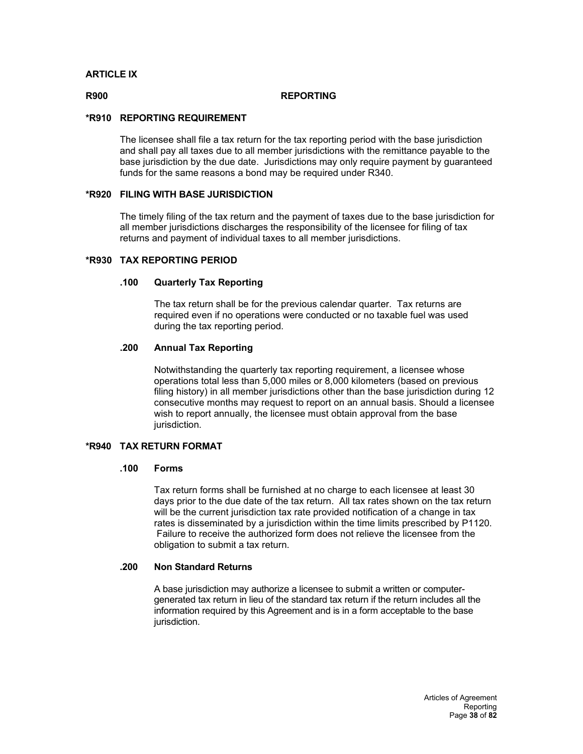# ARTICLE IX

## R900 REPORTING

### *R910 REPORTING REQUIREMENT

The licensee shall file a tax return for the tax reporting period with the base jurisdiction and shall pay all taxes due to all member jurisdictions with the remittance payable to the base jurisdiction by the due date. Jurisdictions may only require payment by guaranteed funds for the same reasons a bond may be required under R340.

### *R920 FILING WITH BASE JURISDICTION

The timely filing of the tax return and the payment of taxes due to the base jurisdiction for all member jurisdictions discharges the responsibility of the licensee for filing of tax returns and payment of individual taxes to all member jurisdictions.

### *R930 TAX REPORTING PERIOD

#### .100 Quarterly Tax Reporting

The tax return shall be for the previous calendar quarter. Tax returns are required even if no operations were conducted or no taxable fuel was used during the tax reporting period.

#### .200 Annual Tax Reporting

Notwithstanding the quarterly tax reporting requirement, a licensee whose operations total less than 5,000 miles or 8,000 kilometers (based on previous filing history) in all member jurisdictions other than the base jurisdiction during 12 consecutive months may request to report on an annual basis. Should a licensee wish to report annually, the licensee must obtain approval from the base jurisdiction.

### *R940 TAX RETURN FORMAT

#### .100 Forms

Tax return forms shall be furnished at no charge to each licensee at least 30 days prior to the due date of the tax return. All tax rates shown on the tax return will be the current jurisdiction tax rate provided notification of a change in tax rates is disseminated by a jurisdiction within the time limits prescribed by P1120. Failure to receive the authorized form does not relieve the licensee from the obligation to submit a tax return.

#### .200 Non Standard Returns

A base jurisdiction may authorize a licensee to submit a written or computer-generated tax return in lieu of the standard tax return if the return includes all the information required by this Agreement and is in a form acceptable to the base jurisdiction.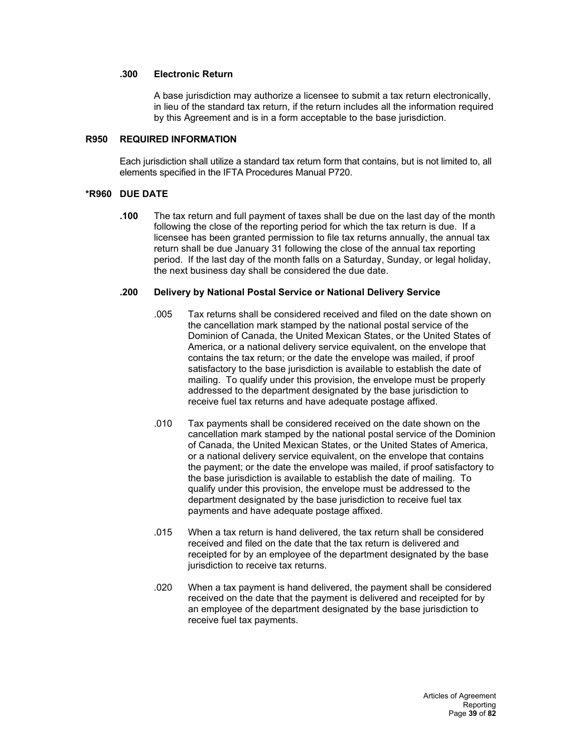### .300 Electronic Return

A base jurisdiction may authorize a licensee to submit a tax return electronically, in lieu of the standard tax return, if the return includes all the information required by this Agreement and is in a form acceptable to the base jurisdiction.

## R950 REQUIRED INFORMATION

Each jurisdiction shall utilize a standard tax return form that contains, but is not limited to, all elements specified in the IFTA Procedures Manual P720.

## *R960 DUE DATE

**.100** The tax return and full payment of taxes shall be due on the last day of the month following the close of the reporting period for which the tax return is due. If a licensee has been granted permission to file tax returns annually, the annual tax return shall be due January 31 following the close of the annual tax reporting period. If the last day of the month falls on a Saturday, Sunday, or legal holiday, the next business day shall be considered the due date.

### .200 Delivery by National Postal Service or National Delivery Service

.005 Tax returns shall be considered received and filed on the date shown on the cancellation mark stamped by the national postal service of the Dominion of Canada, the United Mexican States, or the United States of America, or a national delivery service equivalent, on the envelope that contains the tax return; or the date the envelope was mailed, if proof satisfactory to the base jurisdiction is available to establish the date of mailing. To qualify under this provision, the envelope must be properly addressed to the department designated by the base jurisdiction to receive fuel tax returns and have adequate postage affixed.

.010 Tax payments shall be considered received on the date shown on the cancellation mark stamped by the national postal service of the Dominion of Canada, the United Mexican States, or the United States of America, or a national delivery service equivalent, on the envelope that contains the payment; or the date the envelope was mailed, if proof satisfactory to the base jurisdiction is available to establish the date of mailing. To qualify under this provision, the envelope must be addressed to the department designated by the base jurisdiction to receive fuel tax payments and have adequate postage affixed.

.015 When a tax return is hand delivered, the tax return shall be considered received and filed on the date that the tax return is delivered and receipted for by an employee of the department designated by the base jurisdiction to receive tax returns.

.020 When a tax payment is hand delivered, the payment shall be considered received on the date that the payment is delivered and receipted for by an employee of the department designated by the base jurisdiction to receive fuel tax payments.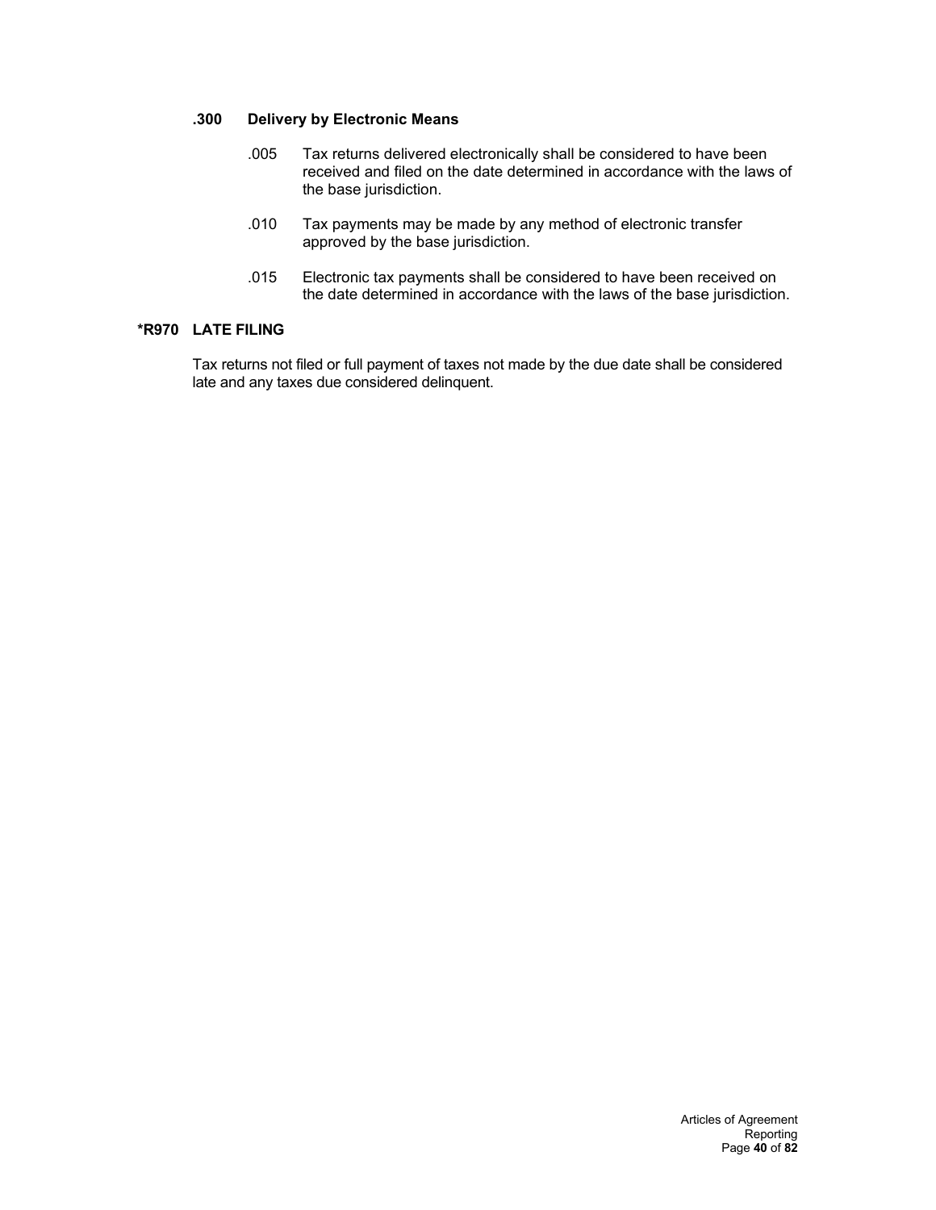### .300 Delivery by Electronic Means

.005 Tax returns delivered electronically shall be considered to have been received and filed on the date determined in accordance with the laws of the base jurisdiction.

.010 Tax payments may be made by any method of electronic transfer approved by the base jurisdiction.

.015 Electronic tax payments shall be considered to have been received on the date determined in accordance with the laws of the base jurisdiction.

## *R970 LATE FILING

Tax returns not filed or full payment of taxes not made by the due date shall be considered late and any taxes due considered delinquent.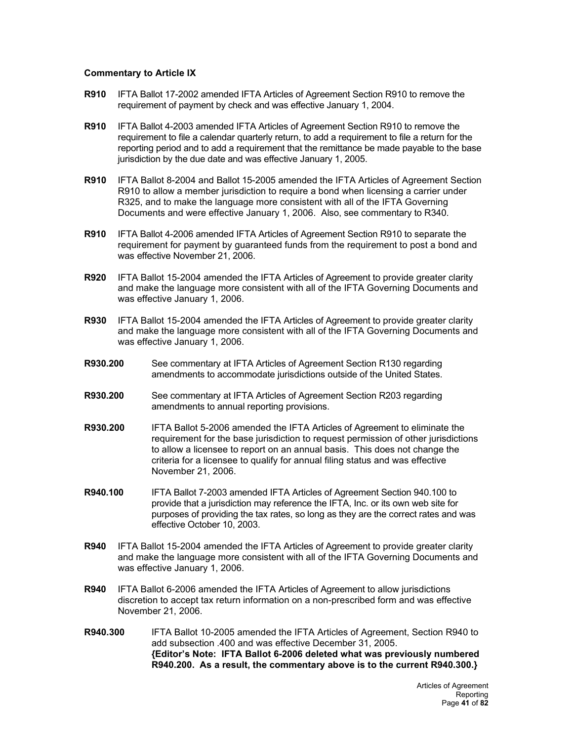**Commentary to Article IX**

**R910** IFTA Ballot 17-2002 amended IFTA Articles of Agreement Section R910 to remove the requirement of payment by check and was effective January 1, 2004.

**R910** IFTA Ballot 4-2003 amended IFTA Articles of Agreement Section R910 to remove the requirement to file a calendar quarterly return, to add a requirement to file a return for the reporting period and to add a requirement that the remittance be made payable to the base jurisdiction by the due date and was effective January 1, 2005.

**R910** IFTA Ballot 8-2004 and Ballot 15-2005 amended the IFTA Articles of Agreement Section R910 to allow a member jurisdiction to require a bond when licensing a carrier under R325, and to make the language more consistent with all of the IFTA Governing Documents and were effective January 1, 2006. Also, see commentary to R340.

**R910** IFTA Ballot 4-2006 amended IFTA Articles of Agreement Section R910 to separate the requirement for payment by guaranteed funds from the requirement to post a bond and was effective November 21, 2006.

**R920** IFTA Ballot 15-2004 amended the IFTA Articles of Agreement to provide greater clarity and make the language more consistent with all of the IFTA Governing Documents and was effective January 1, 2006.

**R930** IFTA Ballot 15-2004 amended the IFTA Articles of Agreement to provide greater clarity and make the language more consistent with all of the IFTA Governing Documents and was effective January 1, 2006.

**R930.200** See commentary at IFTA Articles of Agreement Section R130 regarding amendments to accommodate jurisdictions outside of the United States.

**R930.200** See commentary at IFTA Articles of Agreement Section R203 regarding amendments to annual reporting provisions.

**R930.200** IFTA Ballot 5-2006 amended the IFTA Articles of Agreement to eliminate the requirement for the base jurisdiction to request permission of other jurisdictions to allow a licensee to report on an annual basis. This does not change the criteria for a licensee to qualify for annual filing status and was effective November 21, 2006.

**R940.100** IFTA Ballot 7-2003 amended IFTA Articles of Agreement Section 940.100 to provide that a jurisdiction may reference the IFTA, Inc. or its own web site for purposes of providing the tax rates, so long as they are the correct rates and was effective October 10, 2003.

**R940** IFTA Ballot 15-2004 amended the IFTA Articles of Agreement to provide greater clarity and make the language more consistent with all of the IFTA Governing Documents and was effective January 1, 2006.

**R940** IFTA Ballot 6-2006 amended the IFTA Articles of Agreement to allow jurisdictions discretion to accept tax return information on a non-prescribed form and was effective November 21, 2006.

**R940.300** IFTA Ballot 10-2005 amended the IFTA Articles of Agreement, Section R940 to add subsection .400 and was effective December 31, 2005. **{Editor's Note: IFTA Ballot 6-2006 deleted what was previously numbered R940.200. As a result, the commentary above is to the current R940.300.}**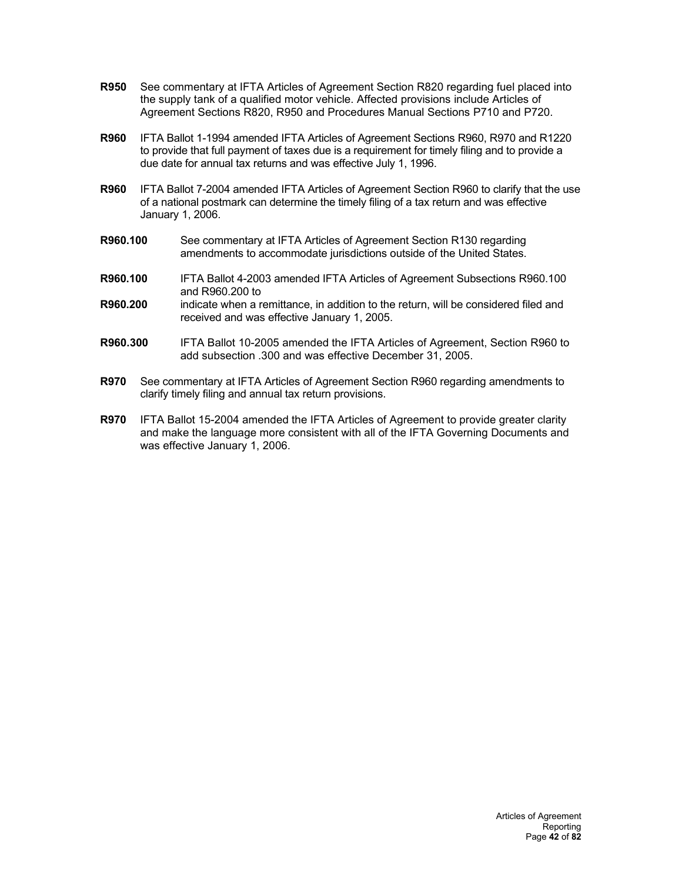**R950** See commentary at IFTA Articles of Agreement Section R820 regarding fuel placed into the supply tank of a qualified motor vehicle. Affected provisions include Articles of Agreement Sections R820, R950 and Procedures Manual Sections P710 and P720.

**R960** IFTA Ballot 1-1994 amended IFTA Articles of Agreement Sections R960, R970 and R1220 to provide that full payment of taxes due is a requirement for timely filing and to provide a due date for annual tax returns and was effective July 1, 1996.

**R960** IFTA Ballot 7-2004 amended IFTA Articles of Agreement Section R960 to clarify that the use of a national postmark can determine the timely filing of a tax return and was effective January 1, 2006.

**R960.100** See commentary at IFTA Articles of Agreement Section R130 regarding amendments to accommodate jurisdictions outside of the United States.

**R960.100**
**R960.200** IFTA Ballot 4-2003 amended IFTA Articles of Agreement Subsections R960.100 and R960.200 to indicate when a remittance, in addition to the return, will be considered filed and received and was effective January 1, 2005.

**R960.300** IFTA Ballot 10-2005 amended the IFTA Articles of Agreement, Section R960 to add subsection .300 and was effective December 31, 2005.

**R970** See commentary at IFTA Articles of Agreement Section R960 regarding amendments to clarify timely filing and annual tax return provisions.

**R970** IFTA Ballot 15-2004 amended the IFTA Articles of Agreement to provide greater clarity and make the language more consistent with all of the IFTA Governing Documents and was effective January 1, 2006.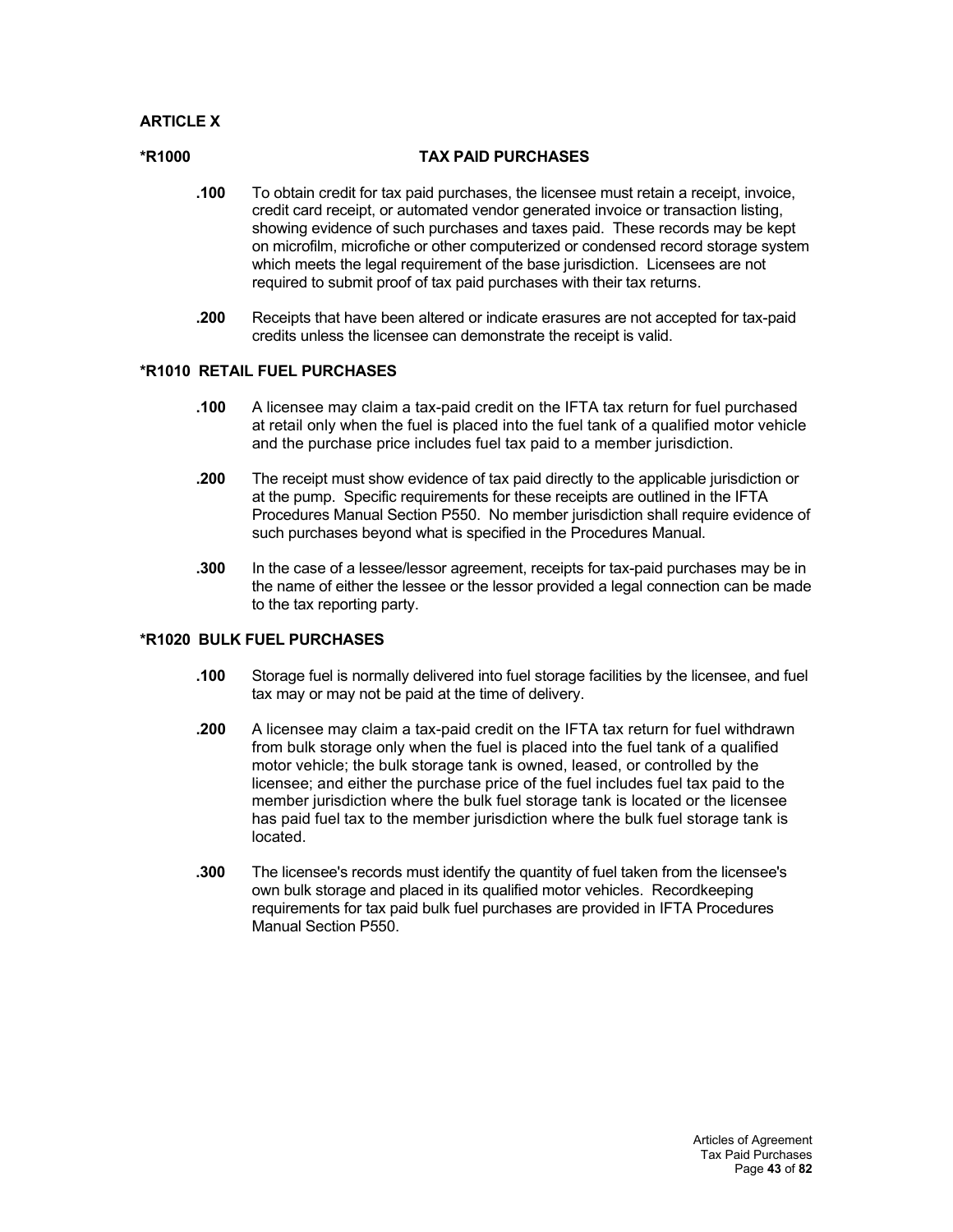## ARTICLE X

### *R1000 TAX PAID PURCHASES

**.100** To obtain credit for tax paid purchases, the licensee must retain a receipt, invoice, credit card receipt, or automated vendor generated invoice or transaction listing, showing evidence of such purchases and taxes paid. These records may be kept on microfilm, microfiche or other computerized or condensed record storage system which meets the legal requirement of the base jurisdiction. Licensees are not required to submit proof of tax paid purchases with their tax returns.

**.200** Receipts that have been altered or indicate erasures are not accepted for tax-paid credits unless the licensee can demonstrate the receipt is valid.

### *R1010 RETAIL FUEL PURCHASES

**.100** A licensee may claim a tax-paid credit on the IFTA tax return for fuel purchased at retail only when the fuel is placed into the fuel tank of a qualified motor vehicle and the purchase price includes fuel tax paid to a member jurisdiction.

**.200** The receipt must show evidence of tax paid directly to the applicable jurisdiction or at the pump. Specific requirements for these receipts are outlined in the IFTA Procedures Manual Section P550. No member jurisdiction shall require evidence of such purchases beyond what is specified in the Procedures Manual.

**.300** In the case of a lessee/lessor agreement, receipts for tax-paid purchases may be in the name of either the lessee or the lessor provided a legal connection can be made to the tax reporting party.

### *R1020 BULK FUEL PURCHASES

**.100** Storage fuel is normally delivered into fuel storage facilities by the licensee, and fuel tax may or may not be paid at the time of delivery.

**.200** A licensee may claim a tax-paid credit on the IFTA tax return for fuel withdrawn from bulk storage only when the fuel is placed into the fuel tank of a qualified motor vehicle; the bulk storage tank is owned, leased, or controlled by the licensee; and either the purchase price of the fuel includes fuel tax paid to the member jurisdiction where the bulk fuel storage tank is located or the licensee has paid fuel tax to the member jurisdiction where the bulk fuel storage tank is located.

**.300** The licensee's records must identify the quantity of fuel taken from the licensee's own bulk storage and placed in its qualified motor vehicles. Recordkeeping requirements for tax paid bulk fuel purchases are provided in IFTA Procedures Manual Section P550.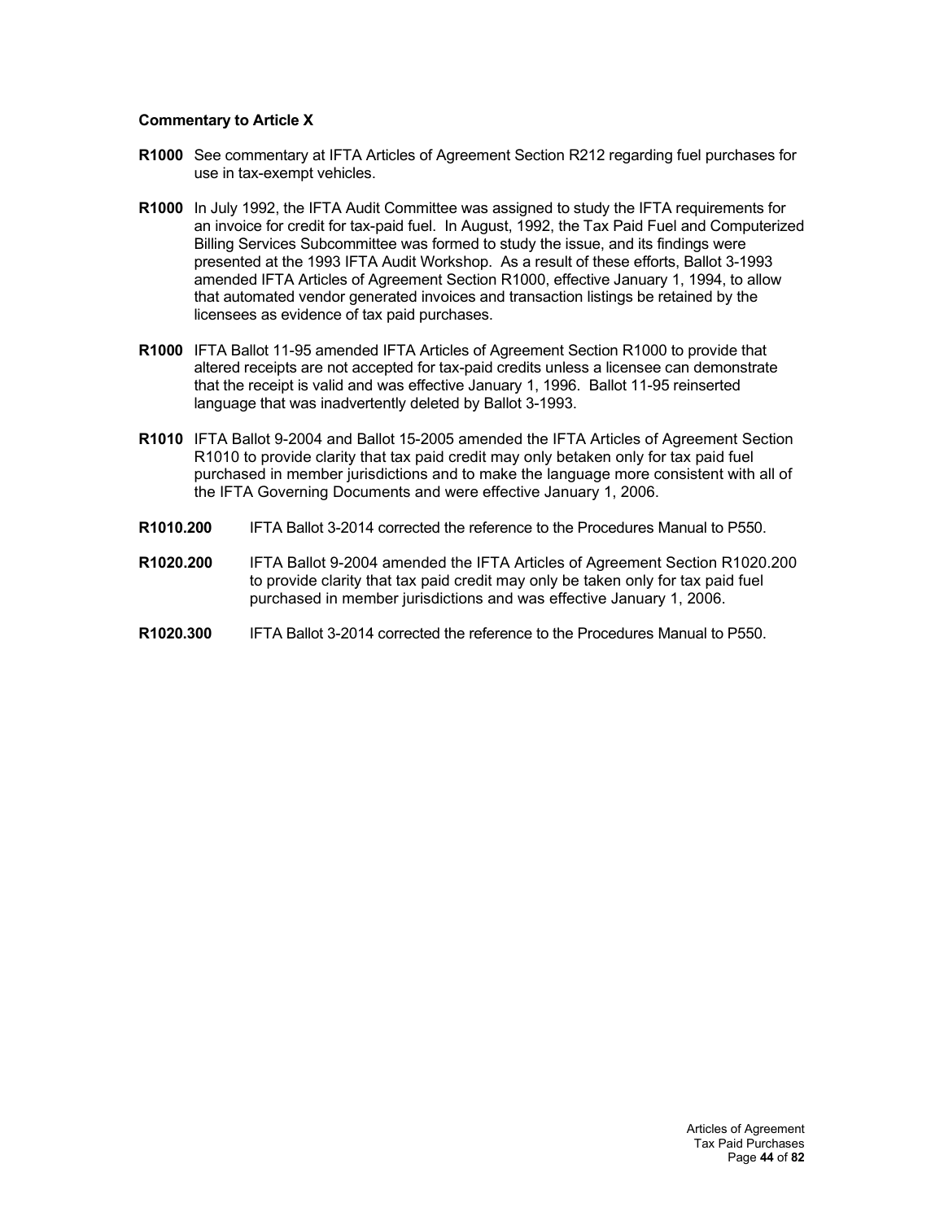**Commentary to Article X**

**R1000** See commentary at IFTA Articles of Agreement Section R212 regarding fuel purchases for use in tax-exempt vehicles.

**R1000** In July 1992, the IFTA Audit Committee was assigned to study the IFTA requirements for an invoice for credit for tax-paid fuel. In August, 1992, the Tax Paid Fuel and Computerized Billing Services Subcommittee was formed to study the issue, and its findings were presented at the 1993 IFTA Audit Workshop. As a result of these efforts, Ballot 3-1993 amended IFTA Articles of Agreement Section R1000, effective January 1, 1994, to allow that automated vendor generated invoices and transaction listings be retained by the licensees as evidence of tax paid purchases.

**R1000** IFTA Ballot 11-95 amended IFTA Articles of Agreement Section R1000 to provide that altered receipts are not accepted for tax-paid credits unless a licensee can demonstrate that the receipt is valid and was effective January 1, 1996. Ballot 11-95 reinserted language that was inadvertently deleted by Ballot 3-1993.

**R1010** IFTA Ballot 9-2004 and Ballot 15-2005 amended the IFTA Articles of Agreement Section R1010 to provide clarity that tax paid credit may only betaken only for tax paid fuel purchased in member jurisdictions and to make the language more consistent with all of the IFTA Governing Documents and were effective January 1, 2006.

**R1010.200** IFTA Ballot 3-2014 corrected the reference to the Procedures Manual to P550.

**R1020.200** IFTA Ballot 9-2004 amended the IFTA Articles of Agreement Section R1020.200 to provide clarity that tax paid credit may only be taken only for tax paid fuel purchased in member jurisdictions and was effective January 1, 2006.

**R1020.300** IFTA Ballot 3-2014 corrected the reference to the Procedures Manual to P550.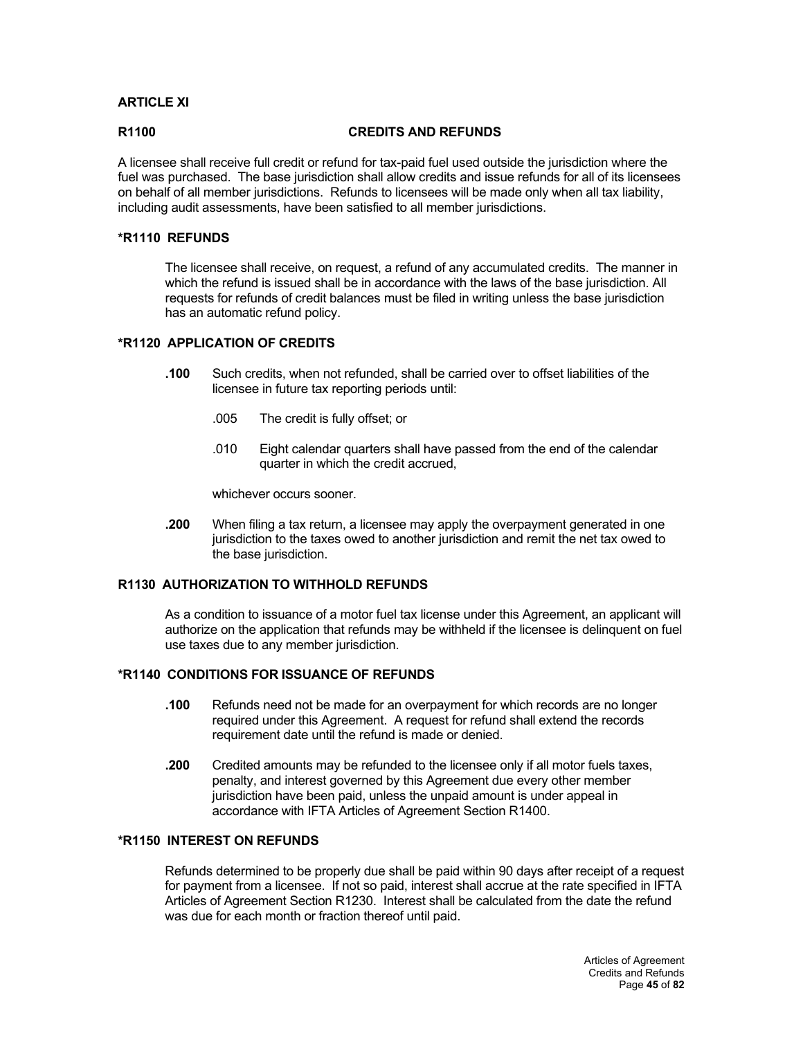## ARTICLE XI

### R1100 CREDITS AND REFUNDS

A licensee shall receive full credit or refund for tax-paid fuel used outside the jurisdiction where the fuel was purchased. The base jurisdiction shall allow credits and issue refunds for all of its licensees on behalf of all member jurisdictions. Refunds to licensees will be made only when all tax liability, including audit assessments, have been satisfied to all member jurisdictions.

### *R1110 REFUNDS

The licensee shall receive, on request, a refund of any accumulated credits. The manner in which the refund is issued shall be in accordance with the laws of the base jurisdiction. All requests for refunds of credit balances must be filed in writing unless the base jurisdiction has an automatic refund policy.

### *R1120 APPLICATION OF CREDITS

**.100** Such credits, when not refunded, shall be carried over to offset liabilities of the licensee in future tax reporting periods until:

.005 The credit is fully offset; or

.010 Eight calendar quarters shall have passed from the end of the calendar quarter in which the credit accrued,

whichever occurs sooner.

**.200** When filing a tax return, a licensee may apply the overpayment generated in one jurisdiction to the taxes owed to another jurisdiction and remit the net tax owed to the base jurisdiction.

### R1130 AUTHORIZATION TO WITHHOLD REFUNDS

As a condition to issuance of a motor fuel tax license under this Agreement, an applicant will authorize on the application that refunds may be withheld if the licensee is delinquent on fuel use taxes due to any member jurisdiction.

### *R1140 CONDITIONS FOR ISSUANCE OF REFUNDS

**.100** Refunds need not be made for an overpayment for which records are no longer required under this Agreement. A request for refund shall extend the records requirement date until the refund is made or denied.

**.200** Credited amounts may be refunded to the licensee only if all motor fuels taxes, penalty, and interest governed by this Agreement due every other member jurisdiction have been paid, unless the unpaid amount is under appeal in accordance with IFTA Articles of Agreement Section R1400.

### *R1150 INTEREST ON REFUNDS

Refunds determined to be properly due shall be paid within 90 days after receipt of a request for payment from a licensee. If not so paid, interest shall accrue at the rate specified in IFTA Articles of Agreement Section R1230. Interest shall be calculated from the date the refund was due for each month or fraction thereof until paid.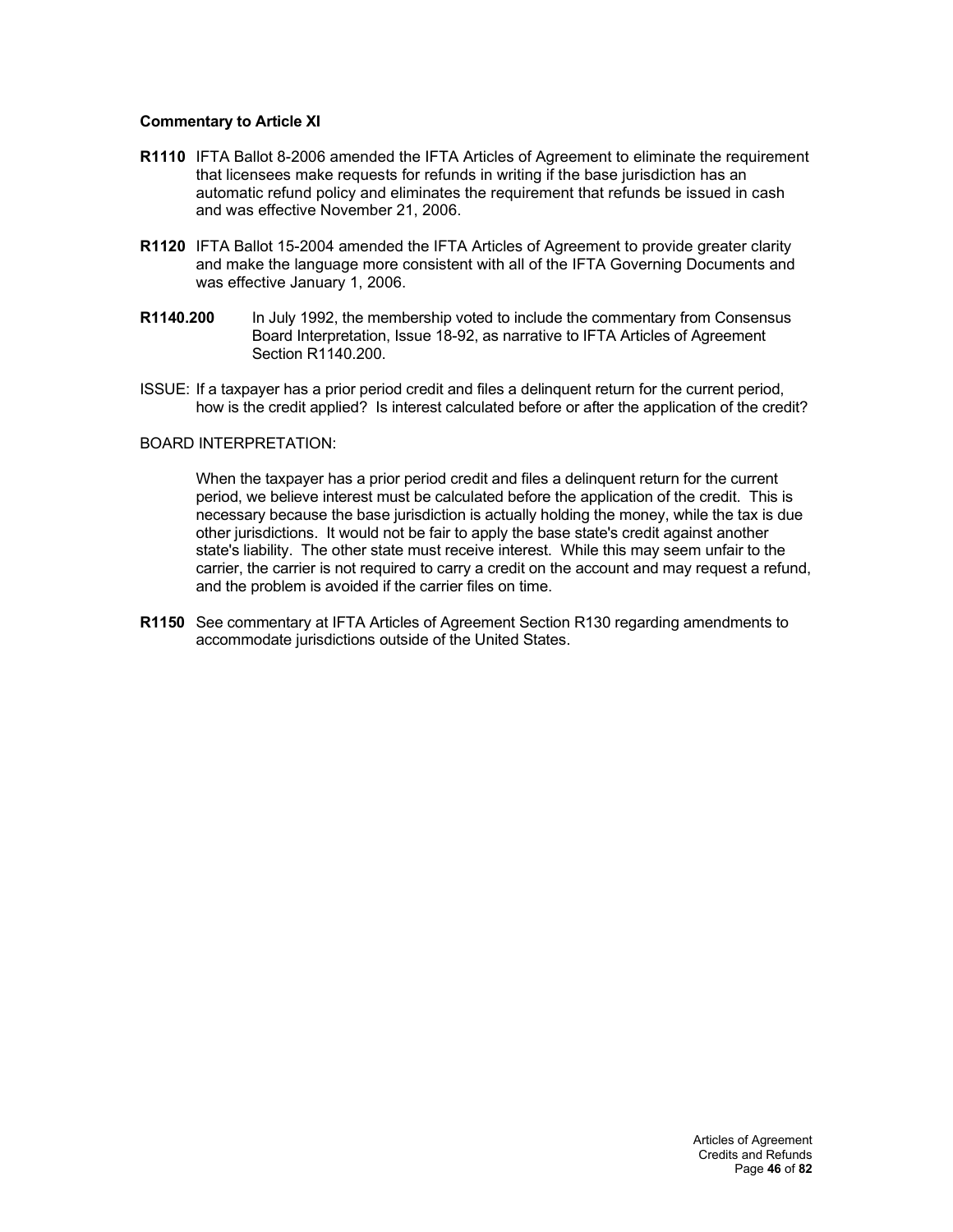**Commentary to Article XI**

**R1110** IFTA Ballot 8-2006 amended the IFTA Articles of Agreement to eliminate the requirement that licensees make requests for refunds in writing if the base jurisdiction has an automatic refund policy and eliminates the requirement that refunds be issued in cash and was effective November 21, 2006.

**R1120** IFTA Ballot 15-2004 amended the IFTA Articles of Agreement to provide greater clarity and make the language more consistent with all of the IFTA Governing Documents and was effective January 1, 2006.

**R1140.200** In July 1992, the membership voted to include the commentary from Consensus Board Interpretation, Issue 18-92, as narrative to IFTA Articles of Agreement Section R1140.200.

ISSUE: If a taxpayer has a prior period credit and files a delinquent return for the current period, how is the credit applied? Is interest calculated before or after the application of the credit?

BOARD INTERPRETATION:

When the taxpayer has a prior period credit and files a delinquent return for the current period, we believe interest must be calculated before the application of the credit. This is necessary because the base jurisdiction is actually holding the money, while the tax is due other jurisdictions. It would not be fair to apply the base state's credit against another state's liability. The other state must receive interest. While this may seem unfair to the carrier, the carrier is not required to carry a credit on the account and may request a refund, and the problem is avoided if the carrier files on time.

**R1150** See commentary at IFTA Articles of Agreement Section R130 regarding amendments to accommodate jurisdictions outside of the United States.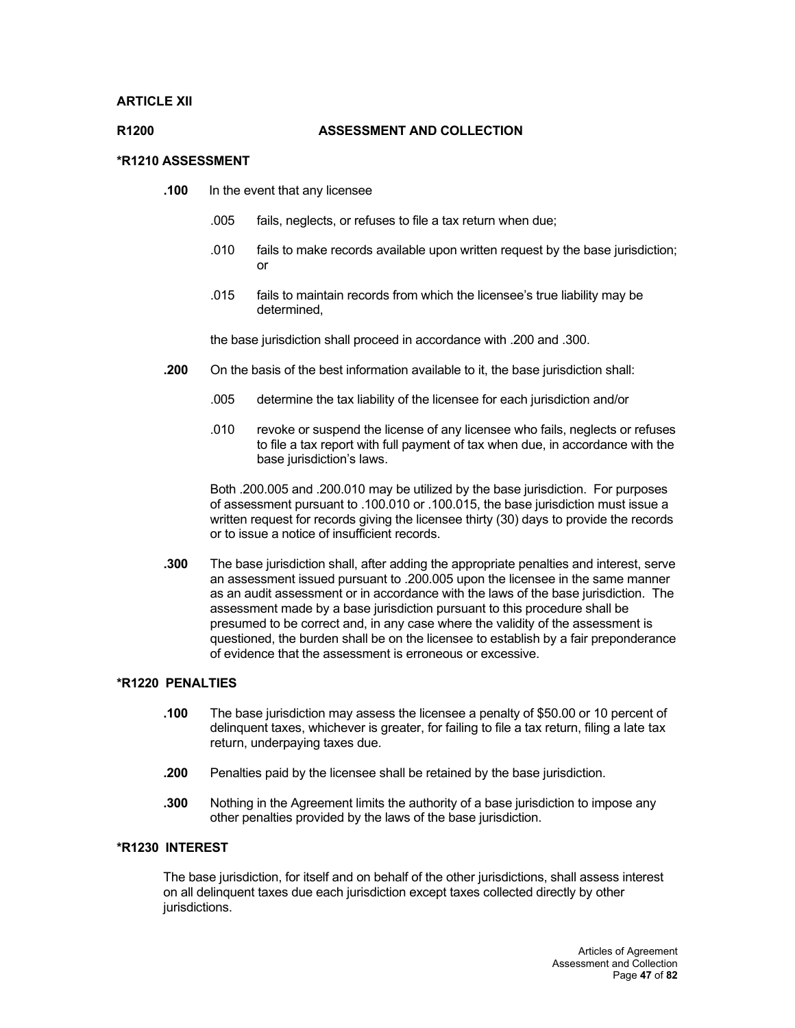## ARTICLE XII

## R1200 ASSESSMENT AND COLLECTION

### *R1210 ASSESSMENT

**.100** In the event that any licensee

.005 fails, neglects, or refuses to file a tax return when due;

.010 fails to make records available upon written request by the base jurisdiction; or

.015 fails to maintain records from which the licensee's true liability may be determined,

the base jurisdiction shall proceed in accordance with .200 and .300.

**.200** On the basis of the best information available to it, the base jurisdiction shall:

.005 determine the tax liability of the licensee for each jurisdiction and/or

.010 revoke or suspend the license of any licensee who fails, neglects or refuses to file a tax report with full payment of tax when due, in accordance with the base jurisdiction's laws.

Both .200.005 and .200.010 may be utilized by the base jurisdiction. For purposes of assessment pursuant to .100.010 or .100.015, the base jurisdiction must issue a written request for records giving the licensee thirty (30) days to provide the records or to issue a notice of insufficient records.

**.300** The base jurisdiction shall, after adding the appropriate penalties and interest, serve an assessment issued pursuant to .200.005 upon the licensee in the same manner as an audit assessment or in accordance with the laws of the base jurisdiction. The assessment made by a base jurisdiction pursuant to this procedure shall be presumed to be correct and, in any case where the validity of the assessment is questioned, the burden shall be on the licensee to establish by a fair preponderance of evidence that the assessment is erroneous or excessive.

### *R1220 PENALTIES

**.100** The base jurisdiction may assess the licensee a penalty of $50.00 or 10 percent of delinquent taxes, whichever is greater, for failing to file a tax return, filing a late tax return, underpaying taxes due.

**.200** Penalties paid by the licensee shall be retained by the base jurisdiction.

**.300** Nothing in the Agreement limits the authority of a base jurisdiction to impose any other penalties provided by the laws of the base jurisdiction.

### *R1230 INTEREST

The base jurisdiction, for itself and on behalf of the other jurisdictions, shall assess interest on all delinquent taxes due each jurisdiction except taxes collected directly by other jurisdictions.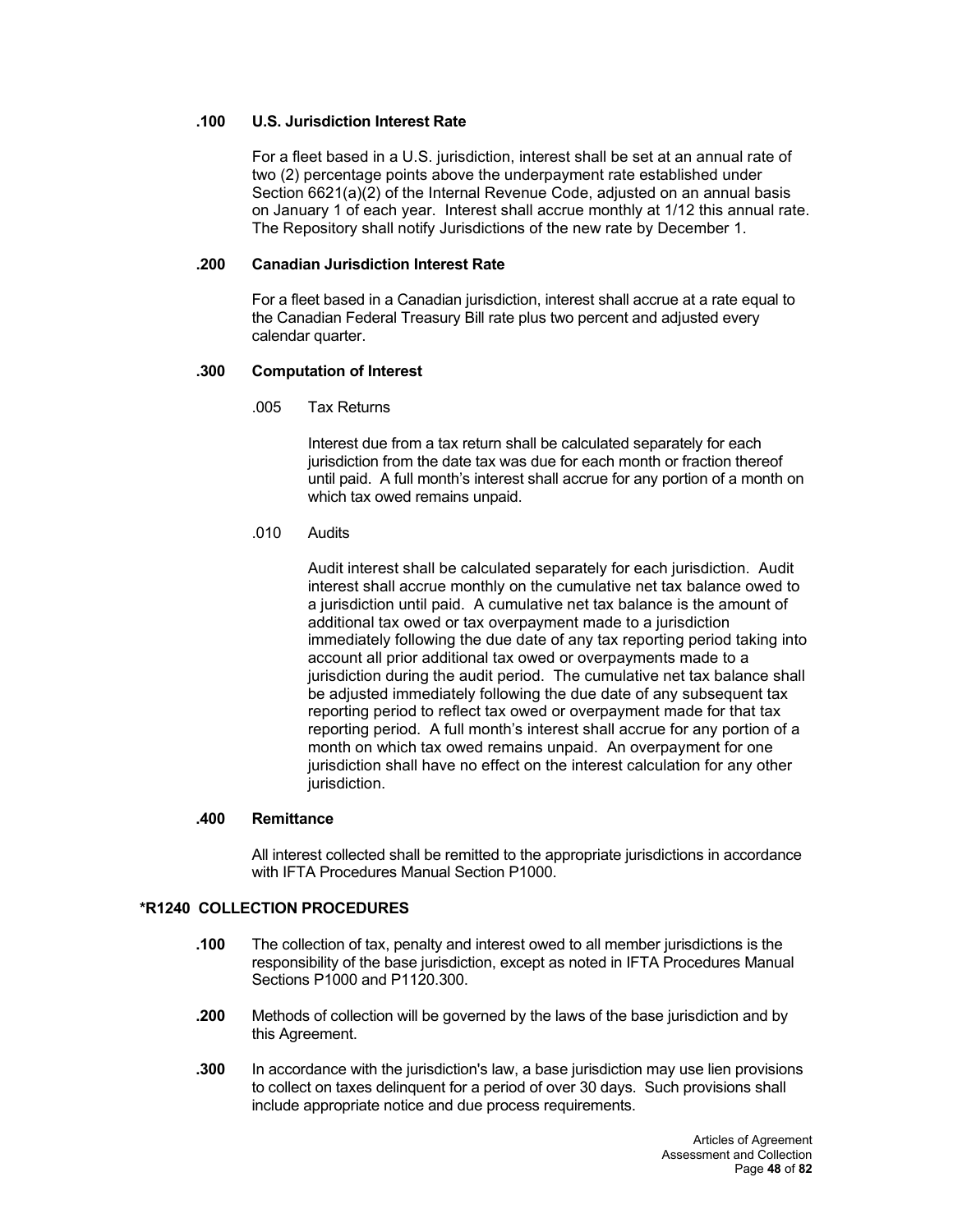**.100 U.S. Jurisdiction Interest Rate**

For a fleet based in a U.S. jurisdiction, interest shall be set at an annual rate of two (2) percentage points above the underpayment rate established under Section 6621(a)(2) of the Internal Revenue Code, adjusted on an annual basis on January 1 of each year. Interest shall accrue monthly at 1/12 this annual rate. The Repository shall notify Jurisdictions of the new rate by December 1.

**.200 Canadian Jurisdiction Interest Rate**

For a fleet based in a Canadian jurisdiction, interest shall accrue at a rate equal to the Canadian Federal Treasury Bill rate plus two percent and adjusted every calendar quarter.

**.300 Computation of Interest**

.005 Tax Returns

Interest due from a tax return shall be calculated separately for each jurisdiction from the date tax was due for each month or fraction thereof until paid. A full month's interest shall accrue for any portion of a month on which tax owed remains unpaid.

.010 Audits

Audit interest shall be calculated separately for each jurisdiction. Audit interest shall accrue monthly on the cumulative net tax balance owed to a jurisdiction until paid. A cumulative net tax balance is the amount of additional tax owed or tax overpayment made to a jurisdiction immediately following the due date of any tax reporting period taking into account all prior additional tax owed or overpayments made to a jurisdiction during the audit period. The cumulative net tax balance shall be adjusted immediately following the due date of any subsequent tax reporting period to reflect tax owed or overpayment made for that tax reporting period. A full month's interest shall accrue for any portion of a month on which tax owed remains unpaid. An overpayment for one jurisdiction shall have no effect on the interest calculation for any other jurisdiction.

**.400 Remittance**

All interest collected shall be remitted to the appropriate jurisdictions in accordance with IFTA Procedures Manual Section P1000.

## *R1240 COLLECTION PROCEDURES

**.100** The collection of tax, penalty and interest owed to all member jurisdictions is the responsibility of the base jurisdiction, except as noted in IFTA Procedures Manual Sections P1000 and P1120.300.

**.200** Methods of collection will be governed by the laws of the base jurisdiction and by this Agreement.

**.300** In accordance with the jurisdiction's law, a base jurisdiction may use lien provisions to collect on taxes delinquent for a period of over 30 days. Such provisions shall include appropriate notice and due process requirements.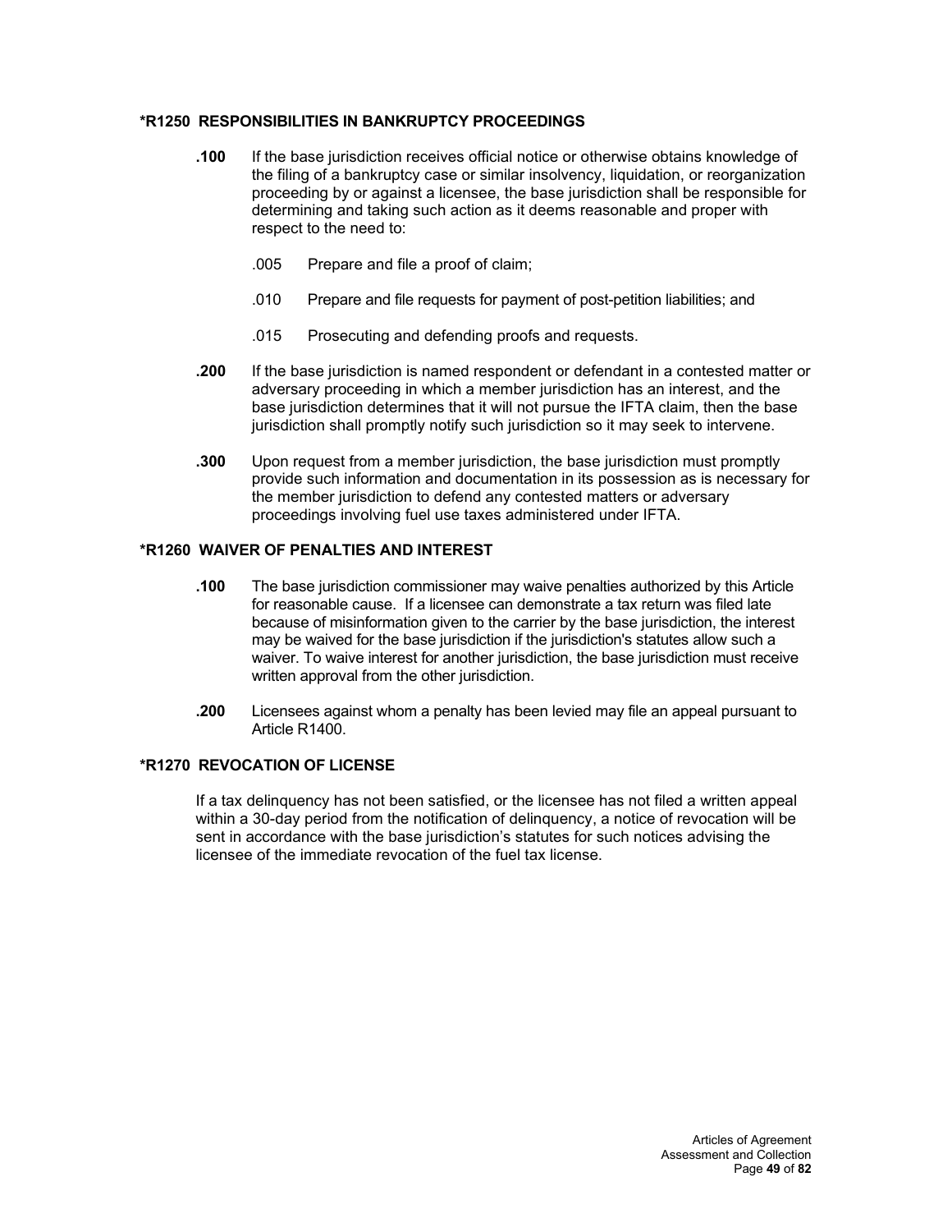## *R1250 RESPONSIBILITIES IN BANKRUPTCY PROCEEDINGS

**.100** If the base jurisdiction receives official notice or otherwise obtains knowledge of the filing of a bankruptcy case or similar insolvency, liquidation, or reorganization proceeding by or against a licensee, the base jurisdiction shall be responsible for determining and taking such action as it deems reasonable and proper with respect to the need to:

.005 Prepare and file a proof of claim;

.010 Prepare and file requests for payment of post-petition liabilities; and

.015 Prosecuting and defending proofs and requests.

**.200** If the base jurisdiction is named respondent or defendant in a contested matter or adversary proceeding in which a member jurisdiction has an interest, and the base jurisdiction determines that it will not pursue the IFTA claim, then the base jurisdiction shall promptly notify such jurisdiction so it may seek to intervene.

**.300** Upon request from a member jurisdiction, the base jurisdiction must promptly provide such information and documentation in its possession as is necessary for the member jurisdiction to defend any contested matters or adversary proceedings involving fuel use taxes administered under IFTA.

## *R1260 WAIVER OF PENALTIES AND INTEREST

**.100** The base jurisdiction commissioner may waive penalties authorized by this Article for reasonable cause. If a licensee can demonstrate a tax return was filed late because of misinformation given to the carrier by the base jurisdiction, the interest may be waived for the base jurisdiction if the jurisdiction's statutes allow such a waiver. To waive interest for another jurisdiction, the base jurisdiction must receive written approval from the other jurisdiction.

**.200** Licensees against whom a penalty has been levied may file an appeal pursuant to Article R1400.

## *R1270 REVOCATION OF LICENSE

If a tax delinquency has not been satisfied, or the licensee has not filed a written appeal within a 30-day period from the notification of delinquency, a notice of revocation will be sent in accordance with the base jurisdiction's statutes for such notices advising the licensee of the immediate revocation of the fuel tax license.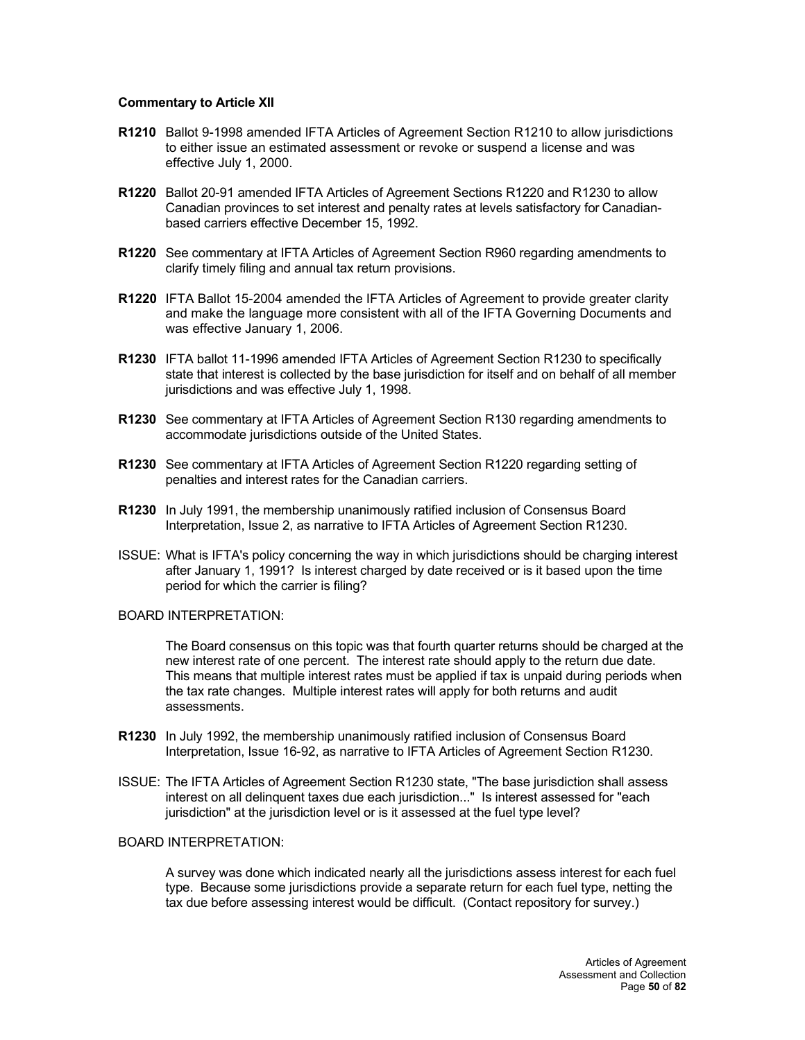**Commentary to Article XII**

**R1210** Ballot 9-1998 amended IFTA Articles of Agreement Section R1210 to allow jurisdictions to either issue an estimated assessment or revoke or suspend a license and was effective July 1, 2000.

**R1220** Ballot 20-91 amended IFTA Articles of Agreement Sections R1220 and R1230 to allow Canadian provinces to set interest and penalty rates at levels satisfactory for Canadian-based carriers effective December 15, 1992.

**R1220** See commentary at IFTA Articles of Agreement Section R960 regarding amendments to clarify timely filing and annual tax return provisions.

**R1220** IFTA Ballot 15-2004 amended the IFTA Articles of Agreement to provide greater clarity and make the language more consistent with all of the IFTA Governing Documents and was effective January 1, 2006.

**R1230** IFTA ballot 11-1996 amended IFTA Articles of Agreement Section R1230 to specifically state that interest is collected by the base jurisdiction for itself and on behalf of all member jurisdictions and was effective July 1, 1998.

**R1230** See commentary at IFTA Articles of Agreement Section R130 regarding amendments to accommodate jurisdictions outside of the United States.

**R1230** See commentary at IFTA Articles of Agreement Section R1220 regarding setting of penalties and interest rates for the Canadian carriers.

**R1230** In July 1991, the membership unanimously ratified inclusion of Consensus Board Interpretation, Issue 2, as narrative to IFTA Articles of Agreement Section R1230.

ISSUE: What is IFTA's policy concerning the way in which jurisdictions should be charging interest after January 1, 1991? Is interest charged by date received or is it based upon the time period for which the carrier is filing?

BOARD INTERPRETATION:

The Board consensus on this topic was that fourth quarter returns should be charged at the new interest rate of one percent. The interest rate should apply to the return due date. This means that multiple interest rates must be applied if tax is unpaid during periods when the tax rate changes. Multiple interest rates will apply for both returns and audit assessments.

**R1230** In July 1992, the membership unanimously ratified inclusion of Consensus Board Interpretation, Issue 16-92, as narrative to IFTA Articles of Agreement Section R1230.

ISSUE: The IFTA Articles of Agreement Section R1230 state, "The base jurisdiction shall assess interest on all delinquent taxes due each jurisdiction..." Is interest assessed for "each jurisdiction" at the jurisdiction level or is it assessed at the fuel type level?

BOARD INTERPRETATION:

A survey was done which indicated nearly all the jurisdictions assess interest for each fuel type. Because some jurisdictions provide a separate return for each fuel type, netting the tax due before assessing interest would be difficult. (Contact repository for survey.)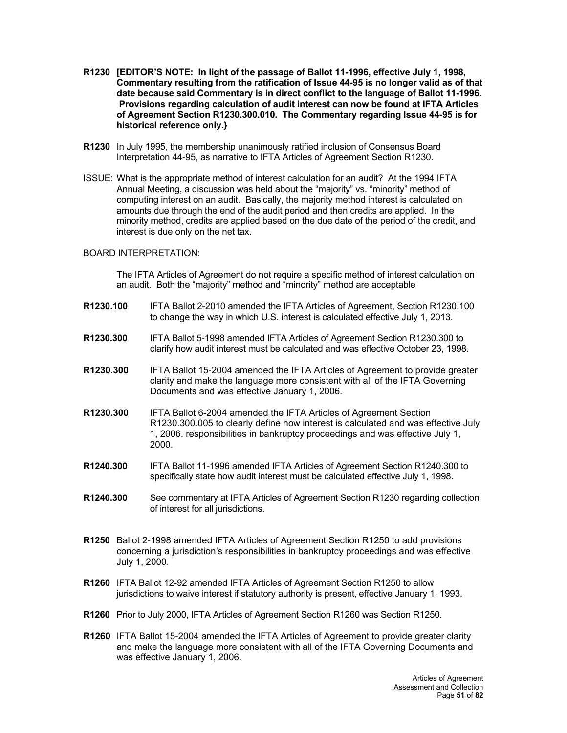**R1230 [EDITOR'S NOTE: In light of the passage of Ballot 11-1996, effective July 1, 1998, Commentary resulting from the ratification of Issue 44-95 is no longer valid as of that date because said Commentary is in direct conflict to the language of Ballot 11-1996. Provisions regarding calculation of audit interest can now be found at IFTA Articles of Agreement Section R1230.300.010. The Commentary regarding Issue 44-95 is for historical reference only.}**

**R1230** In July 1995, the membership unanimously ratified inclusion of Consensus Board Interpretation 44-95, as narrative to IFTA Articles of Agreement Section R1230.

ISSUE: What is the appropriate method of interest calculation for an audit? At the 1994 IFTA Annual Meeting, a discussion was held about the "majority" vs. "minority" method of computing interest on an audit. Basically, the majority method interest is calculated on amounts due through the end of the audit period and then credits are applied. In the minority method, credits are applied based on the due date of the period of the credit, and interest is due only on the net tax.

BOARD INTERPRETATION:

The IFTA Articles of Agreement do not require a specific method of interest calculation on an audit. Both the "majority" method and "minority" method are acceptable

**R1230.100** IFTA Ballot 2-2010 amended the IFTA Articles of Agreement, Section R1230.100 to change the way in which U.S. interest is calculated effective July 1, 2013.

**R1230.300** IFTA Ballot 5-1998 amended IFTA Articles of Agreement Section R1230.300 to clarify how audit interest must be calculated and was effective October 23, 1998.

**R1230.300** IFTA Ballot 15-2004 amended the IFTA Articles of Agreement to provide greater clarity and make the language more consistent with all of the IFTA Governing Documents and was effective January 1, 2006.

**R1230.300** IFTA Ballot 6-2004 amended the IFTA Articles of Agreement Section R1230.300.005 to clearly define how interest is calculated and was effective July 1, 2006. responsibilities in bankruptcy proceedings and was effective July 1, 2000.

**R1240.300** IFTA Ballot 11-1996 amended IFTA Articles of Agreement Section R1240.300 to specifically state how audit interest must be calculated effective July 1, 1998.

**R1240.300** See commentary at IFTA Articles of Agreement Section R1230 regarding collection of interest for all jurisdictions.

**R1250** Ballot 2-1998 amended IFTA Articles of Agreement Section R1250 to add provisions concerning a jurisdiction's responsibilities in bankruptcy proceedings and was effective July 1, 2000.

**R1260** IFTA Ballot 12-92 amended IFTA Articles of Agreement Section R1250 to allow jurisdictions to waive interest if statutory authority is present, effective January 1, 1993.

**R1260** Prior to July 2000, IFTA Articles of Agreement Section R1260 was Section R1250.

**R1260** IFTA Ballot 15-2004 amended the IFTA Articles of Agreement to provide greater clarity and make the language more consistent with all of the IFTA Governing Documents and was effective January 1, 2006.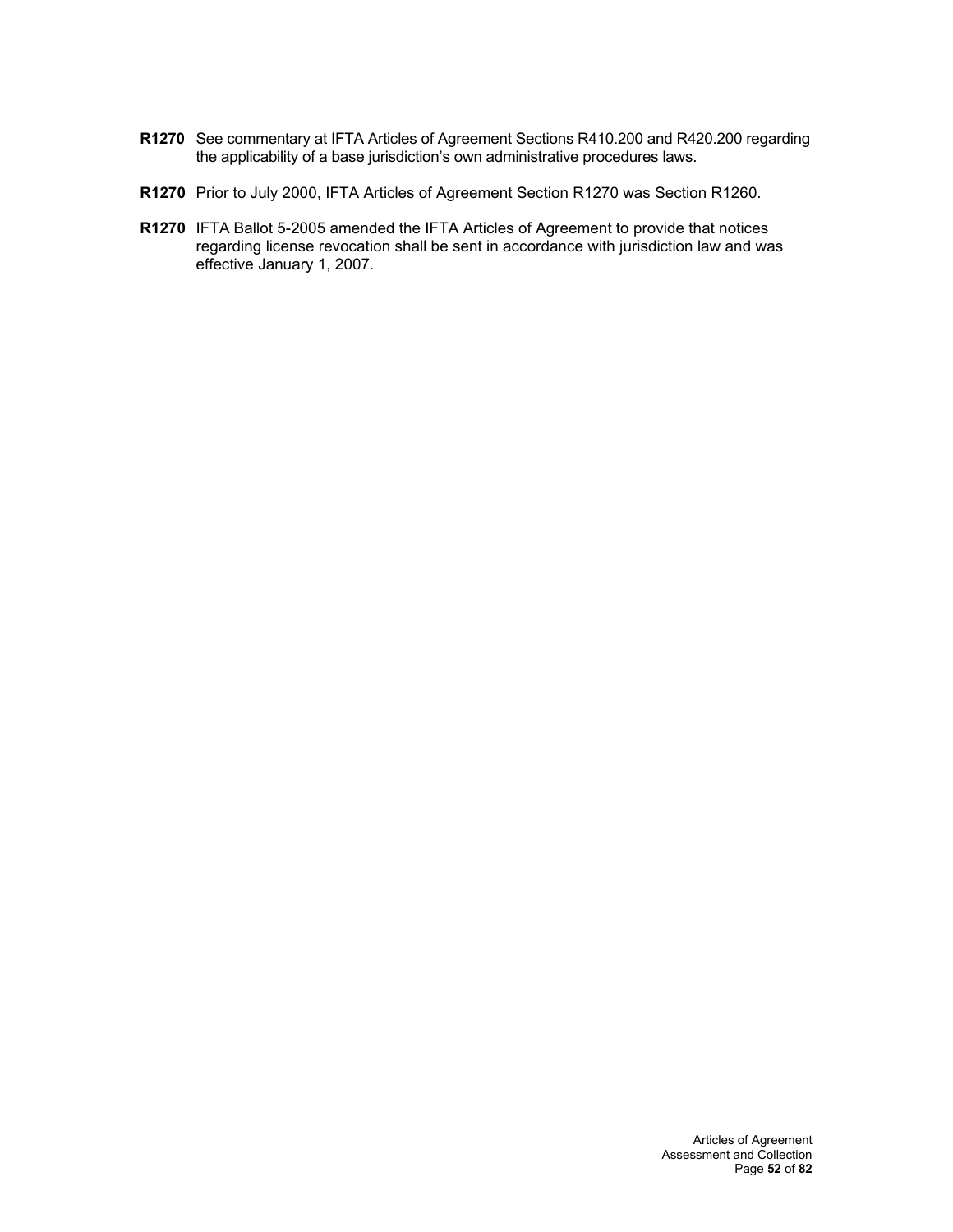**R1270** See commentary at IFTA Articles of Agreement Sections R410.200 and R420.200 regarding the applicability of a base jurisdiction's own administrative procedures laws.

**R1270** Prior to July 2000, IFTA Articles of Agreement Section R1270 was Section R1260.

**R1270** IFTA Ballot 5-2005 amended the IFTA Articles of Agreement to provide that notices regarding license revocation shall be sent in accordance with jurisdiction law and was effective January 1, 2007.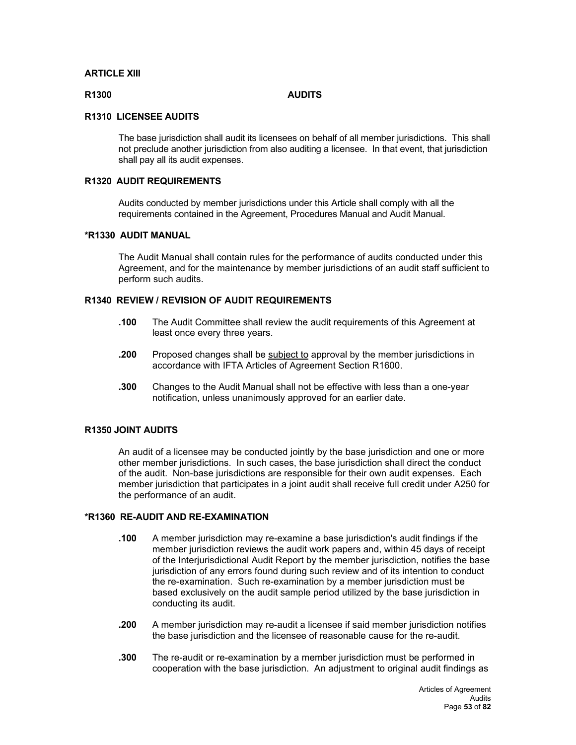## ARTICLE XIII

### R1300 AUDITS

#### R1310 LICENSEE AUDITS

The base jurisdiction shall audit its licensees on behalf of all member jurisdictions. This shall not preclude another jurisdiction from also auditing a licensee. In that event, that jurisdiction shall pay all its audit expenses.

#### R1320 AUDIT REQUIREMENTS

Audits conducted by member jurisdictions under this Article shall comply with all the requirements contained in the Agreement, Procedures Manual and Audit Manual.

#### *R1330 AUDIT MANUAL

The Audit Manual shall contain rules for the performance of audits conducted under this Agreement, and for the maintenance by member jurisdictions of an audit staff sufficient to perform such audits.

#### R1340 REVIEW / REVISION OF AUDIT REQUIREMENTS

**.100** The Audit Committee shall review the audit requirements of this Agreement at least once every three years.

**.200** Proposed changes shall be <u>subject to</u> approval by the member jurisdictions in accordance with IFTA Articles of Agreement Section R1600.

**.300** Changes to the Audit Manual shall not be effective with less than a one-year notification, unless unanimously approved for an earlier date.

#### R1350 JOINT AUDITS

An audit of a licensee may be conducted jointly by the base jurisdiction and one or more other member jurisdictions. In such cases, the base jurisdiction shall direct the conduct of the audit. Non-base jurisdictions are responsible for their own audit expenses. Each member jurisdiction that participates in a joint audit shall receive full credit under A250 for the performance of an audit.

#### *R1360 RE-AUDIT AND RE-EXAMINATION

**.100** A member jurisdiction may re-examine a base jurisdiction's audit findings if the member jurisdiction reviews the audit work papers and, within 45 days of receipt of the Interjurisdictional Audit Report by the member jurisdiction, notifies the base jurisdiction of any errors found during such review and of its intention to conduct the re-examination. Such re-examination by a member jurisdiction must be based exclusively on the audit sample period utilized by the base jurisdiction in conducting its audit.

**.200** A member jurisdiction may re-audit a licensee if said member jurisdiction notifies the base jurisdiction and the licensee of reasonable cause for the re-audit.

**.300** The re-audit or re-examination by a member jurisdiction must be performed in cooperation with the base jurisdiction. An adjustment to original audit findings as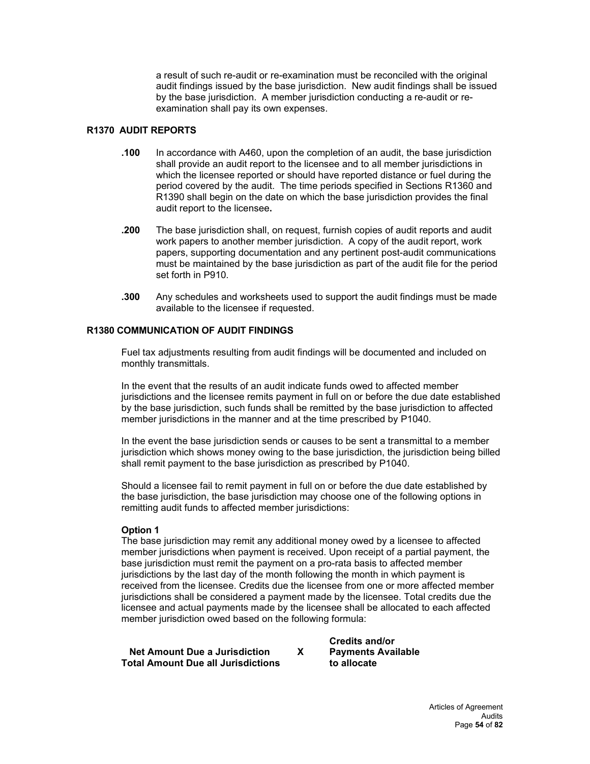a result of such re-audit or re-examination must be reconciled with the original audit findings issued by the base jurisdiction. New audit findings shall be issued by the base jurisdiction. A member jurisdiction conducting a re-audit or re-examination shall pay its own expenses.

### R1370 AUDIT REPORTS

**.100** In accordance with A460, upon the completion of an audit, the base jurisdiction shall provide an audit report to the licensee and to all member jurisdictions in which the licensee reported or should have reported distance or fuel during the period covered by the audit. The time periods specified in Sections R1360 and R1390 shall begin on the date on which the base jurisdiction provides the final audit report to the licensee**.**

**.200** The base jurisdiction shall, on request, furnish copies of audit reports and audit work papers to another member jurisdiction. A copy of the audit report, work papers, supporting documentation and any pertinent post-audit communications must be maintained by the base jurisdiction as part of the audit file for the period set forth in P910.

**.300** Any schedules and worksheets used to support the audit findings must be made available to the licensee if requested.

### R1380 COMMUNICATION OF AUDIT FINDINGS

Fuel tax adjustments resulting from audit findings will be documented and included on monthly transmittals.

In the event that the results of an audit indicate funds owed to affected member jurisdictions and the licensee remits payment in full on or before the due date established by the base jurisdiction, such funds shall be remitted by the base jurisdiction to affected member jurisdictions in the manner and at the time prescribed by P1040.

In the event the base jurisdiction sends or causes to be sent a transmittal to a member jurisdiction which shows money owing to the base jurisdiction, the jurisdiction being billed shall remit payment to the base jurisdiction as prescribed by P1040.

Should a licensee fail to remit payment in full on or before the due date established by the base jurisdiction, the base jurisdiction may choose one of the following options in remitting audit funds to affected member jurisdictions:

**Option 1**
The base jurisdiction may remit any additional money owed by a licensee to affected member jurisdictions when payment is received. Upon receipt of a partial payment, the base jurisdiction must remit the payment on a pro-rata basis to affected member jurisdictions by the last day of the month following the month in which payment is received from the licensee. Credits due the licensee from one or more affected member jurisdictions shall be considered a payment made by the licensee. Total credits due the licensee and actual payments made by the licensee shall be allocated to each affected member jurisdiction owed based on the following formula:

$$\frac{\textbf{Net Amount Due a Jurisdiction}}{\textbf{Total Amount Due all Jurisdictions}} \times \textbf{Credits and/or Payments Available to allocate}$$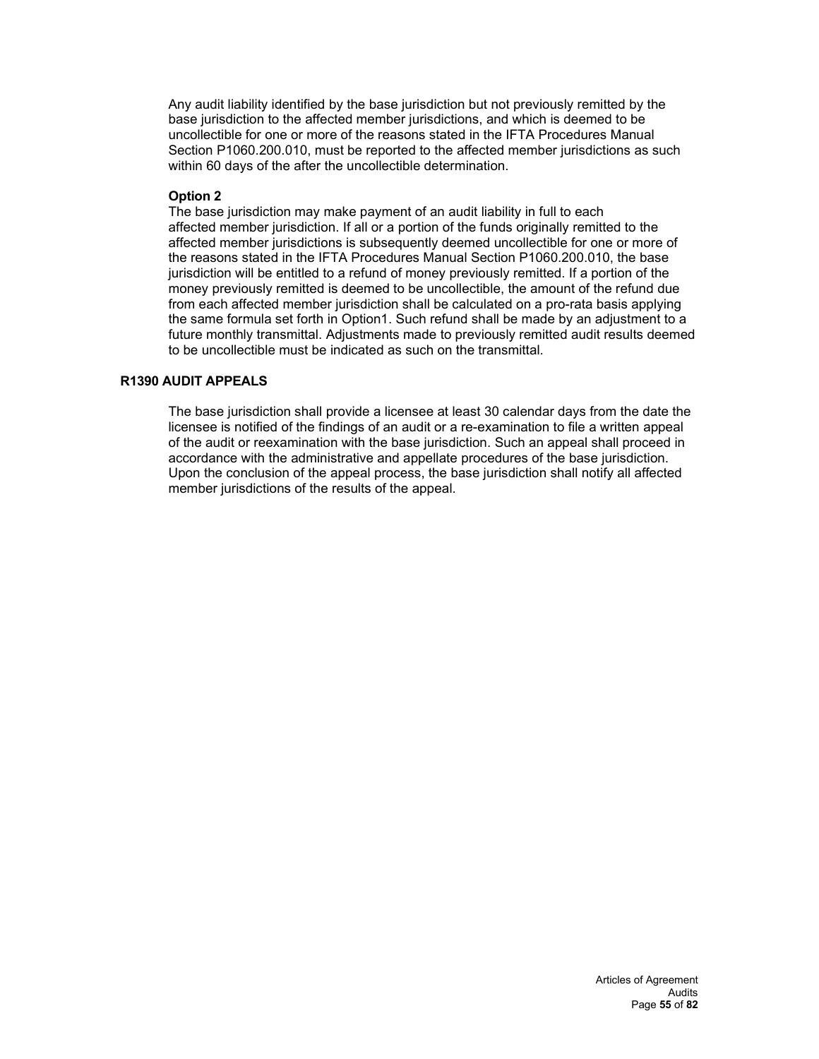Any audit liability identified by the base jurisdiction but not previously remitted by the base jurisdiction to the affected member jurisdictions, and which is deemed to be uncollectible for one or more of the reasons stated in the IFTA Procedures Manual Section P1060.200.010, must be reported to the affected member jurisdictions as such within 60 days of the after the uncollectible determination.

**Option 2**

The base jurisdiction may make payment of an audit liability in full to each affected member jurisdiction. If all or a portion of the funds originally remitted to the affected member jurisdictions is subsequently deemed uncollectible for one or more of the reasons stated in the IFTA Procedures Manual Section P1060.200.010, the base jurisdiction will be entitled to a refund of money previously remitted. If a portion of the money previously remitted is deemed to be uncollectible, the amount of the refund due from each affected member jurisdiction shall be calculated on a pro-rata basis applying the same formula set forth in Option1. Such refund shall be made by an adjustment to a future monthly transmittal. Adjustments made to previously remitted audit results deemed to be uncollectible must be indicated as such on the transmittal.

### R1390 AUDIT APPEALS

The base jurisdiction shall provide a licensee at least 30 calendar days from the date the licensee is notified of the findings of an audit or a re-examination to file a written appeal of the audit or reexamination with the base jurisdiction. Such an appeal shall proceed in accordance with the administrative and appellate procedures of the base jurisdiction. Upon the conclusion of the appeal process, the base jurisdiction shall notify all affected member jurisdictions of the results of the appeal.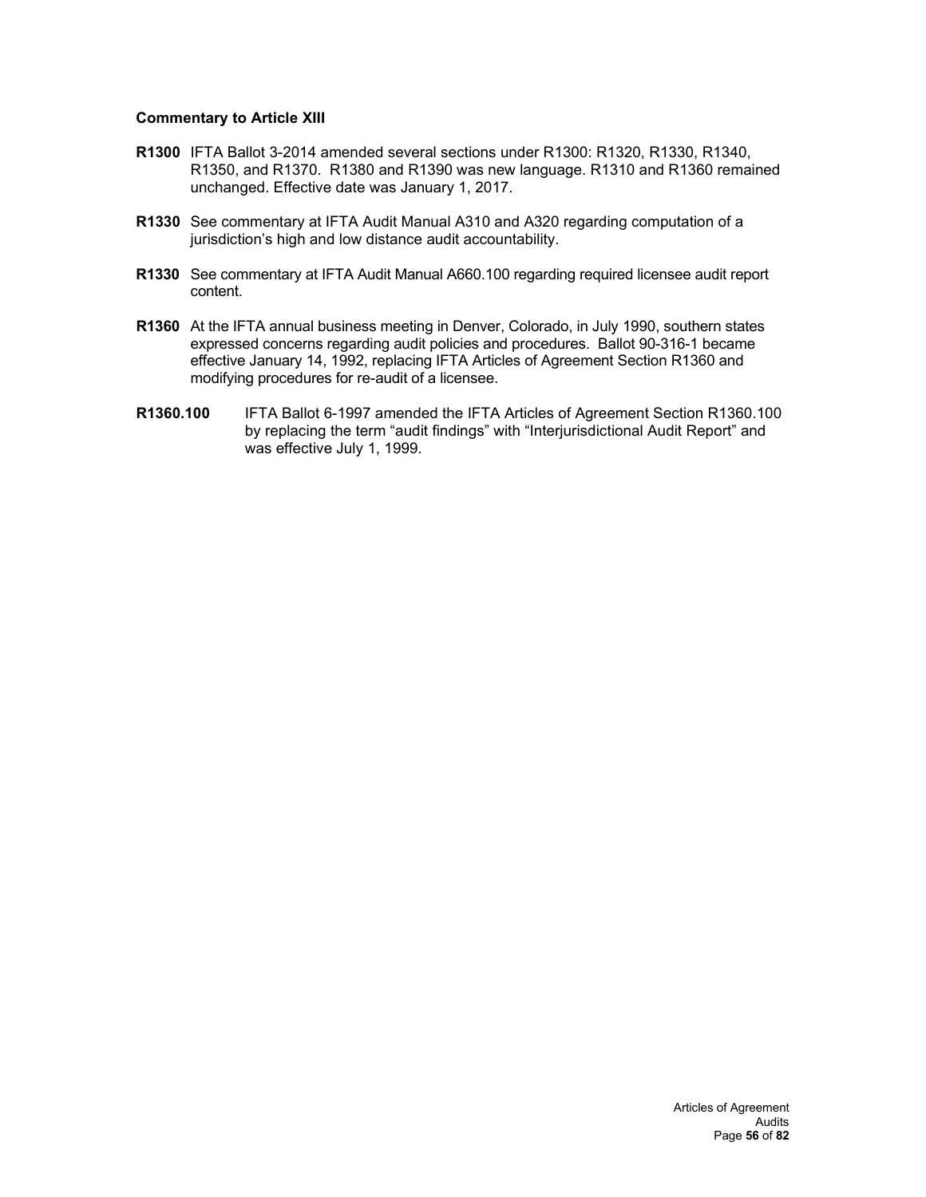### Commentary to Article XIII

**R1300** IFTA Ballot 3-2014 amended several sections under R1300: R1320, R1330, R1340, R1350, and R1370. R1380 and R1390 was new language. R1310 and R1360 remained unchanged. Effective date was January 1, 2017.

**R1330** See commentary at IFTA Audit Manual A310 and A320 regarding computation of a jurisdiction's high and low distance audit accountability.

**R1330** See commentary at IFTA Audit Manual A660.100 regarding required licensee audit report content.

**R1360** At the IFTA annual business meeting in Denver, Colorado, in July 1990, southern states expressed concerns regarding audit policies and procedures. Ballot 90-316-1 became effective January 14, 1992, replacing IFTA Articles of Agreement Section R1360 and modifying procedures for re-audit of a licensee.

**R1360.100** IFTA Ballot 6-1997 amended the IFTA Articles of Agreement Section R1360.100 by replacing the term "audit findings" with "Interjurisdictional Audit Report" and was effective July 1, 1999.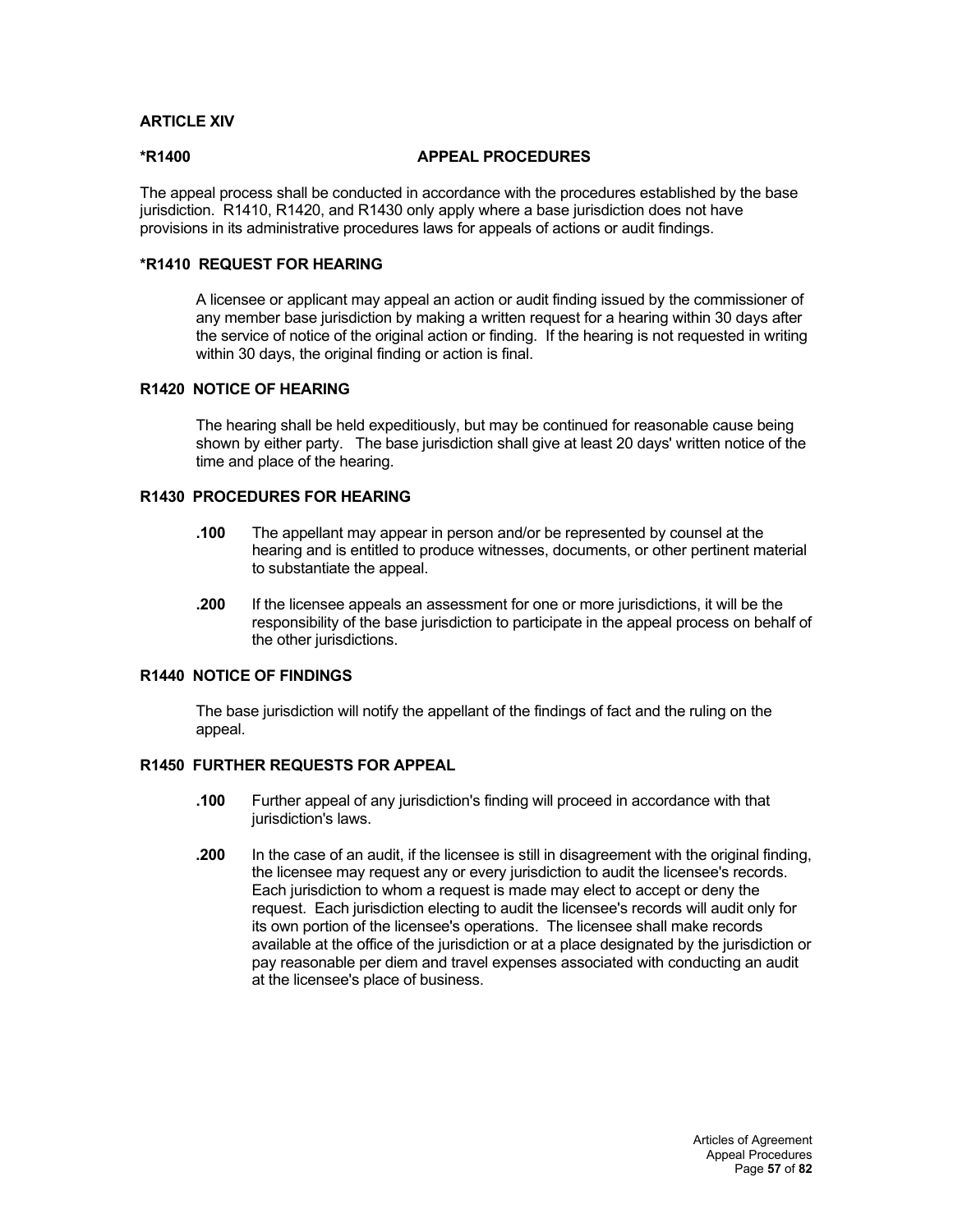## ARTICLE XIV

### *R1400 APPEAL PROCEDURES

The appeal process shall be conducted in accordance with the procedures established by the base jurisdiction. R1410, R1420, and R1430 only apply where a base jurisdiction does not have provisions in its administrative procedures laws for appeals of actions or audit findings.

### *R1410 REQUEST FOR HEARING

A licensee or applicant may appeal an action or audit finding issued by the commissioner of any member base jurisdiction by making a written request for a hearing within 30 days after the service of notice of the original action or finding. If the hearing is not requested in writing within 30 days, the original finding or action is final.

### R1420 NOTICE OF HEARING

The hearing shall be held expeditiously, but may be continued for reasonable cause being shown by either party. The base jurisdiction shall give at least 20 days' written notice of the time and place of the hearing.

### R1430 PROCEDURES FOR HEARING

**.100** The appellant may appear in person and/or be represented by counsel at the hearing and is entitled to produce witnesses, documents, or other pertinent material to substantiate the appeal.

**.200** If the licensee appeals an assessment for one or more jurisdictions, it will be the responsibility of the base jurisdiction to participate in the appeal process on behalf of the other jurisdictions.

### R1440 NOTICE OF FINDINGS

The base jurisdiction will notify the appellant of the findings of fact and the ruling on the appeal.

### R1450 FURTHER REQUESTS FOR APPEAL

**.100** Further appeal of any jurisdiction's finding will proceed in accordance with that jurisdiction's laws.

**.200** In the case of an audit, if the licensee is still in disagreement with the original finding, the licensee may request any or every jurisdiction to audit the licensee's records. Each jurisdiction to whom a request is made may elect to accept or deny the request. Each jurisdiction electing to audit the licensee's records will audit only for its own portion of the licensee's operations. The licensee shall make records available at the office of the jurisdiction or at a place designated by the jurisdiction or pay reasonable per diem and travel expenses associated with conducting an audit at the licensee's place of business.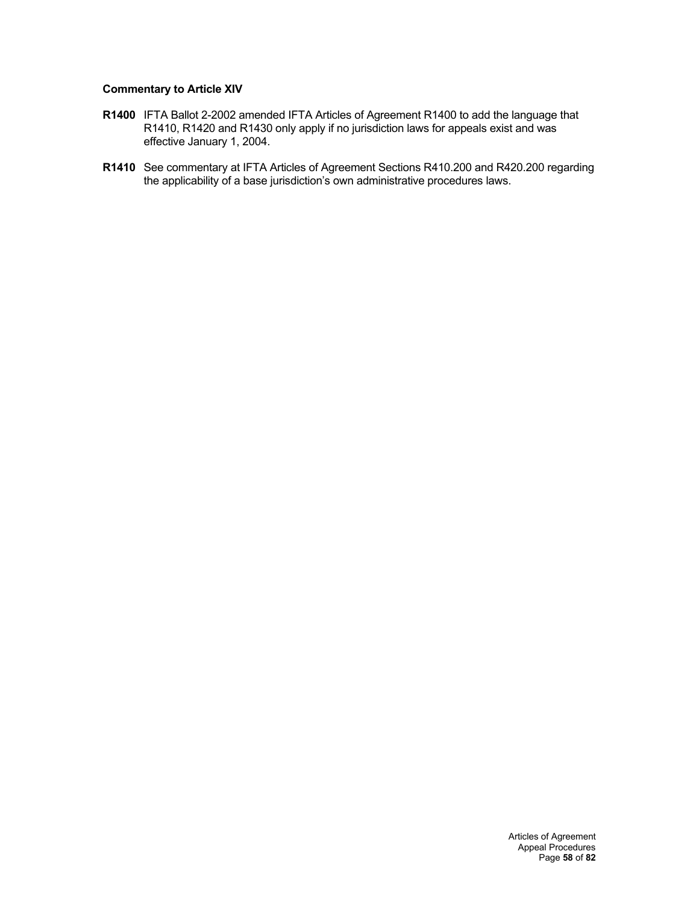**Commentary to Article XIV**

**R1400** IFTA Ballot 2-2002 amended IFTA Articles of Agreement R1400 to add the language that R1410, R1420 and R1430 only apply if no jurisdiction laws for appeals exist and was effective January 1, 2004.

**R1410** See commentary at IFTA Articles of Agreement Sections R410.200 and R420.200 regarding the applicability of a base jurisdiction's own administrative procedures laws.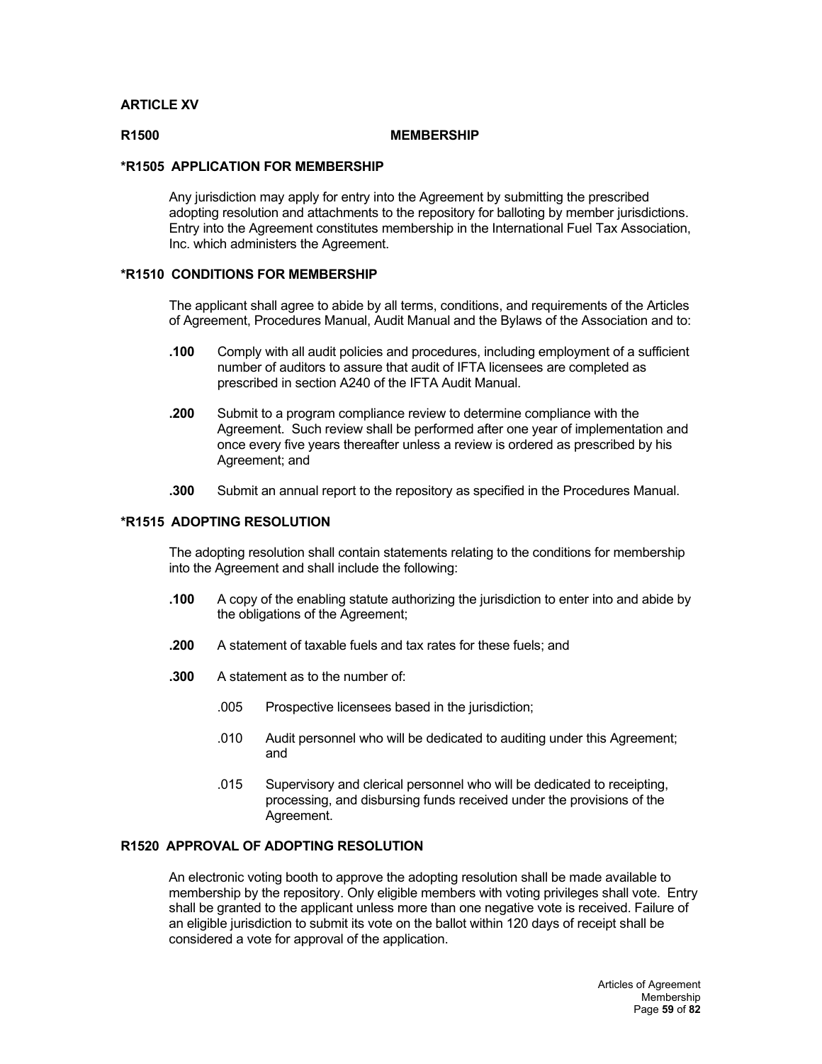## ARTICLE XV

### R1500 MEMBERSHIP

#### *R1505 APPLICATION FOR MEMBERSHIP

Any jurisdiction may apply for entry into the Agreement by submitting the prescribed adopting resolution and attachments to the repository for balloting by member jurisdictions. Entry into the Agreement constitutes membership in the International Fuel Tax Association, Inc. which administers the Agreement.

#### *R1510 CONDITIONS FOR MEMBERSHIP

The applicant shall agree to abide by all terms, conditions, and requirements of the Articles of Agreement, Procedures Manual, Audit Manual and the Bylaws of the Association and to:

**.100** Comply with all audit policies and procedures, including employment of a sufficient number of auditors to assure that audit of IFTA licensees are completed as prescribed in section A240 of the IFTA Audit Manual.

**.200** Submit to a program compliance review to determine compliance with the Agreement. Such review shall be performed after one year of implementation and once every five years thereafter unless a review is ordered as prescribed by his Agreement; and

**.300** Submit an annual report to the repository as specified in the Procedures Manual.

#### *R1515 ADOPTING RESOLUTION

The adopting resolution shall contain statements relating to the conditions for membership into the Agreement and shall include the following:

**.100** A copy of the enabling statute authorizing the jurisdiction to enter into and abide by the obligations of the Agreement;

**.200** A statement of taxable fuels and tax rates for these fuels; and

**.300** A statement as to the number of:

- .005 Prospective licensees based in the jurisdiction;
- .010 Audit personnel who will be dedicated to auditing under this Agreement; and
- .015 Supervisory and clerical personnel who will be dedicated to receipting, processing, and disbursing funds received under the provisions of the Agreement.

#### R1520 APPROVAL OF ADOPTING RESOLUTION

An electronic voting booth to approve the adopting resolution shall be made available to membership by the repository. Only eligible members with voting privileges shall vote. Entry shall be granted to the applicant unless more than one negative vote is received. Failure of an eligible jurisdiction to submit its vote on the ballot within 120 days of receipt shall be considered a vote for approval of the application.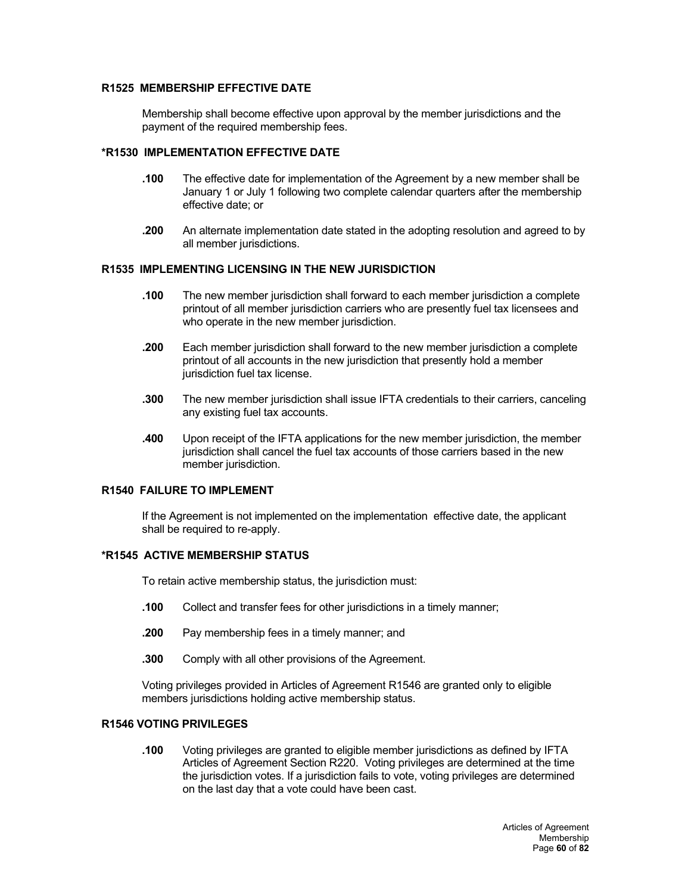### R1525 MEMBERSHIP EFFECTIVE DATE

Membership shall become effective upon approval by the member jurisdictions and the payment of the required membership fees.

### *R1530 IMPLEMENTATION EFFECTIVE DATE

**.100** The effective date for implementation of the Agreement by a new member shall be January 1 or July 1 following two complete calendar quarters after the membership effective date; or

**.200** An alternate implementation date stated in the adopting resolution and agreed to by all member jurisdictions.

### R1535 IMPLEMENTING LICENSING IN THE NEW JURISDICTION

**.100** The new member jurisdiction shall forward to each member jurisdiction a complete printout of all member jurisdiction carriers who are presently fuel tax licensees and who operate in the new member jurisdiction.

**.200** Each member jurisdiction shall forward to the new member jurisdiction a complete printout of all accounts in the new jurisdiction that presently hold a member jurisdiction fuel tax license.

**.300** The new member jurisdiction shall issue IFTA credentials to their carriers, canceling any existing fuel tax accounts.

**.400** Upon receipt of the IFTA applications for the new member jurisdiction, the member jurisdiction shall cancel the fuel tax accounts of those carriers based in the new member jurisdiction.

### R1540 FAILURE TO IMPLEMENT

If the Agreement is not implemented on the implementation effective date, the applicant shall be required to re-apply.

### *R1545 ACTIVE MEMBERSHIP STATUS

To retain active membership status, the jurisdiction must:

**.100** Collect and transfer fees for other jurisdictions in a timely manner;

**.200** Pay membership fees in a timely manner; and

**.300** Comply with all other provisions of the Agreement.

Voting privileges provided in Articles of Agreement R1546 are granted only to eligible members jurisdictions holding active membership status.

### R1546 VOTING PRIVILEGES

**.100** Voting privileges are granted to eligible member jurisdictions as defined by IFTA Articles of Agreement Section R220. Voting privileges are determined at the time the jurisdiction votes. If a jurisdiction fails to vote, voting privileges are determined on the last day that a vote could have been cast.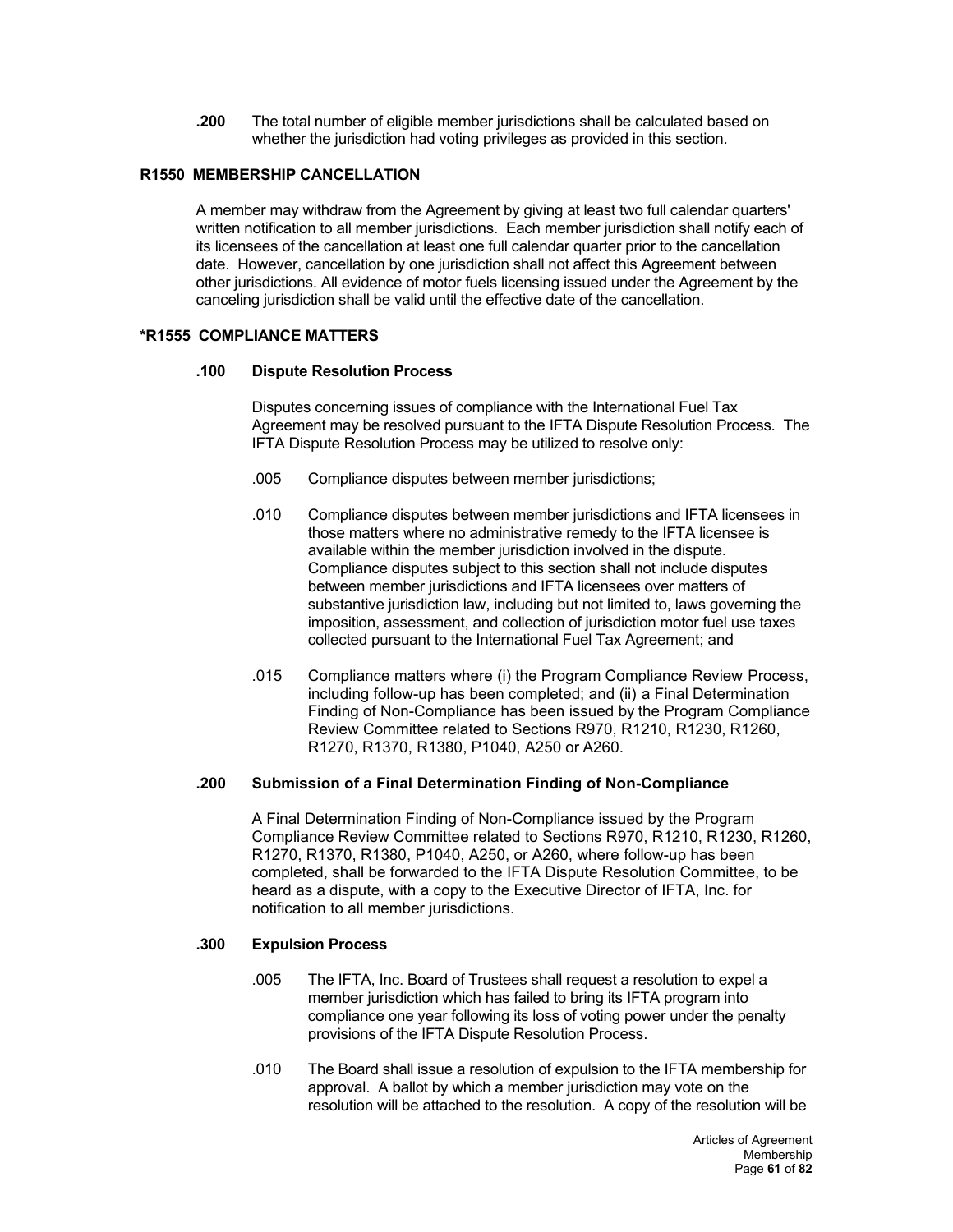**.200** The total number of eligible member jurisdictions shall be calculated based on whether the jurisdiction had voting privileges as provided in this section.

### R1550 MEMBERSHIP CANCELLATION

A member may withdraw from the Agreement by giving at least two full calendar quarters' written notification to all member jurisdictions. Each member jurisdiction shall notify each of its licensees of the cancellation at least one full calendar quarter prior to the cancellation date. However, cancellation by one jurisdiction shall not affect this Agreement between other jurisdictions. All evidence of motor fuels licensing issued under the Agreement by the canceling jurisdiction shall be valid until the effective date of the cancellation.

### *R1555 COMPLIANCE MATTERS

#### .100 Dispute Resolution Process

Disputes concerning issues of compliance with the International Fuel Tax Agreement may be resolved pursuant to the IFTA Dispute Resolution Process. The IFTA Dispute Resolution Process may be utilized to resolve only:

.005 Compliance disputes between member jurisdictions;

.010 Compliance disputes between member jurisdictions and IFTA licensees in those matters where no administrative remedy to the IFTA licensee is available within the member jurisdiction involved in the dispute. Compliance disputes subject to this section shall not include disputes between member jurisdictions and IFTA licensees over matters of substantive jurisdiction law, including but not limited to, laws governing the imposition, assessment, and collection of jurisdiction motor fuel use taxes collected pursuant to the International Fuel Tax Agreement; and

.015 Compliance matters where (i) the Program Compliance Review Process, including follow-up has been completed; and (ii) a Final Determination Finding of Non-Compliance has been issued by the Program Compliance Review Committee related to Sections R970, R1210, R1230, R1260, R1270, R1370, R1380, P1040, A250 or A260.

#### .200 Submission of a Final Determination Finding of Non-Compliance

A Final Determination Finding of Non-Compliance issued by the Program Compliance Review Committee related to Sections R970, R1210, R1230, R1260, R1270, R1370, R1380, P1040, A250, or A260, where follow-up has been completed, shall be forwarded to the IFTA Dispute Resolution Committee, to be heard as a dispute, with a copy to the Executive Director of IFTA, Inc. for notification to all member jurisdictions.

#### .300 Expulsion Process

.005 The IFTA, Inc. Board of Trustees shall request a resolution to expel a member jurisdiction which has failed to bring its IFTA program into compliance one year following its loss of voting power under the penalty provisions of the IFTA Dispute Resolution Process.

.010 The Board shall issue a resolution of expulsion to the IFTA membership for approval. A ballot by which a member jurisdiction may vote on the resolution will be attached to the resolution. A copy of the resolution will be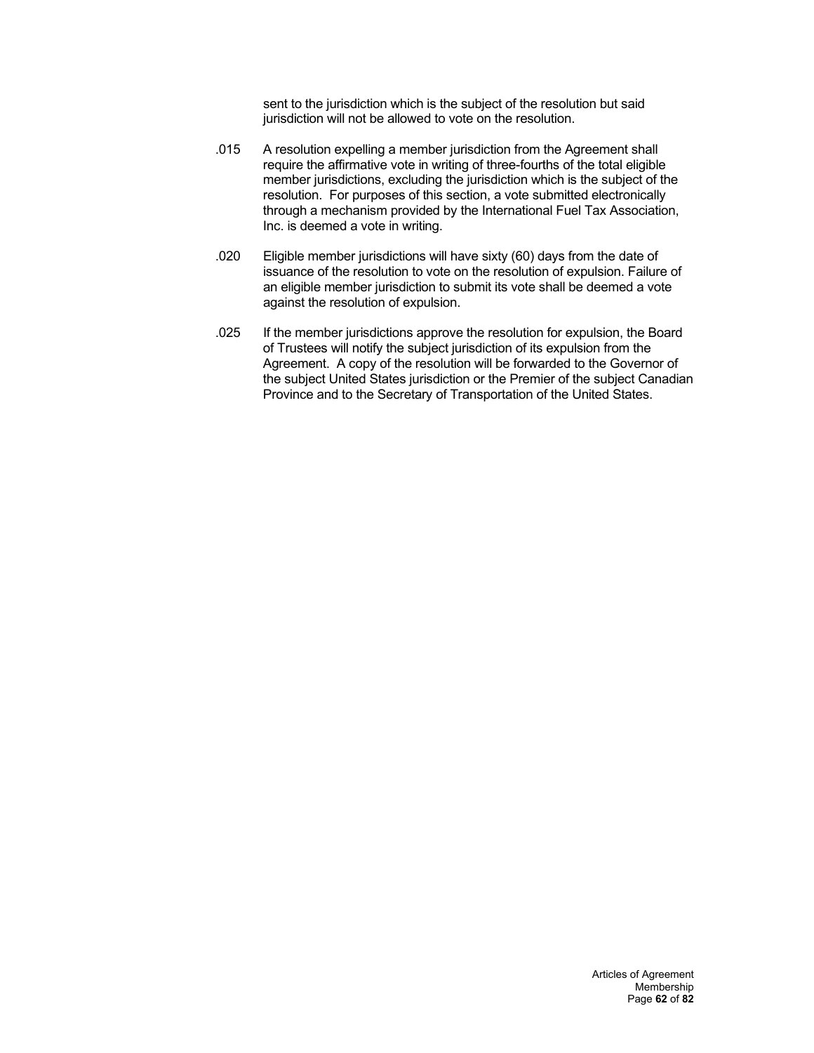sent to the jurisdiction which is the subject of the resolution but said jurisdiction will not be allowed to vote on the resolution.

.015 A resolution expelling a member jurisdiction from the Agreement shall require the affirmative vote in writing of three-fourths of the total eligible member jurisdictions, excluding the jurisdiction which is the subject of the resolution. For purposes of this section, a vote submitted electronically through a mechanism provided by the International Fuel Tax Association, Inc. is deemed a vote in writing.

.020 Eligible member jurisdictions will have sixty (60) days from the date of issuance of the resolution to vote on the resolution of expulsion. Failure of an eligible member jurisdiction to submit its vote shall be deemed a vote against the resolution of expulsion.

.025 If the member jurisdictions approve the resolution for expulsion, the Board of Trustees will notify the subject jurisdiction of its expulsion from the Agreement. A copy of the resolution will be forwarded to the Governor of the subject United States jurisdiction or the Premier of the subject Canadian Province and to the Secretary of Transportation of the United States.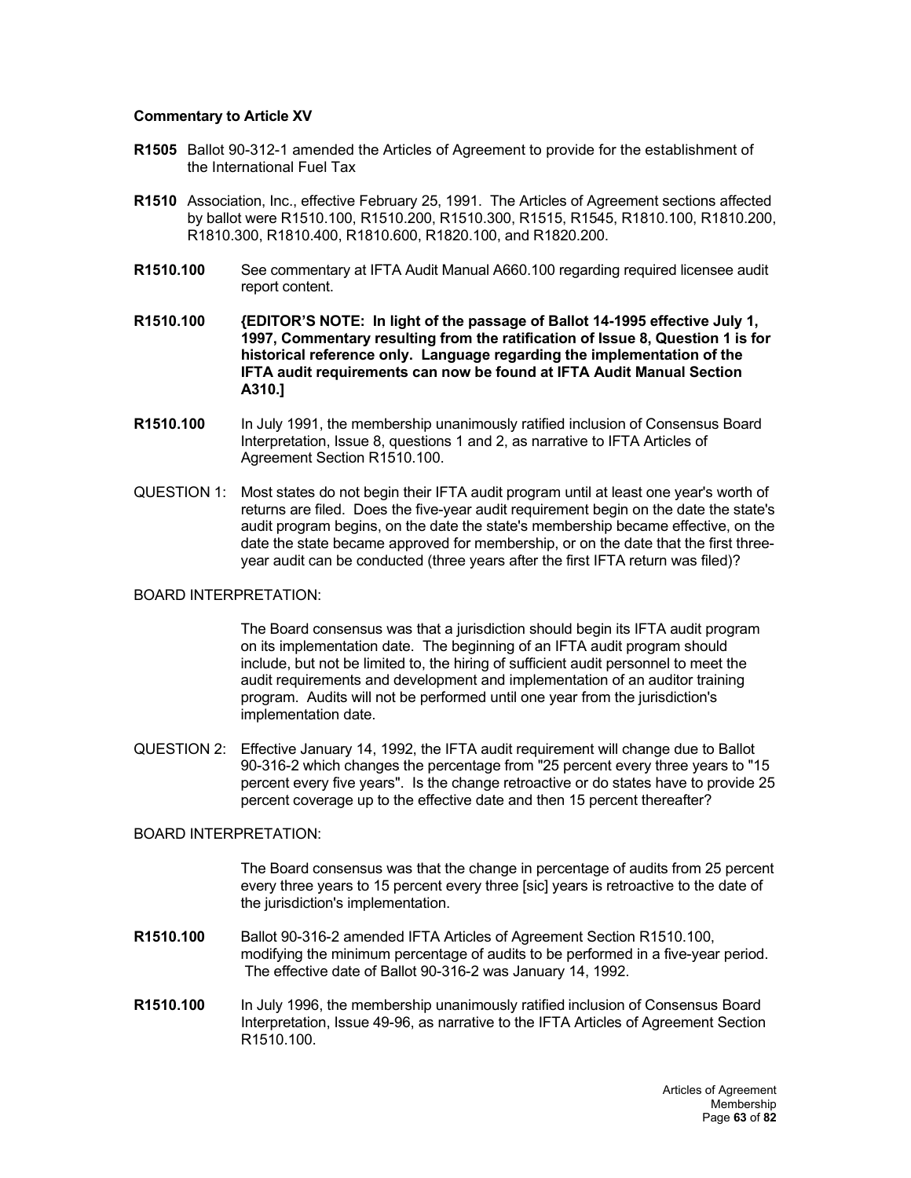**Commentary to Article XV**

**R1505** Ballot 90-312-1 amended the Articles of Agreement to provide for the establishment of the International Fuel Tax

**R1510** Association, Inc., effective February 25, 1991. The Articles of Agreement sections affected by ballot were R1510.100, R1510.200, R1510.300, R1515, R1545, R1810.100, R1810.200, R1810.300, R1810.400, R1810.600, R1820.100, and R1820.200.

**R1510.100** See commentary at IFTA Audit Manual A660.100 regarding required licensee audit report content.

**R1510.100** **{EDITOR'S NOTE: In light of the passage of Ballot 14-1995 effective July 1, 1997, Commentary resulting from the ratification of Issue 8, Question 1 is for historical reference only. Language regarding the implementation of the IFTA audit requirements can now be found at IFTA Audit Manual Section A310.]**

**R1510.100** In July 1991, the membership unanimously ratified inclusion of Consensus Board Interpretation, Issue 8, questions 1 and 2, as narrative to IFTA Articles of Agreement Section R1510.100.

QUESTION 1: Most states do not begin their IFTA audit program until at least one year's worth of returns are filed. Does the five-year audit requirement begin on the date the state's audit program begins, on the date the state's membership became effective, on the date the state became approved for membership, or on the date that the first three-year audit can be conducted (three years after the first IFTA return was filed)?

BOARD INTERPRETATION:

The Board consensus was that a jurisdiction should begin its IFTA audit program on its implementation date. The beginning of an IFTA audit program should include, but not be limited to, the hiring of sufficient audit personnel to meet the audit requirements and development and implementation of an auditor training program. Audits will not be performed until one year from the jurisdiction's implementation date.

QUESTION 2: Effective January 14, 1992, the IFTA audit requirement will change due to Ballot 90-316-2 which changes the percentage from "25 percent every three years to "15 percent every five years". Is the change retroactive or do states have to provide 25 percent coverage up to the effective date and then 15 percent thereafter?

BOARD INTERPRETATION:

The Board consensus was that the change in percentage of audits from 25 percent every three years to 15 percent every three [sic] years is retroactive to the date of the jurisdiction's implementation.

**R1510.100** Ballot 90-316-2 amended IFTA Articles of Agreement Section R1510.100, modifying the minimum percentage of audits to be performed in a five-year period. The effective date of Ballot 90-316-2 was January 14, 1992.

**R1510.100** In July 1996, the membership unanimously ratified inclusion of Consensus Board Interpretation, Issue 49-96, as narrative to the IFTA Articles of Agreement Section R1510.100.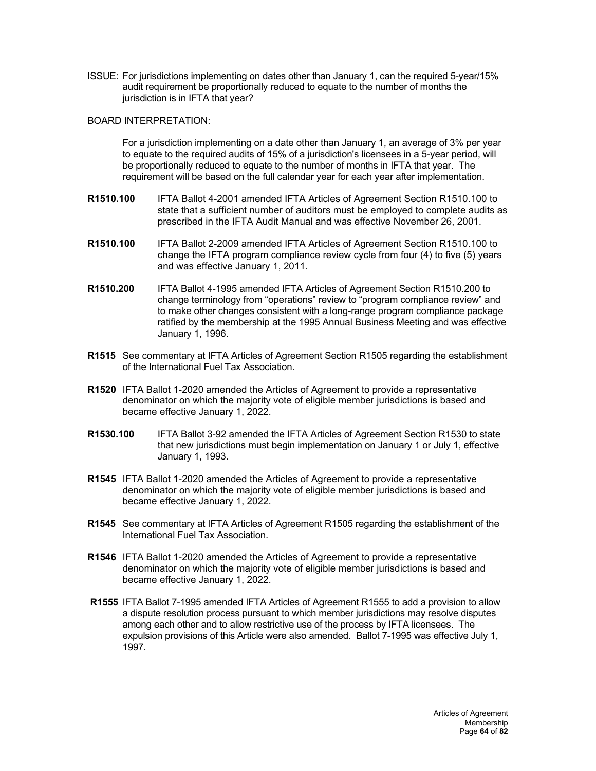ISSUE: For jurisdictions implementing on dates other than January 1, can the required 5-year/15% audit requirement be proportionally reduced to equate to the number of months the jurisdiction is in IFTA that year?

BOARD INTERPRETATION:

For a jurisdiction implementing on a date other than January 1, an average of 3% per year to equate to the required audits of 15% of a jurisdiction's licensees in a 5-year period, will be proportionally reduced to equate to the number of months in IFTA that year. The requirement will be based on the full calendar year for each year after implementation.

**R1510.100** IFTA Ballot 4-2001 amended IFTA Articles of Agreement Section R1510.100 to state that a sufficient number of auditors must be employed to complete audits as prescribed in the IFTA Audit Manual and was effective November 26, 2001.

**R1510.100** IFTA Ballot 2-2009 amended IFTA Articles of Agreement Section R1510.100 to change the IFTA program compliance review cycle from four (4) to five (5) years and was effective January 1, 2011.

**R1510.200** IFTA Ballot 4-1995 amended IFTA Articles of Agreement Section R1510.200 to change terminology from "operations" review to "program compliance review" and to make other changes consistent with a long-range program compliance package ratified by the membership at the 1995 Annual Business Meeting and was effective January 1, 1996.

**R1515** See commentary at IFTA Articles of Agreement Section R1505 regarding the establishment of the International Fuel Tax Association.

**R1520** IFTA Ballot 1-2020 amended the Articles of Agreement to provide a representative denominator on which the majority vote of eligible member jurisdictions is based and became effective January 1, 2022.

**R1530.100** IFTA Ballot 3-92 amended the IFTA Articles of Agreement Section R1530 to state that new jurisdictions must begin implementation on January 1 or July 1, effective January 1, 1993.

**R1545** IFTA Ballot 1-2020 amended the Articles of Agreement to provide a representative denominator on which the majority vote of eligible member jurisdictions is based and became effective January 1, 2022.

**R1545** See commentary at IFTA Articles of Agreement R1505 regarding the establishment of the International Fuel Tax Association.

**R1546** IFTA Ballot 1-2020 amended the Articles of Agreement to provide a representative denominator on which the majority vote of eligible member jurisdictions is based and became effective January 1, 2022.

**R1555** IFTA Ballot 7-1995 amended IFTA Articles of Agreement R1555 to add a provision to allow a dispute resolution process pursuant to which member jurisdictions may resolve disputes among each other and to allow restrictive use of the process by IFTA licensees. The expulsion provisions of this Article were also amended. Ballot 7-1995 was effective July 1, 1997.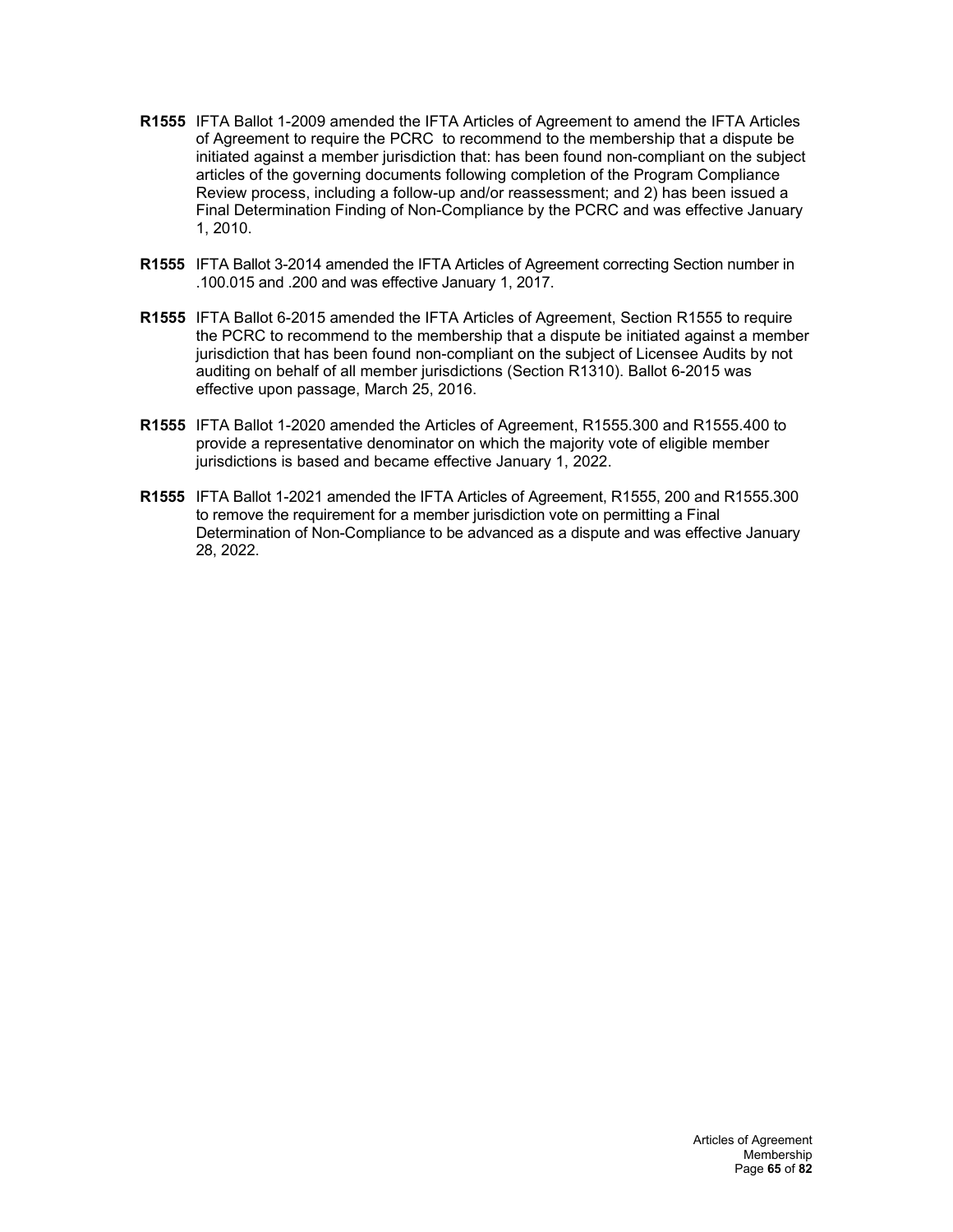**R1555** IFTA Ballot 1-2009 amended the IFTA Articles of Agreement to amend the IFTA Articles of Agreement to require the PCRC to recommend to the membership that a dispute be initiated against a member jurisdiction that: has been found non-compliant on the subject articles of the governing documents following completion of the Program Compliance Review process, including a follow-up and/or reassessment; and 2) has been issued a Final Determination Finding of Non-Compliance by the PCRC and was effective January 1, 2010.

**R1555** IFTA Ballot 3-2014 amended the IFTA Articles of Agreement correcting Section number in .100.015 and .200 and was effective January 1, 2017.

**R1555** IFTA Ballot 6-2015 amended the IFTA Articles of Agreement, Section R1555 to require the PCRC to recommend to the membership that a dispute be initiated against a member jurisdiction that has been found non-compliant on the subject of Licensee Audits by not auditing on behalf of all member jurisdictions (Section R1310). Ballot 6-2015 was effective upon passage, March 25, 2016.

**R1555** IFTA Ballot 1-2020 amended the Articles of Agreement, R1555.300 and R1555.400 to provide a representative denominator on which the majority vote of eligible member jurisdictions is based and became effective January 1, 2022.

**R1555** IFTA Ballot 1-2021 amended the IFTA Articles of Agreement, R1555, 200 and R1555.300 to remove the requirement for a member jurisdiction vote on permitting a Final Determination of Non-Compliance to be advanced as a dispute and was effective January 28, 2022.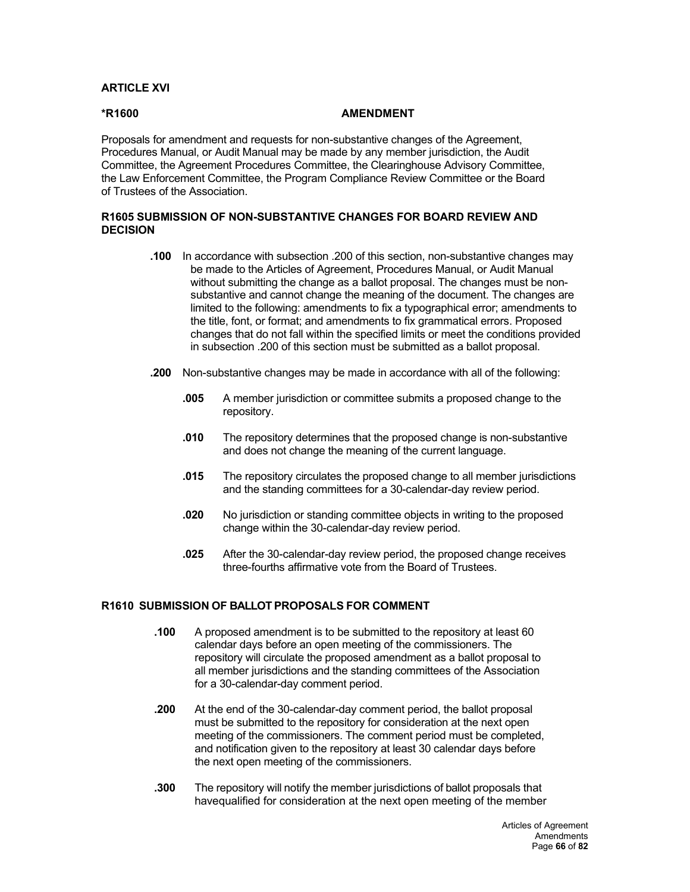## ARTICLE XVI

### *R1600 AMENDMENT

Proposals for amendment and requests for non-substantive changes of the Agreement, Procedures Manual, or Audit Manual may be made by any member jurisdiction, the Audit Committee, the Agreement Procedures Committee, the Clearinghouse Advisory Committee, the Law Enforcement Committee, the Program Compliance Review Committee or the Board of Trustees of the Association.

### R1605 SUBMISSION OF NON-SUBSTANTIVE CHANGES FOR BOARD REVIEW AND DECISION

**.100** In accordance with subsection .200 of this section, non-substantive changes may be made to the Articles of Agreement, Procedures Manual, or Audit Manual without submitting the change as a ballot proposal. The changes must be non-substantive and cannot change the meaning of the document. The changes are limited to the following: amendments to fix a typographical error; amendments to the title, font, or format; and amendments to fix grammatical errors. Proposed changes that do not fall within the specified limits or meet the conditions provided in subsection .200 of this section must be submitted as a ballot proposal.

**.200** Non-substantive changes may be made in accordance with all of the following:

**.005** A member jurisdiction or committee submits a proposed change to the repository.

**.010** The repository determines that the proposed change is non-substantive and does not change the meaning of the current language.

**.015** The repository circulates the proposed change to all member jurisdictions and the standing committees for a 30-calendar-day review period.

**.020** No jurisdiction or standing committee objects in writing to the proposed change within the 30-calendar-day review period.

**.025** After the 30-calendar-day review period, the proposed change receives three-fourths affirmative vote from the Board of Trustees.

### R1610 SUBMISSION OF BALLOT PROPOSALS FOR COMMENT

**.100** A proposed amendment is to be submitted to the repository at least 60 calendar days before an open meeting of the commissioners. The repository will circulate the proposed amendment as a ballot proposal to all member jurisdictions and the standing committees of the Association for a 30-calendar-day comment period.

**.200** At the end of the 30-calendar-day comment period, the ballot proposal must be submitted to the repository for consideration at the next open meeting of the commissioners. The comment period must be completed, and notification given to the repository at least 30 calendar days before the next open meeting of the commissioners.

**.300** The repository will notify the member jurisdictions of ballot proposals that havequalified for consideration at the next open meeting of the member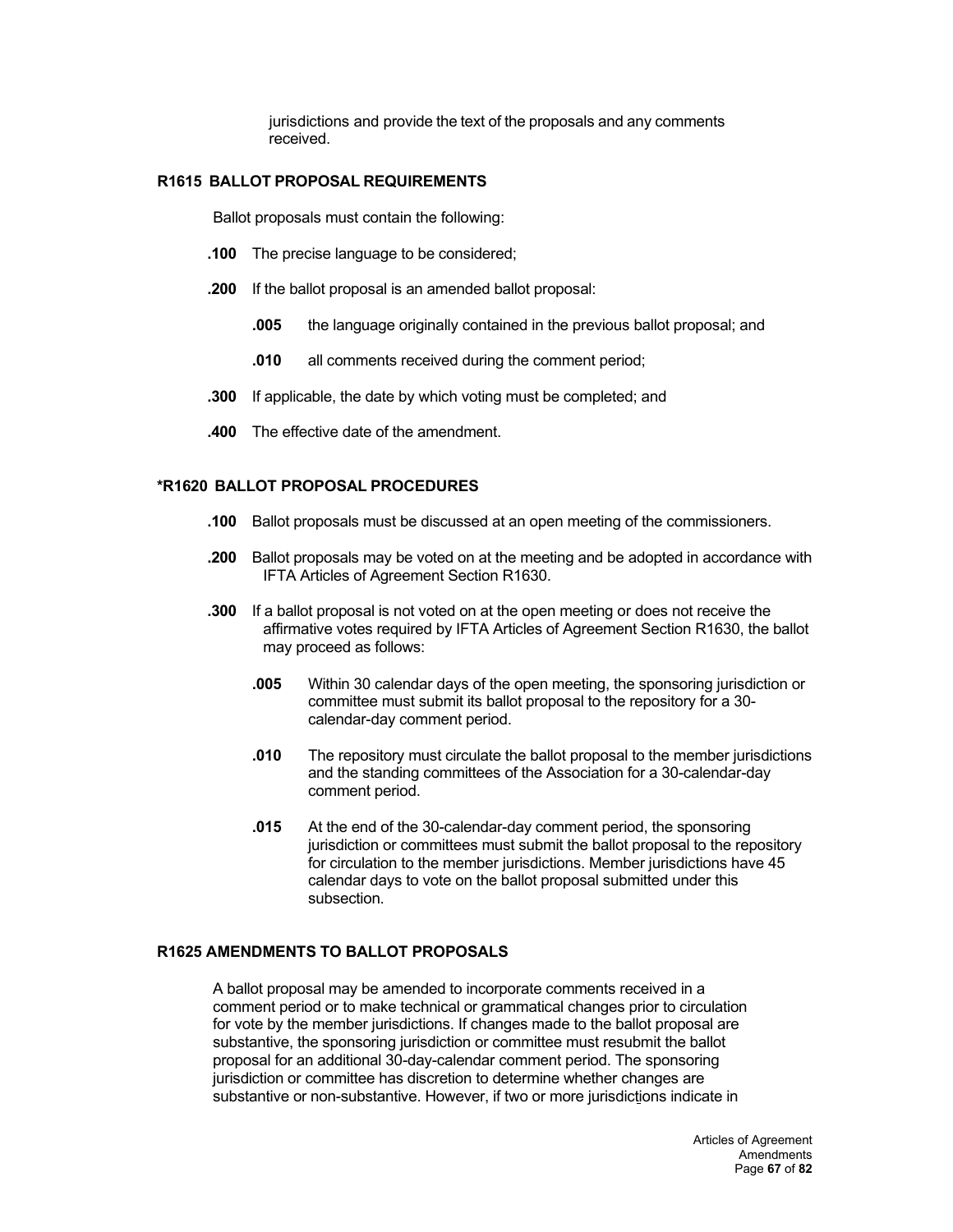jurisdictions and provide the text of the proposals and any comments received.

### R1615 BALLOT PROPOSAL REQUIREMENTS

Ballot proposals must contain the following:

**.100** The precise language to be considered;

**.200** If the ballot proposal is an amended ballot proposal:

> **.005** the language originally contained in the previous ballot proposal; and
>
> **.010** all comments received during the comment period;

**.300** If applicable, the date by which voting must be completed; and

**.400** The effective date of the amendment.

### *R1620 BALLOT PROPOSAL PROCEDURES

**.100** Ballot proposals must be discussed at an open meeting of the commissioners.

**.200** Ballot proposals may be voted on at the meeting and be adopted in accordance with IFTA Articles of Agreement Section R1630.

**.300** If a ballot proposal is not voted on at the open meeting or does not receive the affirmative votes required by IFTA Articles of Agreement Section R1630, the ballot may proceed as follows:

> **.005** Within 30 calendar days of the open meeting, the sponsoring jurisdiction or committee must submit its ballot proposal to the repository for a 30-calendar-day comment period.
>
> **.010** The repository must circulate the ballot proposal to the member jurisdictions and the standing committees of the Association for a 30-calendar-day comment period.
>
> **.015** At the end of the 30-calendar-day comment period, the sponsoring jurisdiction or committees must submit the ballot proposal to the repository for circulation to the member jurisdictions. Member jurisdictions have 45 calendar days to vote on the ballot proposal submitted under this subsection.

### R1625 AMENDMENTS TO BALLOT PROPOSALS

A ballot proposal may be amended to incorporate comments received in a comment period or to make technical or grammatical changes prior to circulation for vote by the member jurisdictions. If changes made to the ballot proposal are substantive, the sponsoring jurisdiction or committee must resubmit the ballot proposal for an additional 30-day-calendar comment period. The sponsoring jurisdiction or committee has discretion to determine whether changes are substantive or non-substantive. However, if two or more jurisdictions indicate in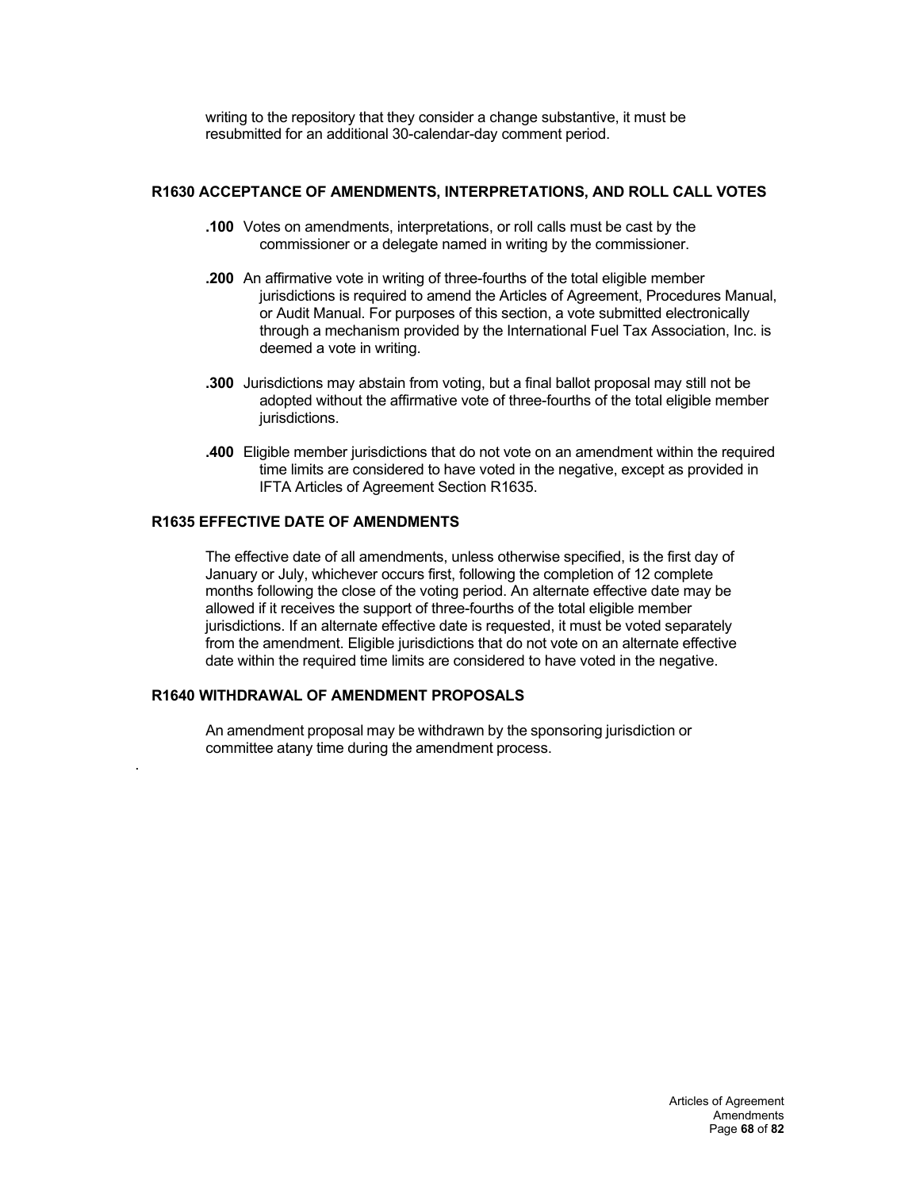writing to the repository that they consider a change substantive, it must be resubmitted for an additional 30-calendar-day comment period.

### R1630 ACCEPTANCE OF AMENDMENTS, INTERPRETATIONS, AND ROLL CALL VOTES

**.100** Votes on amendments, interpretations, or roll calls must be cast by the commissioner or a delegate named in writing by the commissioner.

**.200** An affirmative vote in writing of three-fourths of the total eligible member jurisdictions is required to amend the Articles of Agreement, Procedures Manual, or Audit Manual. For purposes of this section, a vote submitted electronically through a mechanism provided by the International Fuel Tax Association, Inc. is deemed a vote in writing.

**.300** Jurisdictions may abstain from voting, but a final ballot proposal may still not be adopted without the affirmative vote of three-fourths of the total eligible member jurisdictions.

**.400** Eligible member jurisdictions that do not vote on an amendment within the required time limits are considered to have voted in the negative, except as provided in IFTA Articles of Agreement Section R1635.

### R1635 EFFECTIVE DATE OF AMENDMENTS

The effective date of all amendments, unless otherwise specified, is the first day of January or July, whichever occurs first, following the completion of 12 complete months following the close of the voting period. An alternate effective date may be allowed if it receives the support of three-fourths of the total eligible member jurisdictions. If an alternate effective date is requested, it must be voted separately from the amendment. Eligible jurisdictions that do not vote on an alternate effective date within the required time limits are considered to have voted in the negative.

### R1640 WITHDRAWAL OF AMENDMENT PROPOSALS

An amendment proposal may be withdrawn by the sponsoring jurisdiction or committee atany time during the amendment process.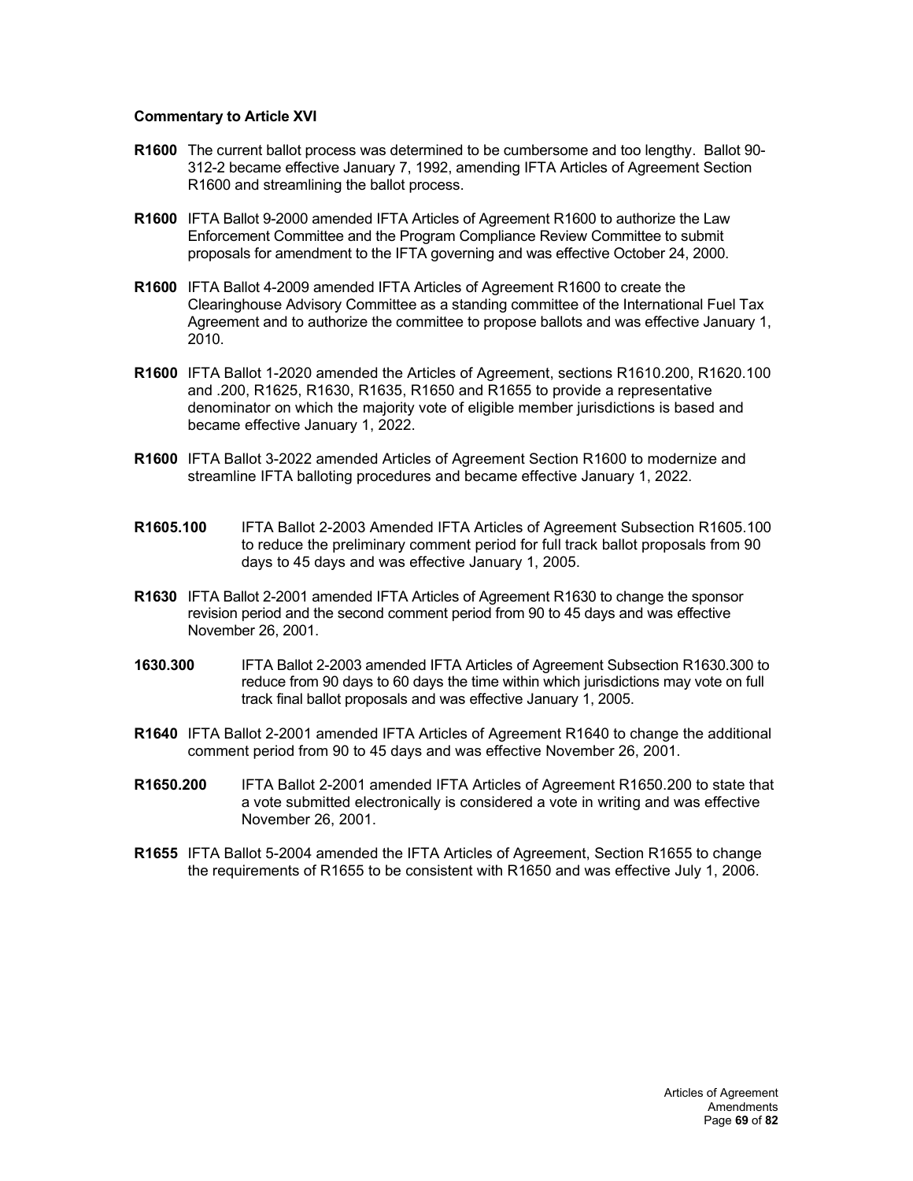**Commentary to Article XVI**

**R1600** The current ballot process was determined to be cumbersome and too lengthy. Ballot 90-312-2 became effective January 7, 1992, amending IFTA Articles of Agreement Section R1600 and streamlining the ballot process.

**R1600** IFTA Ballot 9-2000 amended IFTA Articles of Agreement R1600 to authorize the Law Enforcement Committee and the Program Compliance Review Committee to submit proposals for amendment to the IFTA governing and was effective October 24, 2000.

**R1600** IFTA Ballot 4-2009 amended IFTA Articles of Agreement R1600 to create the Clearinghouse Advisory Committee as a standing committee of the International Fuel Tax Agreement and to authorize the committee to propose ballots and was effective January 1, 2010.

**R1600** IFTA Ballot 1-2020 amended the Articles of Agreement, sections R1610.200, R1620.100 and .200, R1625, R1630, R1635, R1650 and R1655 to provide a representative denominator on which the majority vote of eligible member jurisdictions is based and became effective January 1, 2022.

**R1600** IFTA Ballot 3-2022 amended Articles of Agreement Section R1600 to modernize and streamline IFTA balloting procedures and became effective January 1, 2022.

**R1605.100** IFTA Ballot 2-2003 Amended IFTA Articles of Agreement Subsection R1605.100 to reduce the preliminary comment period for full track ballot proposals from 90 days to 45 days and was effective January 1, 2005.

**R1630** IFTA Ballot 2-2001 amended IFTA Articles of Agreement R1630 to change the sponsor revision period and the second comment period from 90 to 45 days and was effective November 26, 2001.

**1630.300** IFTA Ballot 2-2003 amended IFTA Articles of Agreement Subsection R1630.300 to reduce from 90 days to 60 days the time within which jurisdictions may vote on full track final ballot proposals and was effective January 1, 2005.

**R1640** IFTA Ballot 2-2001 amended IFTA Articles of Agreement R1640 to change the additional comment period from 90 to 45 days and was effective November 26, 2001.

**R1650.200** IFTA Ballot 2-2001 amended IFTA Articles of Agreement R1650.200 to state that a vote submitted electronically is considered a vote in writing and was effective November 26, 2001.

**R1655** IFTA Ballot 5-2004 amended the IFTA Articles of Agreement, Section R1655 to change the requirements of R1655 to be consistent with R1650 and was effective July 1, 2006.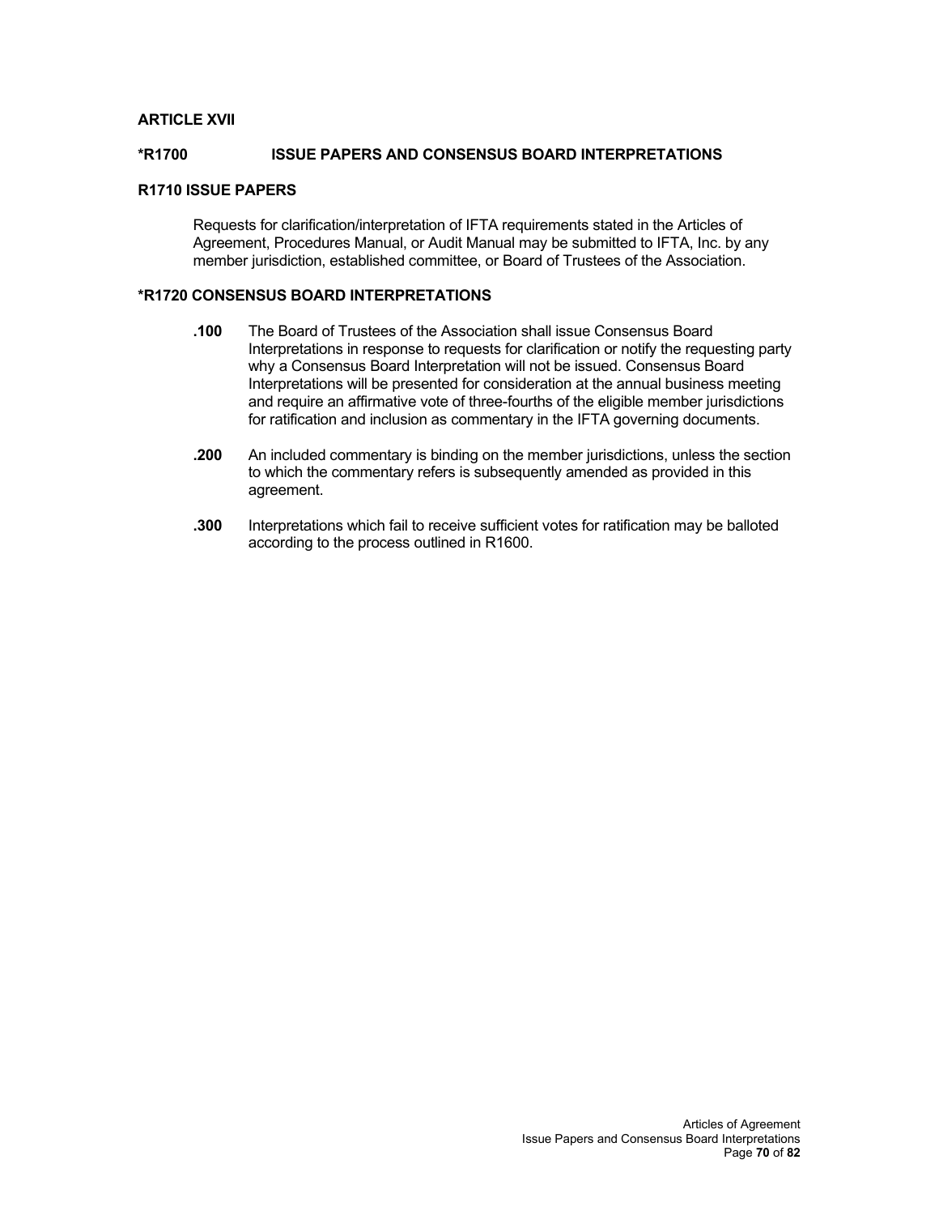## ARTICLE XVII

## *R1700 ISSUE PAPERS AND CONSENSUS BOARD INTERPRETATIONS

### R1710 ISSUE PAPERS

Requests for clarification/interpretation of IFTA requirements stated in the Articles of Agreement, Procedures Manual, or Audit Manual may be submitted to IFTA, Inc. by any member jurisdiction, established committee, or Board of Trustees of the Association.

### *R1720 CONSENSUS BOARD INTERPRETATIONS

**.100** The Board of Trustees of the Association shall issue Consensus Board Interpretations in response to requests for clarification or notify the requesting party why a Consensus Board Interpretation will not be issued. Consensus Board Interpretations will be presented for consideration at the annual business meeting and require an affirmative vote of three-fourths of the eligible member jurisdictions for ratification and inclusion as commentary in the IFTA governing documents.

**.200** An included commentary is binding on the member jurisdictions, unless the section to which the commentary refers is subsequently amended as provided in this agreement.

**.300** Interpretations which fail to receive sufficient votes for ratification may be balloted according to the process outlined in R1600.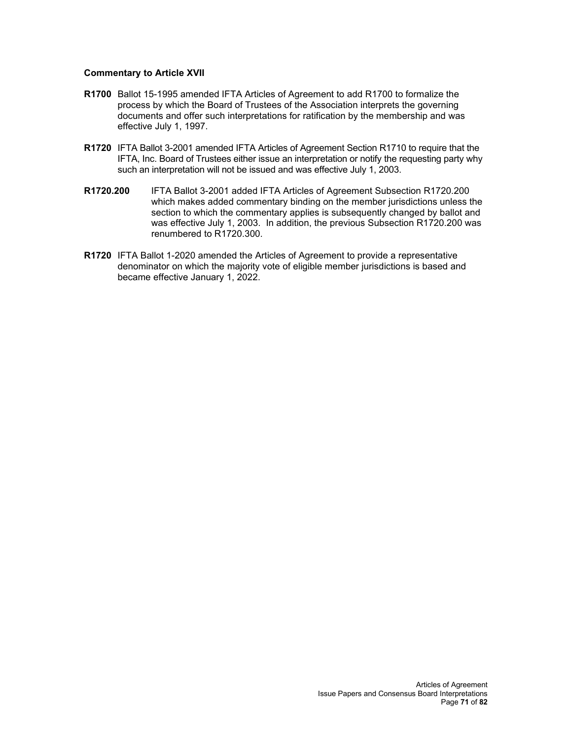**Commentary to Article XVII**

**R1700** Ballot 15-1995 amended IFTA Articles of Agreement to add R1700 to formalize the process by which the Board of Trustees of the Association interprets the governing documents and offer such interpretations for ratification by the membership and was effective July 1, 1997.

**R1720** IFTA Ballot 3-2001 amended IFTA Articles of Agreement Section R1710 to require that the IFTA, Inc. Board of Trustees either issue an interpretation or notify the requesting party why such an interpretation will not be issued and was effective July 1, 2003.

**R1720.200** IFTA Ballot 3-2001 added IFTA Articles of Agreement Subsection R1720.200 which makes added commentary binding on the member jurisdictions unless the section to which the commentary applies is subsequently changed by ballot and was effective July 1, 2003. In addition, the previous Subsection R1720.200 was renumbered to R1720.300.

**R1720** IFTA Ballot 1-2020 amended the Articles of Agreement to provide a representative denominator on which the majority vote of eligible member jurisdictions is based and became effective January 1, 2022.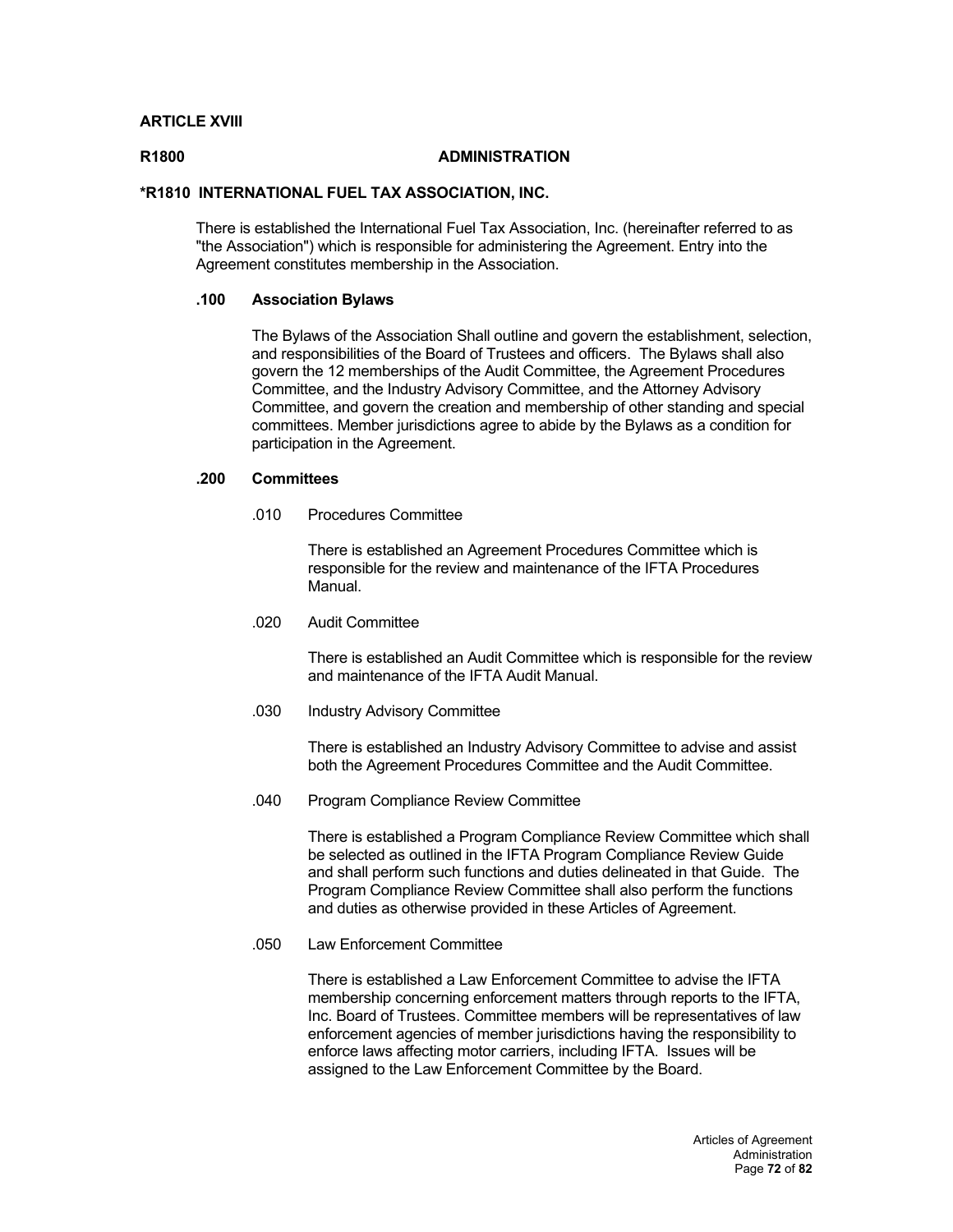**ARTICLE XVIII**

**R1800 ADMINISTRATION**

**\*R1810 INTERNATIONAL FUEL TAX ASSOCIATION, INC.**

There is established the International Fuel Tax Association, Inc. (hereinafter referred to as "the Association") which is responsible for administering the Agreement. Entry into the Agreement constitutes membership in the Association.

**.100 Association Bylaws**

The Bylaws of the Association Shall outline and govern the establishment, selection, and responsibilities of the Board of Trustees and officers. The Bylaws shall also govern the 12 memberships of the Audit Committee, the Agreement Procedures Committee, and the Industry Advisory Committee, and the Attorney Advisory Committee, and govern the creation and membership of other standing and special committees. Member jurisdictions agree to abide by the Bylaws as a condition for participation in the Agreement.

**.200 Committees**

.010 Procedures Committee

There is established an Agreement Procedures Committee which is responsible for the review and maintenance of the IFTA Procedures Manual.

.020 Audit Committee

There is established an Audit Committee which is responsible for the review and maintenance of the IFTA Audit Manual.

.030 Industry Advisory Committee

There is established an Industry Advisory Committee to advise and assist both the Agreement Procedures Committee and the Audit Committee.

.040 Program Compliance Review Committee

There is established a Program Compliance Review Committee which shall be selected as outlined in the IFTA Program Compliance Review Guide and shall perform such functions and duties delineated in that Guide. The Program Compliance Review Committee shall also perform the functions and duties as otherwise provided in these Articles of Agreement.

.050 Law Enforcement Committee

There is established a Law Enforcement Committee to advise the IFTA membership concerning enforcement matters through reports to the IFTA, Inc. Board of Trustees. Committee members will be representatives of law enforcement agencies of member jurisdictions having the responsibility to enforce laws affecting motor carriers, including IFTA. Issues will be assigned to the Law Enforcement Committee by the Board.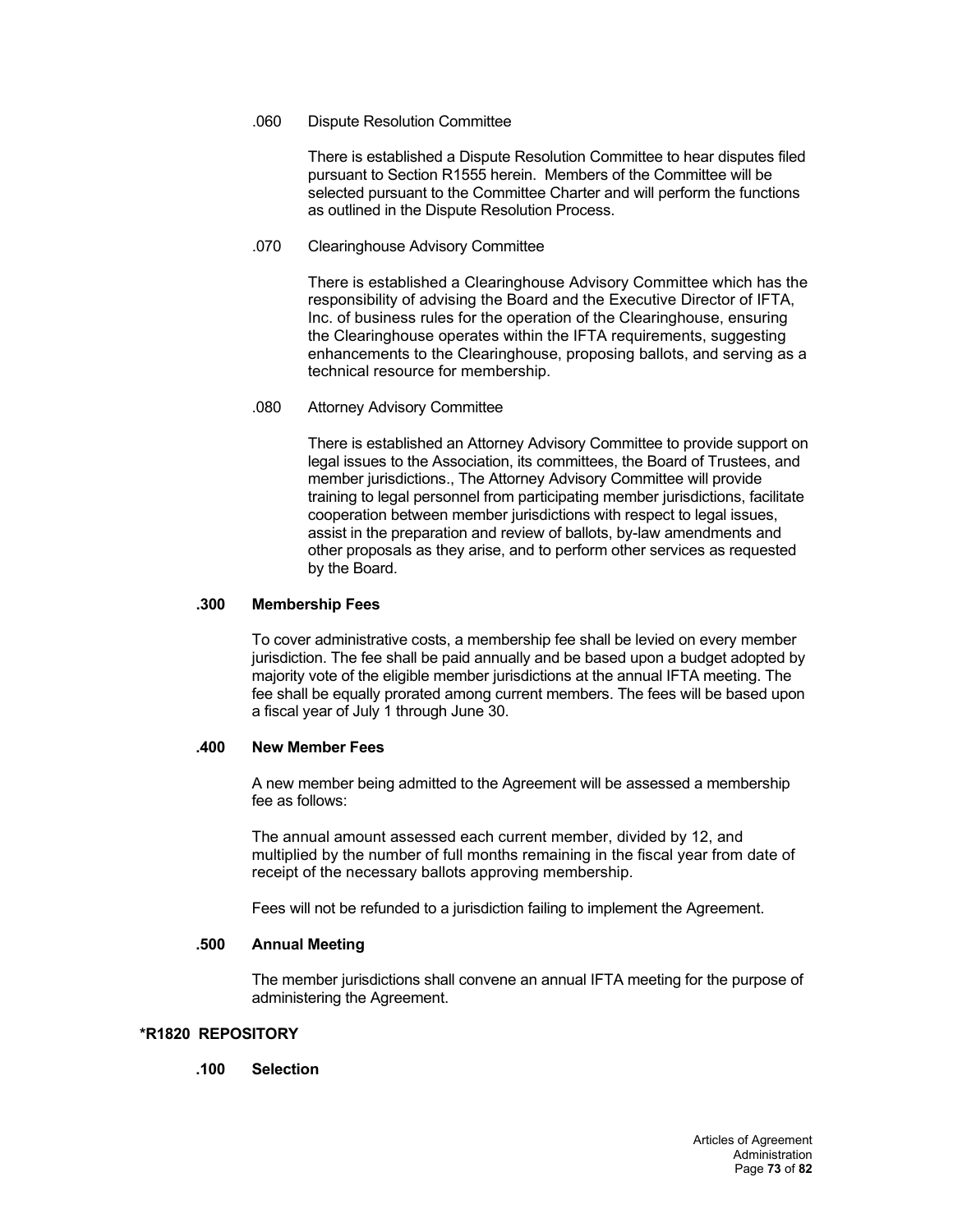.060 Dispute Resolution Committee

There is established a Dispute Resolution Committee to hear disputes filed pursuant to Section R1555 herein. Members of the Committee will be selected pursuant to the Committee Charter and will perform the functions as outlined in the Dispute Resolution Process.

.070 Clearinghouse Advisory Committee

There is established a Clearinghouse Advisory Committee which has the responsibility of advising the Board and the Executive Director of IFTA, Inc. of business rules for the operation of the Clearinghouse, ensuring the Clearinghouse operates within the IFTA requirements, suggesting enhancements to the Clearinghouse, proposing ballots, and serving as a technical resource for membership.

.080 Attorney Advisory Committee

There is established an Attorney Advisory Committee to provide support on legal issues to the Association, its committees, the Board of Trustees, and member jurisdictions., The Attorney Advisory Committee will provide training to legal personnel from participating member jurisdictions, facilitate cooperation between member jurisdictions with respect to legal issues, assist in the preparation and review of ballots, by-law amendments and other proposals as they arise, and to perform other services as requested by the Board.

**.300 Membership Fees**

To cover administrative costs, a membership fee shall be levied on every member jurisdiction. The fee shall be paid annually and be based upon a budget adopted by majority vote of the eligible member jurisdictions at the annual IFTA meeting. The fee shall be equally prorated among current members. The fees will be based upon a fiscal year of July 1 through June 30.

**.400 New Member Fees**

A new member being admitted to the Agreement will be assessed a membership fee as follows:

The annual amount assessed each current member, divided by 12, and multiplied by the number of full months remaining in the fiscal year from date of receipt of the necessary ballots approving membership.

Fees will not be refunded to a jurisdiction failing to implement the Agreement.

**.500 Annual Meeting**

The member jurisdictions shall convene an annual IFTA meeting for the purpose of administering the Agreement.

## *R1820 REPOSITORY

**.100 Selection**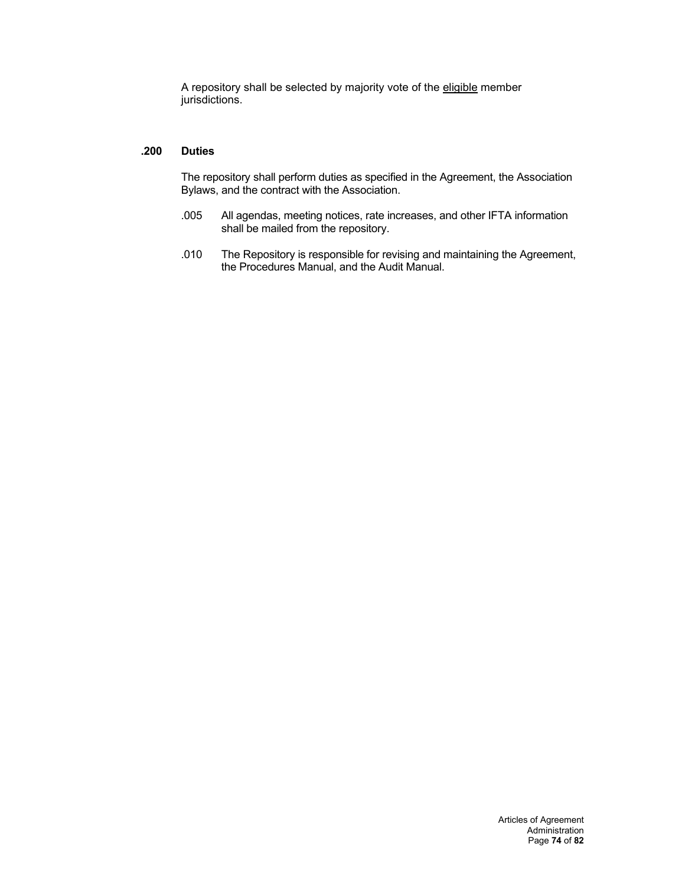A repository shall be selected by majority vote of the <u>eligible</u> member jurisdictions.

### .200 Duties

The repository shall perform duties as specified in the Agreement, the Association Bylaws, and the contract with the Association.

.005 All agendas, meeting notices, rate increases, and other IFTA information shall be mailed from the repository.

.010 The Repository is responsible for revising and maintaining the Agreement, the Procedures Manual, and the Audit Manual.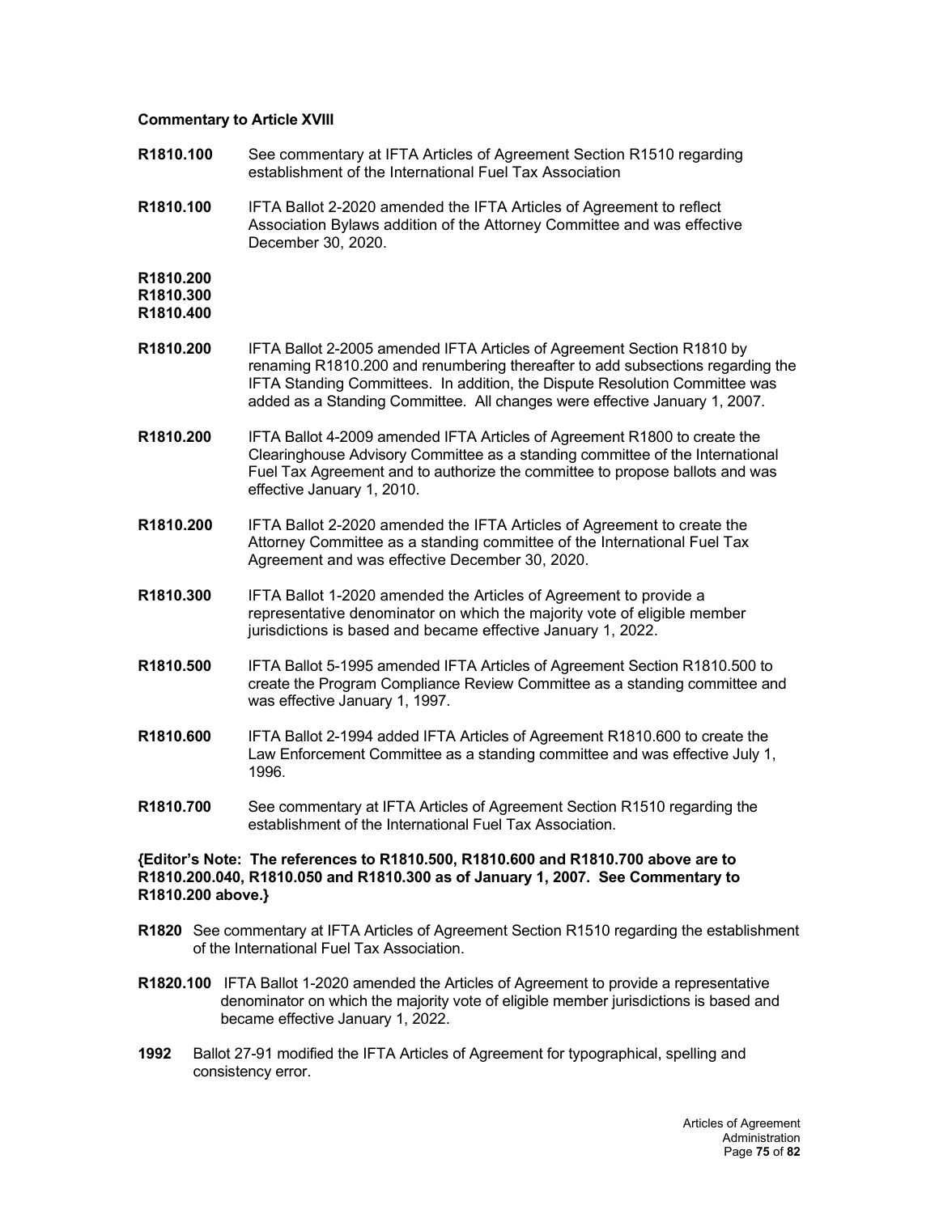**Commentary to Article XVIII**

**R1810.100** See commentary at IFTA Articles of Agreement Section R1510 regarding establishment of the International Fuel Tax Association

**R1810.100** IFTA Ballot 2-2020 amended the IFTA Articles of Agreement to reflect Association Bylaws addition of the Attorney Committee and was effective December 30, 2020.

**R1810.200**
**R1810.300**
**R1810.400**

**R1810.200** IFTA Ballot 2-2005 amended IFTA Articles of Agreement Section R1810 by renaming R1810.200 and renumbering thereafter to add subsections regarding the IFTA Standing Committees. In addition, the Dispute Resolution Committee was added as a Standing Committee. All changes were effective January 1, 2007.

**R1810.200** IFTA Ballot 4-2009 amended IFTA Articles of Agreement R1800 to create the Clearinghouse Advisory Committee as a standing committee of the International Fuel Tax Agreement and to authorize the committee to propose ballots and was effective January 1, 2010.

**R1810.200** IFTA Ballot 2-2020 amended the IFTA Articles of Agreement to create the Attorney Committee as a standing committee of the International Fuel Tax Agreement and was effective December 30, 2020.

**R1810.300** IFTA Ballot 1-2020 amended the Articles of Agreement to provide a representative denominator on which the majority vote of eligible member jurisdictions is based and became effective January 1, 2022.

**R1810.500** IFTA Ballot 5-1995 amended IFTA Articles of Agreement Section R1810.500 to create the Program Compliance Review Committee as a standing committee and was effective January 1, 1997.

**R1810.600** IFTA Ballot 2-1994 added IFTA Articles of Agreement R1810.600 to create the Law Enforcement Committee as a standing committee and was effective July 1, 1996.

**R1810.700** See commentary at IFTA Articles of Agreement Section R1510 regarding the establishment of the International Fuel Tax Association.

**{Editor's Note: The references to R1810.500, R1810.600 and R1810.700 above are to R1810.200.040, R1810.050 and R1810.300 as of January 1, 2007. See Commentary to R1810.200 above.}**

**R1820** See commentary at IFTA Articles of Agreement Section R1510 regarding the establishment of the International Fuel Tax Association.

**R1820.100** IFTA Ballot 1-2020 amended the Articles of Agreement to provide a representative denominator on which the majority vote of eligible member jurisdictions is based and became effective January 1, 2022.

**1992** Ballot 27-91 modified the IFTA Articles of Agreement for typographical, spelling and consistency error.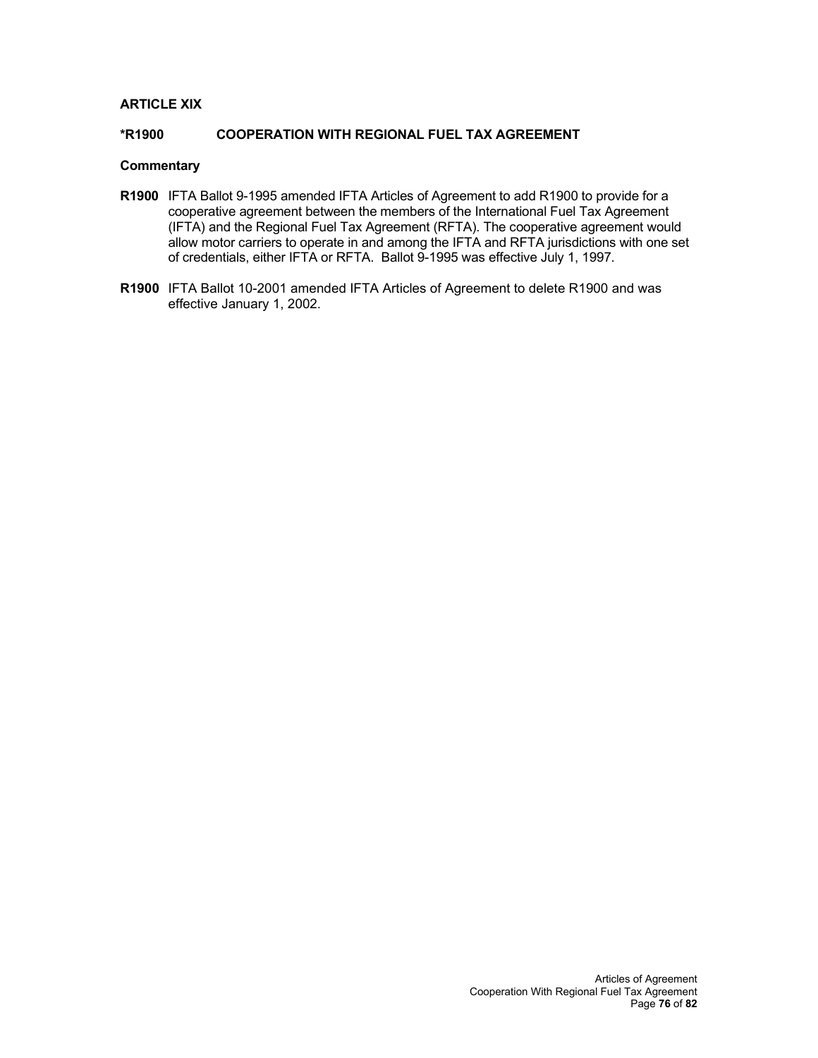## ARTICLE XIX

### *R1900 COOPERATION WITH REGIONAL FUEL TAX AGREEMENT

**Commentary**

**R1900** IFTA Ballot 9-1995 amended IFTA Articles of Agreement to add R1900 to provide for a cooperative agreement between the members of the International Fuel Tax Agreement (IFTA) and the Regional Fuel Tax Agreement (RFTA). The cooperative agreement would allow motor carriers to operate in and among the IFTA and RFTA jurisdictions with one set of credentials, either IFTA or RFTA. Ballot 9-1995 was effective July 1, 1997.

**R1900** IFTA Ballot 10-2001 amended IFTA Articles of Agreement to delete R1900 and was effective January 1, 2002.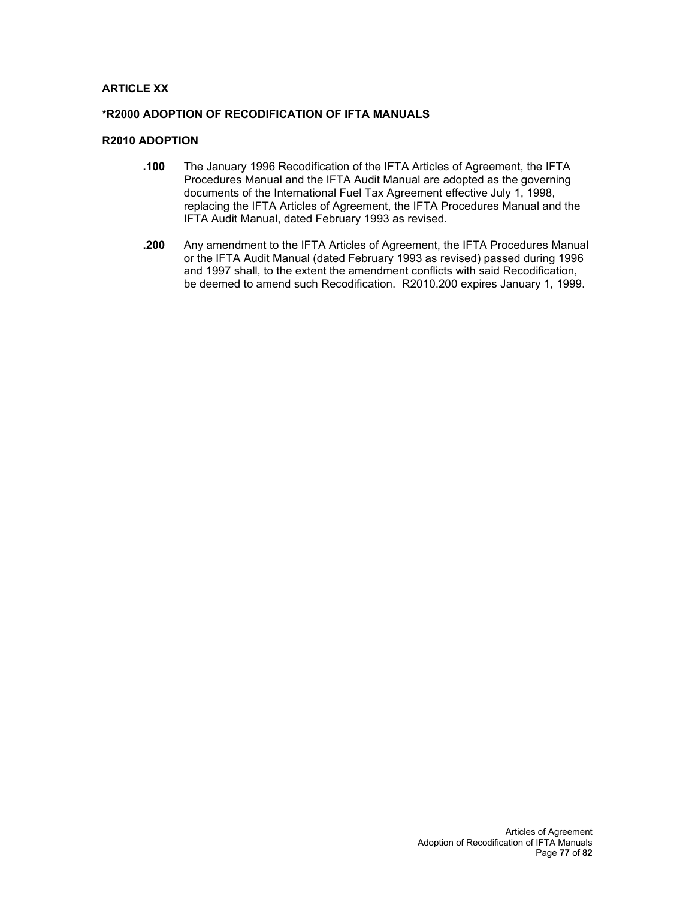## ARTICLE XX

### *R2000 ADOPTION OF RECODIFICATION OF IFTA MANUALS

### R2010 ADOPTION

**.100** The January 1996 Recodification of the IFTA Articles of Agreement, the IFTA Procedures Manual and the IFTA Audit Manual are adopted as the governing documents of the International Fuel Tax Agreement effective July 1, 1998, replacing the IFTA Articles of Agreement, the IFTA Procedures Manual and the IFTA Audit Manual, dated February 1993 as revised.

**.200** Any amendment to the IFTA Articles of Agreement, the IFTA Procedures Manual or the IFTA Audit Manual (dated February 1993 as revised) passed during 1996 and 1997 shall, to the extent the amendment conflicts with said Recodification, be deemed to amend such Recodification. R2010.200 expires January 1, 1999.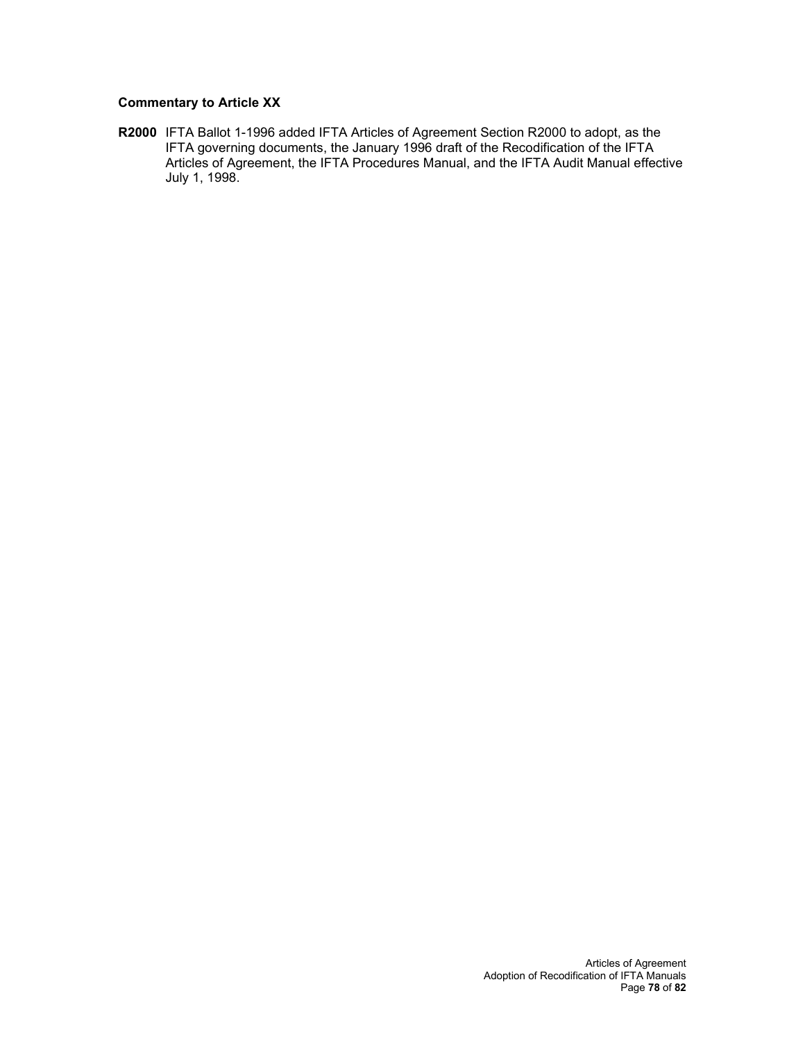### Commentary to Article XX

**R2000** IFTA Ballot 1-1996 added IFTA Articles of Agreement Section R2000 to adopt, as the IFTA governing documents, the January 1996 draft of the Recodification of the IFTA Articles of Agreement, the IFTA Procedures Manual, and the IFTA Audit Manual effective July 1, 1998.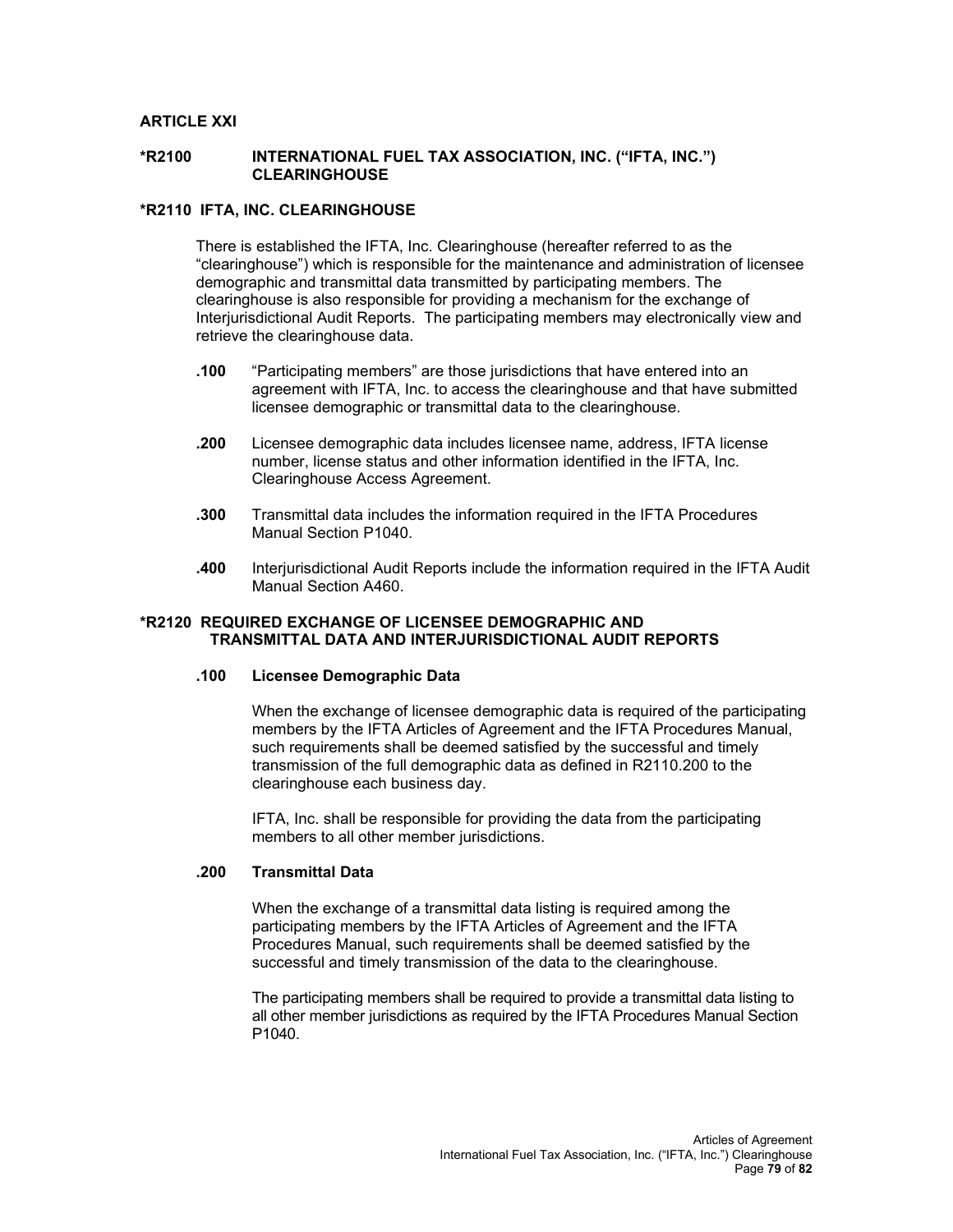## ARTICLE XXI

### *R2100 INTERNATIONAL FUEL TAX ASSOCIATION, INC. ("IFTA, INC.") CLEARINGHOUSE

### *R2110 IFTA, INC. CLEARINGHOUSE

There is established the IFTA, Inc. Clearinghouse (hereafter referred to as the "clearinghouse") which is responsible for the maintenance and administration of licensee demographic and transmittal data transmitted by participating members. The clearinghouse is also responsible for providing a mechanism for the exchange of Interjurisdictional Audit Reports. The participating members may electronically view and retrieve the clearinghouse data.

**.100** "Participating members" are those jurisdictions that have entered into an agreement with IFTA, Inc. to access the clearinghouse and that have submitted licensee demographic or transmittal data to the clearinghouse.

**.200** Licensee demographic data includes licensee name, address, IFTA license number, license status and other information identified in the IFTA, Inc. Clearinghouse Access Agreement.

**.300** Transmittal data includes the information required in the IFTA Procedures Manual Section P1040.

**.400** Interjurisdictional Audit Reports include the information required in the IFTA Audit Manual Section A460.

### *R2120 REQUIRED EXCHANGE OF LICENSEE DEMOGRAPHIC AND TRANSMITTAL DATA AND INTERJURISDICTIONAL AUDIT REPORTS

**.100 Licensee Demographic Data**

When the exchange of licensee demographic data is required of the participating members by the IFTA Articles of Agreement and the IFTA Procedures Manual, such requirements shall be deemed satisfied by the successful and timely transmission of the full demographic data as defined in R2110.200 to the clearinghouse each business day.

IFTA, Inc. shall be responsible for providing the data from the participating members to all other member jurisdictions.

**.200 Transmittal Data**

When the exchange of a transmittal data listing is required among the participating members by the IFTA Articles of Agreement and the IFTA Procedures Manual, such requirements shall be deemed satisfied by the successful and timely transmission of the data to the clearinghouse.

The participating members shall be required to provide a transmittal data listing to all other member jurisdictions as required by the IFTA Procedures Manual Section P1040.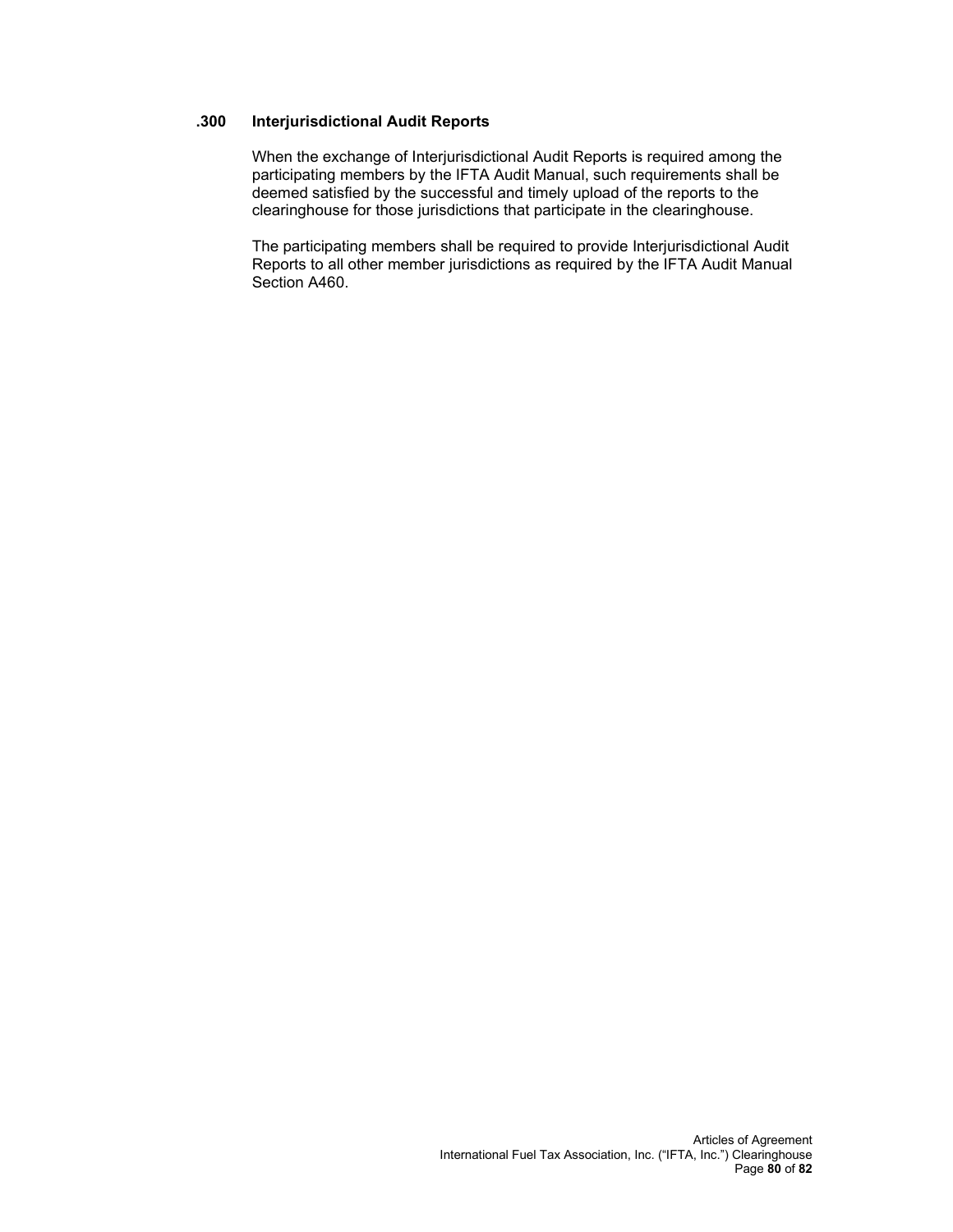### .300 Interjurisdictional Audit Reports

When the exchange of Interjurisdictional Audit Reports is required among the participating members by the IFTA Audit Manual, such requirements shall be deemed satisfied by the successful and timely upload of the reports to the clearinghouse for those jurisdictions that participate in the clearinghouse.

The participating members shall be required to provide Interjurisdictional Audit Reports to all other member jurisdictions as required by the IFTA Audit Manual Section A460.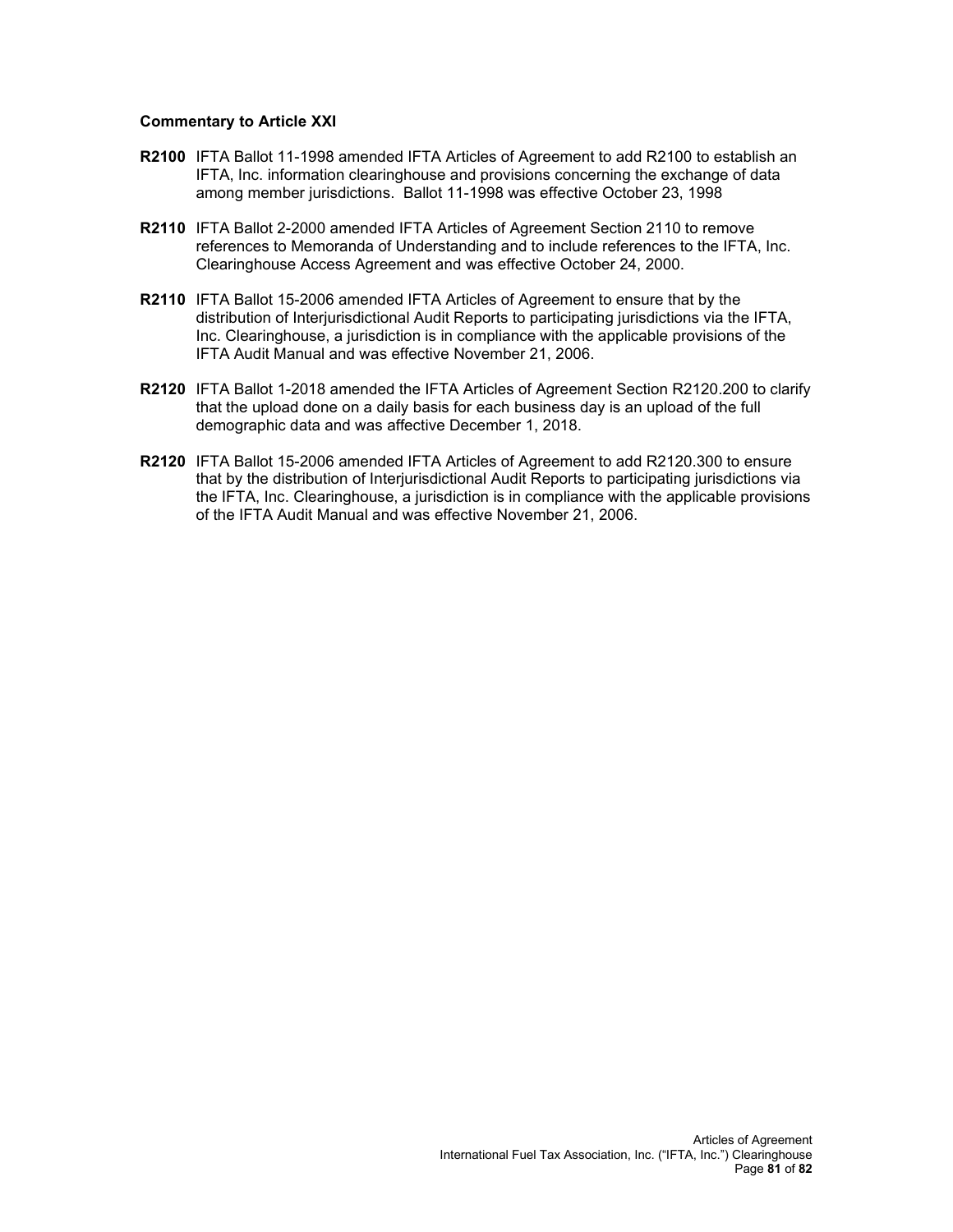### Commentary to Article XXI

**R2100** IFTA Ballot 11-1998 amended IFTA Articles of Agreement to add R2100 to establish an IFTA, Inc. information clearinghouse and provisions concerning the exchange of data among member jurisdictions. Ballot 11-1998 was effective October 23, 1998

**R2110** IFTA Ballot 2-2000 amended IFTA Articles of Agreement Section 2110 to remove references to Memoranda of Understanding and to include references to the IFTA, Inc. Clearinghouse Access Agreement and was effective October 24, 2000.

**R2110** IFTA Ballot 15-2006 amended IFTA Articles of Agreement to ensure that by the distribution of Interjurisdictional Audit Reports to participating jurisdictions via the IFTA, Inc. Clearinghouse, a jurisdiction is in compliance with the applicable provisions of the IFTA Audit Manual and was effective November 21, 2006.

**R2120** IFTA Ballot 1-2018 amended the IFTA Articles of Agreement Section R2120.200 to clarify that the upload done on a daily basis for each business day is an upload of the full demographic data and was affective December 1, 2018.

**R2120** IFTA Ballot 15-2006 amended IFTA Articles of Agreement to add R2120.300 to ensure that by the distribution of Interjurisdictional Audit Reports to participating jurisdictions via the IFTA, Inc. Clearinghouse, a jurisdiction is in compliance with the applicable provisions of the IFTA Audit Manual and was effective November 21, 2006.